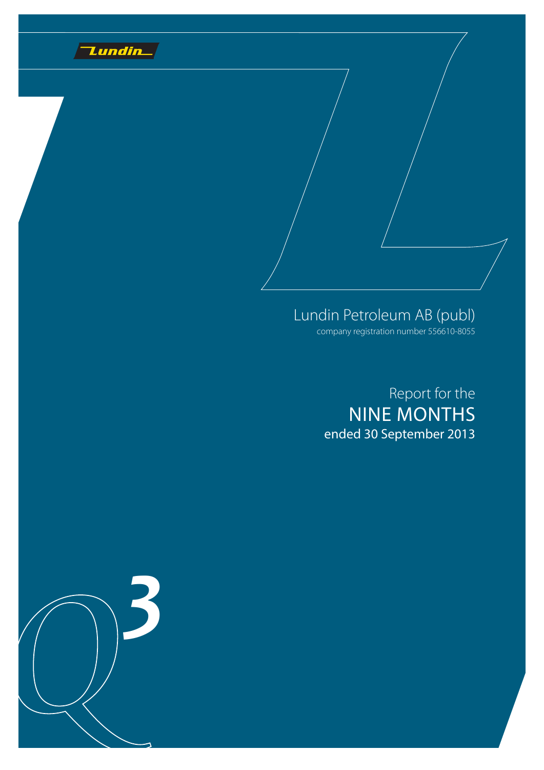Lundin

# Lundin Petroleum AB (publ)

company registration number 556610-8055

## Report for the NINE MONTHS ended 30 September 2013

Q3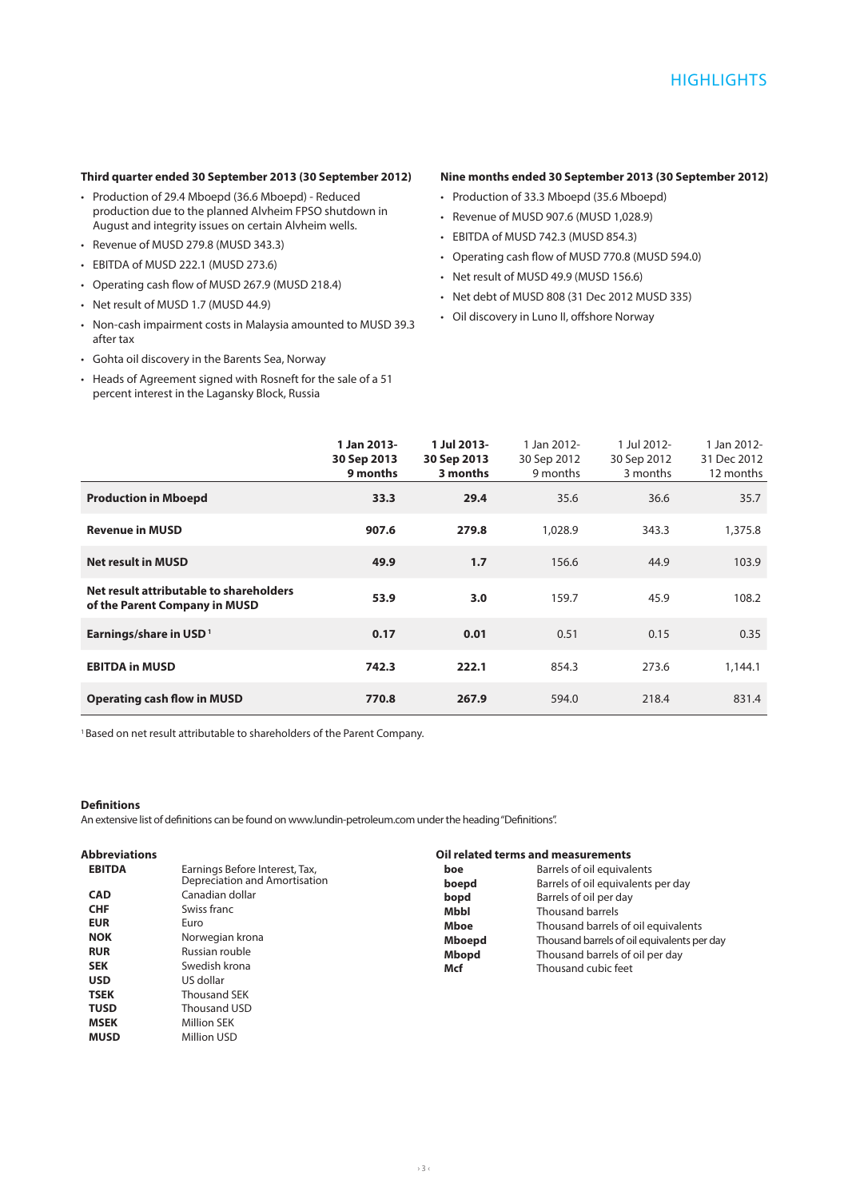# HIGHLIGHTS

### Third quarter ended 30 September 2013 (30 September 2012)

- Production of 29.4 Mboepd (36.6 Mboepd) - Reduced production due to the planned Alvheim FPSO shutdown in August and integrity issues on certain Alvheim wells.
- Revenue of MUSD 279.8 (MUSD 343.3)
- EBITDA of MUSD 222.1 (MUSD 273.6)
- Operating cash flow of MUSD 267.9 (MUSD 218.4)
- Net result of MUSD 1.7 (MUSD 44.9)
- Non-cash impairment costs in Malaysia amounted to MUSD 39.3 after tax
- Gohta oil discovery in the Barents Sea, Norway
- Heads of Agreement signed with Rosneft for the sale of a 51 percent interest in the Lagansky Block, Russia

### Nine months ended 30 September 2013 (30 September 2012)

- Production of 33.3 Mboepd (35.6 Mboepd)
- Revenue of MUSD 907.6 (MUSD 1,028.9)
- EBITDA of MUSD 742.3 (MUSD 854.3)
- Operating cash flow of MUSD 770.8 (MUSD 594.0)
- Net result of MUSD 49.9 (MUSD 156.6)
- Net debt of MUSD 808 (31 Dec 2012 MUSD 335)
- Oil discovery in Luno II, offshore Norway

| | **1 Jan 2013- 30 Sep 2013 9 months** | **1 Jul 2013- 30 Sep 2013 3 months** | 1 Jan 2012- 30 Sep 2012 9 months | 1 Jul 2012- 30 Sep 2012 3 months | 1 Jan 2012- 31 Dec 2012 12 months |
|---|---|---|---|---|---|
| **Production in Mboepd** | **33.3** | **29.4** | 35.6 | 36.6 | 35.7 |
| **Revenue in MUSD** | **907.6** | **279.8** | 1,028.9 | 343.3 | 1,375.8 |
| **Net result in MUSD** | **49.9** | **1.7** | 156.6 | 44.9 | 103.9 |
| **Net result attributable to shareholders of the Parent Company in MUSD** | **53.9** | **3.0** | 159.7 | 45.9 | 108.2 |
| **Earnings/share in USD[1]** | **0.17** | **0.01** | 0.51 | 0.15 | 0.35 |
| **EBITDA in MUSD** | **742.3** | **222.1** | 854.3 | 273.6 | 1,144.1 |
| **Operating cash flow in MUSD** | **770.8** | **267.9** | 594.0 | 218.4 | 831.4 |

[1] Based on net result attributable to shareholders of the Parent Company.

### Definitions

An extensive list of definitions can be found on www.lundin-petroleum.com under the heading "Definitions".

### Abbreviations

| | |
|---|---|
| **EBITDA** | Earnings Before Interest, Tax, Depreciation and Amortisation |
| **CAD** | Canadian dollar |
| **CHF** | Swiss franc |
| **EUR** | Euro |
| **NOK** | Norwegian krona |
| **RUR** | Russian rouble |
| **SEK** | Swedish krona |
| **USD** | US dollar |
| **TSEK** | Thousand SEK |
| **TUSD** | Thousand USD |
| **MSEK** | Million SEK |
| **MUSD** | Million USD |

### Oil related terms and measurements

| | |
|---|---|
| **boe** | Barrels of oil equivalents |
| **boepd** | Barrels of oil equivalents per day |
| **bopd** | Barrels of oil per day |
| **Mbbl** | Thousand barrels |
| **Mboe** | Thousand barrels of oil equivalents |
| **Mboepd** | Thousand barrels of oil equivalents per day |
| **Mbopd** | Thousand barrels of oil per day |
| **Mcf** | Thousand cubic feet |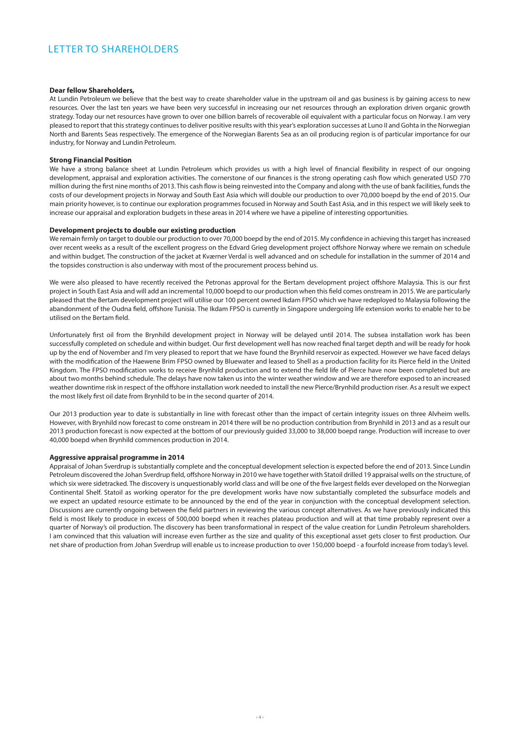# LETTER TO SHAREHOLDERS

**Dear fellow Shareholders,**

At Lundin Petroleum we believe that the best way to create shareholder value in the upstream oil and gas business is by gaining access to new resources. Over the last ten years we have been very successful in increasing our net resources through an exploration driven organic growth strategy. Today our net resources have grown to over one billion barrels of recoverable oil equivalent with a particular focus on Norway. I am very pleased to report that this strategy continues to deliver positive results with this year's exploration successes at Luno II and Gohta in the Norwegian North and Barents Seas respectively. The emergence of the Norwegian Barents Sea as an oil producing region is of particular importance for our industry, for Norway and Lundin Petroleum.

**Strong Financial Position**

We have a strong balance sheet at Lundin Petroleum which provides us with a high level of financial flexibility in respect of our ongoing development, appraisal and exploration activities. The cornerstone of our finances is the strong operating cash flow which generated USD 770 million during the first nine months of 2013. This cash flow is being reinvested into the Company and along with the use of bank facilities, funds the costs of our development projects in Norway and South East Asia which will double our production to over 70,000 boepd by the end of 2015. Our main priority however, is to continue our exploration programmes focused in Norway and South East Asia, and in this respect we will likely seek to increase our appraisal and exploration budgets in these areas in 2014 where we have a pipeline of interesting opportunities.

**Development projects to double our existing production**

We remain firmly on target to double our production to over 70,000 boepd by the end of 2015. My confidence in achieving this target has increased over recent weeks as a result of the excellent progress on the Edvard Grieg development project offshore Norway where we remain on schedule and within budget. The construction of the jacket at Kværner Verdal is well advanced and on schedule for installation in the summer of 2014 and the topsides construction is also underway with most of the procurement process behind us.

We were also pleased to have recently received the Petronas approval for the Bertam development project offshore Malaysia. This is our first project in South East Asia and will add an incremental 10,000 boepd to our production when this field comes onstream in 2015. We are particularly pleased that the Bertam development project will utilise our 100 percent owned Ikdam FPSO which we have redeployed to Malaysia following the abandonment of the Oudna field, offshore Tunisia. The Ikdam FPSO is currently in Singapore undergoing life extension works to enable her to be utilised on the Bertam field.

Unfortunately first oil from the Brynhild development project in Norway will be delayed until 2014. The subsea installation work has been successfully completed on schedule and within budget. Our first development well has now reached final target depth and will be ready for hook up by the end of November and I'm very pleased to report that we have found the Brynhild reservoir as expected. However we have faced delays with the modification of the Haewene Brim FPSO owned by Bluewater and leased to Shell as a production facility for its Pierce field in the United Kingdom. The FPSO modification works to receive Brynhild production and to extend the field life of Pierce have now been completed but are about two months behind schedule. The delays have now taken us into the winter weather window and we are therefore exposed to an increased weather downtime risk in respect of the offshore installation work needed to install the new Pierce/Brynhild production riser. As a result we expect the most likely first oil date from Brynhild to be in the second quarter of 2014.

Our 2013 production year to date is substantially in line with forecast other than the impact of certain integrity issues on three Alvheim wells. However, with Brynhild now forecast to come onstream in 2014 there will be no production contribution from Brynhild in 2013 and as a result our 2013 production forecast is now expected at the bottom of our previously guided 33,000 to 38,000 boepd range. Production will increase to over 40,000 boepd when Brynhild commences production in 2014.

**Aggressive appraisal programme in 2014**

Appraisal of Johan Sverdrup is substantially complete and the conceptual development selection is expected before the end of 2013. Since Lundin Petroleum discovered the Johan Sverdrup field, offshore Norway in 2010 we have together with Statoil drilled 19 appraisal wells on the structure, of which six were sidetracked. The discovery is unquestionably world class and will be one of the five largest fields ever developed on the Norwegian Continental Shelf. Statoil as working operator for the pre development works have now substantially completed the subsurface models and we expect an updated resource estimate to be announced by the end of the year in conjunction with the conceptual development selection. Discussions are currently ongoing between the field partners in reviewing the various concept alternatives. As we have previously indicated this field is most likely to produce in excess of 500,000 boepd when it reaches plateau production and will at that time probably represent over a quarter of Norway's oil production. The discovery has been transformational in respect of the value creation for Lundin Petroleum shareholders. I am convinced that this valuation will increase even further as the size and quality of this exceptional asset gets closer to first production. Our net share of production from Johan Sverdrup will enable us to increase production to over 150,000 boepd - a fourfold increase from today's level.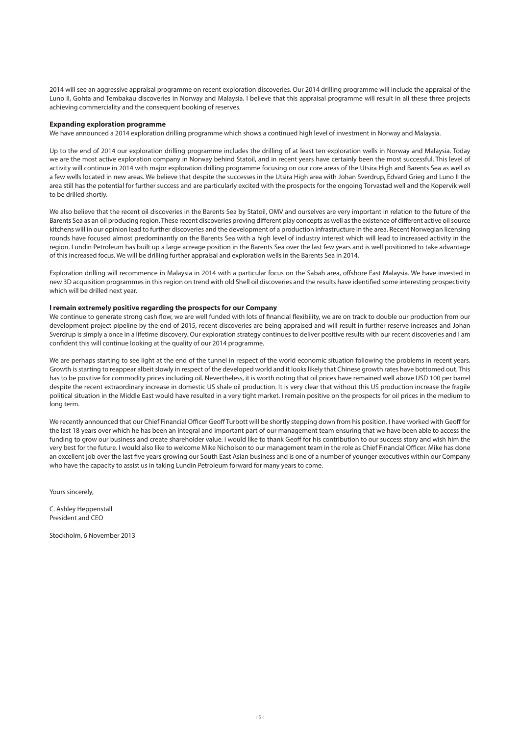2014 will see an aggressive appraisal programme on recent exploration discoveries. Our 2014 drilling programme will include the appraisal of the Luno II, Gohta and Tembakau discoveries in Norway and Malaysia. I believe that this appraisal programme will result in all these three projects achieving commerciality and the consequent booking of reserves.

**Expanding exploration programme**

We have announced a 2014 exploration drilling programme which shows a continued high level of investment in Norway and Malaysia.

Up to the end of 2014 our exploration drilling programme includes the drilling of at least ten exploration wells in Norway and Malaysia. Today we are the most active exploration company in Norway behind Statoil, and in recent years have certainly been the most successful. This level of activity will continue in 2014 with major exploration drilling programme focusing on our core areas of the Utsira High and Barents Sea as well as a few wells located in new areas. We believe that despite the successes in the Utsira High area with Johan Sverdrup, Edvard Grieg and Luno II the area still has the potential for further success and are particularly excited with the prospects for the ongoing Torvastad well and the Kopervik well to be drilled shortly.

We also believe that the recent oil discoveries in the Barents Sea by Statoil, OMV and ourselves are very important in relation to the future of the Barents Sea as an oil producing region. These recent discoveries proving different play concepts as well as the existence of different active oil source kitchens will in our opinion lead to further discoveries and the development of a production infrastructure in the area. Recent Norwegian licensing rounds have focused almost predominantly on the Barents Sea with a high level of industry interest which will lead to increased activity in the region. Lundin Petroleum has built up a large acreage position in the Barents Sea over the last few years and is well positioned to take advantage of this increased focus. We will be drilling further appraisal and exploration wells in the Barents Sea in 2014.

Exploration drilling will recommence in Malaysia in 2014 with a particular focus on the Sabah area, offshore East Malaysia. We have invested in new 3D acquisition programmes in this region on trend with old Shell oil discoveries and the results have identified some interesting prospectivity which will be drilled next year.

**I remain extremely positive regarding the prospects for our Company**

We continue to generate strong cash flow, we are well funded with lots of financial flexibility, we are on track to double our production from our development project pipeline by the end of 2015, recent discoveries are being appraised and will result in further reserve increases and Johan Sverdrup is simply a once in a lifetime discovery. Our exploration strategy continues to deliver positive results with our recent discoveries and I am confident this will continue looking at the quality of our 2014 programme.

We are perhaps starting to see light at the end of the tunnel in respect of the world economic situation following the problems in recent years. Growth is starting to reappear albeit slowly in respect of the developed world and it looks likely that Chinese growth rates have bottomed out. This has to be positive for commodity prices including oil. Nevertheless, it is worth noting that oil prices have remained well above USD 100 per barrel despite the recent extraordinary increase in domestic US shale oil production. It is very clear that without this US production increase the fragile political situation in the Middle East would have resulted in a very tight market. I remain positive on the prospects for oil prices in the medium to long term.

We recently announced that our Chief Financial Officer Geoff Turbott will be shortly stepping down from his position. I have worked with Geoff for the last 18 years over which he has been an integral and important part of our management team ensuring that we have been able to access the funding to grow our business and create shareholder value. I would like to thank Geoff for his contribution to our success story and wish him the very best for the future. I would also like to welcome Mike Nicholson to our management team in the role as Chief Financial Officer. Mike has done an excellent job over the last five years growing our South East Asian business and is one of a number of younger executives within our Company who have the capacity to assist us in taking Lundin Petroleum forward for many years to come.

Yours sincerely,

C. Ashley Heppenstall
President and CEO

Stockholm, 6 November 2013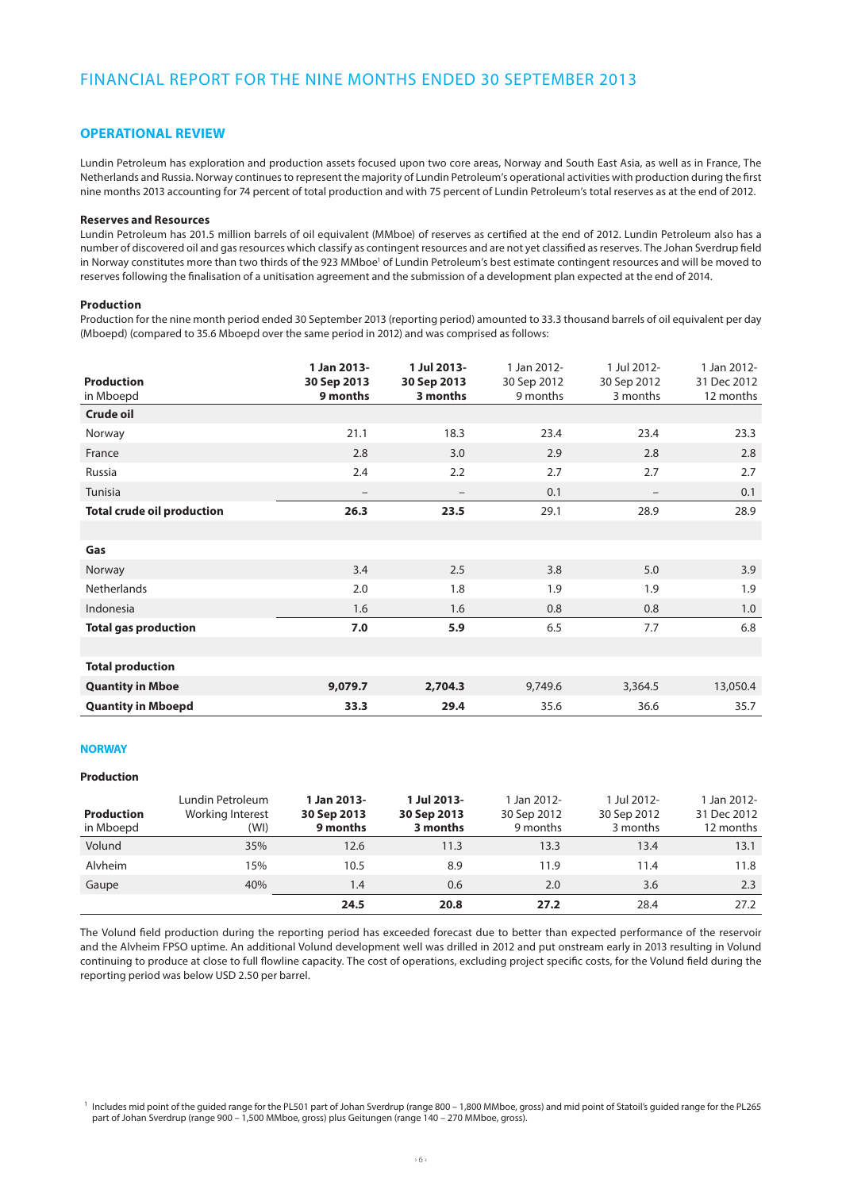# FINANCIAL REPORT FOR THE NINE MONTHS ENDED 30 SEPTEMBER 2013

## OPERATIONAL REVIEW

Lundin Petroleum has exploration and production assets focused upon two core areas, Norway and South East Asia, as well as in France, The Netherlands and Russia. Norway continues to represent the majority of Lundin Petroleum's operational activities with production during the first nine months 2013 accounting for 74 percent of total production and with 75 percent of Lundin Petroleum's total reserves as at the end of 2012.

### Reserves and Resources

Lundin Petroleum has 201.5 million barrels of oil equivalent (MMboe) of reserves as certified at the end of 2012. Lundin Petroleum also has a number of discovered oil and gas resources which classify as contingent resources and are not yet classified as reserves. The Johan Sverdrup field in Norway constitutes more than two thirds of the 923 MMboe[1] of Lundin Petroleum's best estimate contingent resources and will be moved to reserves following the finalisation of a unitisation agreement and the submission of a development plan expected at the end of 2014.

### Production

Production for the nine month period ended 30 September 2013 (reporting period) amounted to 33.3 thousand barrels of oil equivalent per day (Mboepd) (compared to 35.6 Mboepd over the same period in 2012) and was comprised as follows:

| **Production** in Mboepd | **1 Jan 2013- 30 Sep 2013 9 months** | **1 Jul 2013- 30 Sep 2013 3 months** | 1 Jan 2012- 30 Sep 2012 9 months | 1 Jul 2012- 30 Sep 2012 3 months | 1 Jan 2012- 31 Dec 2012 12 months |
|---|---|---|---|---|---|
| **Crude oil** | | | | | |
| Norway | 21.1 | 18.3 | 23.4 | 23.4 | 23.3 |
| France | 2.8 | 3.0 | 2.9 | 2.8 | 2.8 |
| Russia | 2.4 | 2.2 | 2.7 | 2.7 | 2.7 |
| Tunisia | – | – | 0.1 | – | 0.1 |
| **Total crude oil production** | **26.3** | **23.5** | 29.1 | 28.9 | 28.9 |
| | | | | | |
| **Gas** | | | | | |
| Norway | 3.4 | 2.5 | 3.8 | 5.0 | 3.9 |
| Netherlands | 2.0 | 1.8 | 1.9 | 1.9 | 1.9 |
| Indonesia | 1.6 | 1.6 | 0.8 | 0.8 | 1.0 |
| **Total gas production** | **7.0** | **5.9** | 6.5 | 7.7 | 6.8 |
| | | | | | |
| **Total production** | | | | | |
| **Quantity in Mboe** | **9,079.7** | **2,704.3** | 9,749.6 | 3,364.5 | 13,050.4 |
| **Quantity in Mboepd** | **33.3** | **29.4** | 35.6 | 36.6 | 35.7 |

## NORWAY

### Production

| **Production** in Mboepd | Lundin Petroleum Working Interest (WI) | **1 Jan 2013- 30 Sep 2013 9 months** | **1 Jul 2013- 30 Sep 2013 3 months** | 1 Jan 2012- 30 Sep 2012 9 months | 1 Jul 2012- 30 Sep 2012 3 months | 1 Jan 2012- 31 Dec 2012 12 months |
|---|---|---|---|---|---|---|
| Volund | 35% | 12.6 | 11.3 | 13.3 | 13.4 | 13.1 |
| Alvheim | 15% | 10.5 | 8.9 | 11.9 | 11.4 | 11.8 |
| Gaupe | 40% | 1.4 | 0.6 | 2.0 | 3.6 | 2.3 |
| | | **24.5** | **20.8** | **27.2** | 28.4 | 27.2 |

The Volund field production during the reporting period has exceeded forecast due to better than expected performance of the reservoir and the Alvheim FPSO uptime. An additional Volund development well was drilled in 2012 and put onstream early in 2013 resulting in Volund continuing to produce at close to full flowline capacity. The cost of operations, excluding project specific costs, for the Volund field during the reporting period was below USD 2.50 per barrel.

[1] Includes mid point of the guided range for the PL501 part of Johan Sverdrup (range 800 – 1,800 MMboe, gross) and mid point of Statoil's guided range for the PL265 part of Johan Sverdrup (range 900 – 1,500 MMboe, gross) plus Geitungen (range 140 – 270 MMboe, gross).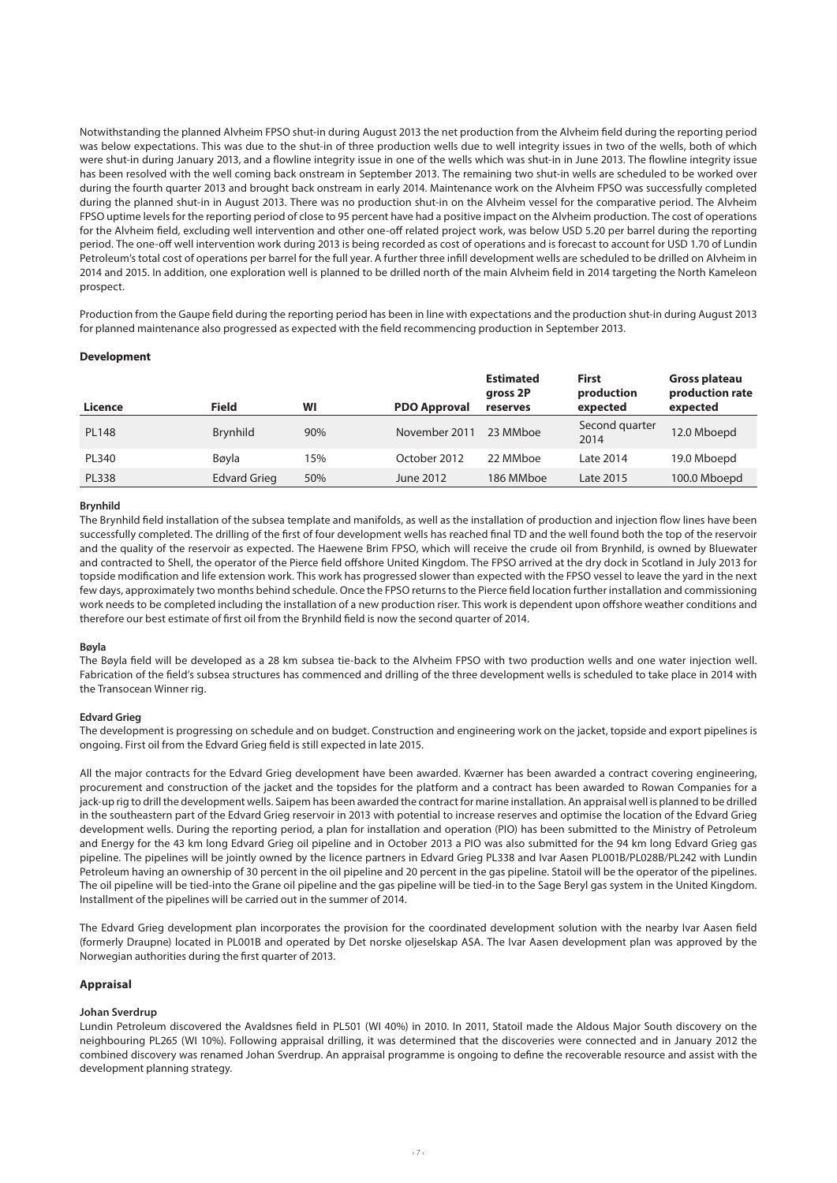Notwithstanding the planned Alvheim FPSO shut-in during August 2013 the net production from the Alvheim field during the reporting period was below expectations. This was due to the shut-in of three production wells due to well integrity issues in two of the wells, both of which were shut-in during January 2013, and a flowline integrity issue in one of the wells which was shut-in in June 2013. The flowline integrity issue has been resolved with the well coming back onstream in September 2013. The remaining two shut-in wells are scheduled to be worked over during the fourth quarter 2013 and brought back onstream in early 2014. Maintenance work on the Alvheim FPSO was successfully completed during the planned shut-in in August 2013. There was no production shut-in on the Alvheim vessel for the comparative period. The Alvheim FPSO uptime levels for the reporting period of close to 95 percent have had a positive impact on the Alvheim production. The cost of operations for the Alvheim field, excluding well intervention and other one-off related project work, was below USD 5.20 per barrel during the reporting period. The one-off well intervention work during 2013 is being recorded as cost of operations and is forecast to account for USD 1.70 of Lundin Petroleum's total cost of operations per barrel for the full year. A further three infill development wells are scheduled to be drilled on Alvheim in 2014 and 2015. In addition, one exploration well is planned to be drilled north of the main Alvheim field in 2014 targeting the North Kameleon prospect.

Production from the Gaupe field during the reporting period has been in line with expectations and the production shut-in during August 2013 for planned maintenance also progressed as expected with the field recommencing production in September 2013.

### Development

| Licence | Field | WI | PDO Approval | Estimated gross 2P reserves | First production expected | Gross plateau production rate expected |
|---|---|---|---|---|---|---|
| PL148 | Brynhild | 90% | November 2011 | 23 MMboe | Second quarter 2014 | 12.0 Mboepd |
| PL340 | Bøyla | 15% | October 2012 | 22 MMboe | Late 2014 | 19.0 Mboepd |
| PL338 | Edvard Grieg | 50% | June 2012 | 186 MMboe | Late 2015 | 100.0 Mboepd |

#### Brynhild

The Brynhild field installation of the subsea template and manifolds, as well as the installation of production and injection flow lines have been successfully completed. The drilling of the first of four development wells has reached final TD and the well found both the top of the reservoir and the quality of the reservoir as expected. The Haewene Brim FPSO, which will receive the crude oil from Brynhild, is owned by Bluewater and contracted to Shell, the operator of the Pierce field offshore United Kingdom. The FPSO arrived at the dry dock in Scotland in July 2013 for topside modification and life extension work. This work has progressed slower than expected with the FPSO vessel to leave the yard in the next few days, approximately two months behind schedule. Once the FPSO returns to the Pierce field location further installation and commissioning work needs to be completed including the installation of a new production riser. This work is dependent upon offshore weather conditions and therefore our best estimate of first oil from the Brynhild field is now the second quarter of 2014.

#### Bøyla

The Bøyla field will be developed as a 28 km subsea tie-back to the Alvheim FPSO with two production wells and one water injection well. Fabrication of the field's subsea structures has commenced and drilling of the three development wells is scheduled to take place in 2014 with the Transocean Winner rig.

#### Edvard Grieg

The development is progressing on schedule and on budget. Construction and engineering work on the jacket, topside and export pipelines is ongoing. First oil from the Edvard Grieg field is still expected in late 2015.

All the major contracts for the Edvard Grieg development have been awarded. Kværner has been awarded a contract covering engineering, procurement and construction of the jacket and the topsides for the platform and a contract has been awarded to Rowan Companies for a jack-up rig to drill the development wells. Saipem has been awarded the contract for marine installation. An appraisal well is planned to be drilled in the southeastern part of the Edvard Grieg reservoir in 2013 with potential to increase reserves and optimise the location of the Edvard Grieg development wells. During the reporting period, a plan for installation and operation (PIO) has been submitted to the Ministry of Petroleum and Energy for the 43 km long Edvard Grieg oil pipeline and in October 2013 a PIO was also submitted for the 94 km long Edvard Grieg gas pipeline. The pipelines will be jointly owned by the licence partners in Edvard Grieg PL338 and Ivar Aasen PL001B/PL028B/PL242 with Lundin Petroleum having an ownership of 30 percent in the oil pipeline and 20 percent in the gas pipeline. Statoil will be the operator of the pipelines. The oil pipeline will be tied-into the Grane oil pipeline and the gas pipeline will be tied-in to the Sage Beryl gas system in the United Kingdom. Installment of the pipelines will be carried out in the summer of 2014.

The Edvard Grieg development plan incorporates the provision for the coordinated development solution with the nearby Ivar Aasen field (formerly Draupne) located in PL001B and operated by Det norske oljeselskap ASA. The Ivar Aasen development plan was approved by the Norwegian authorities during the first quarter of 2013.

### Appraisal

#### Johan Sverdrup

Lundin Petroleum discovered the Avaldsnes field in PL501 (WI 40%) in 2010. In 2011, Statoil made the Aldous Major South discovery on the neighbouring PL265 (WI 10%). Following appraisal drilling, it was determined that the discoveries were connected and in January 2012 the combined discovery was renamed Johan Sverdrup. An appraisal programme is ongoing to define the recoverable resource and assist with the development planning strategy.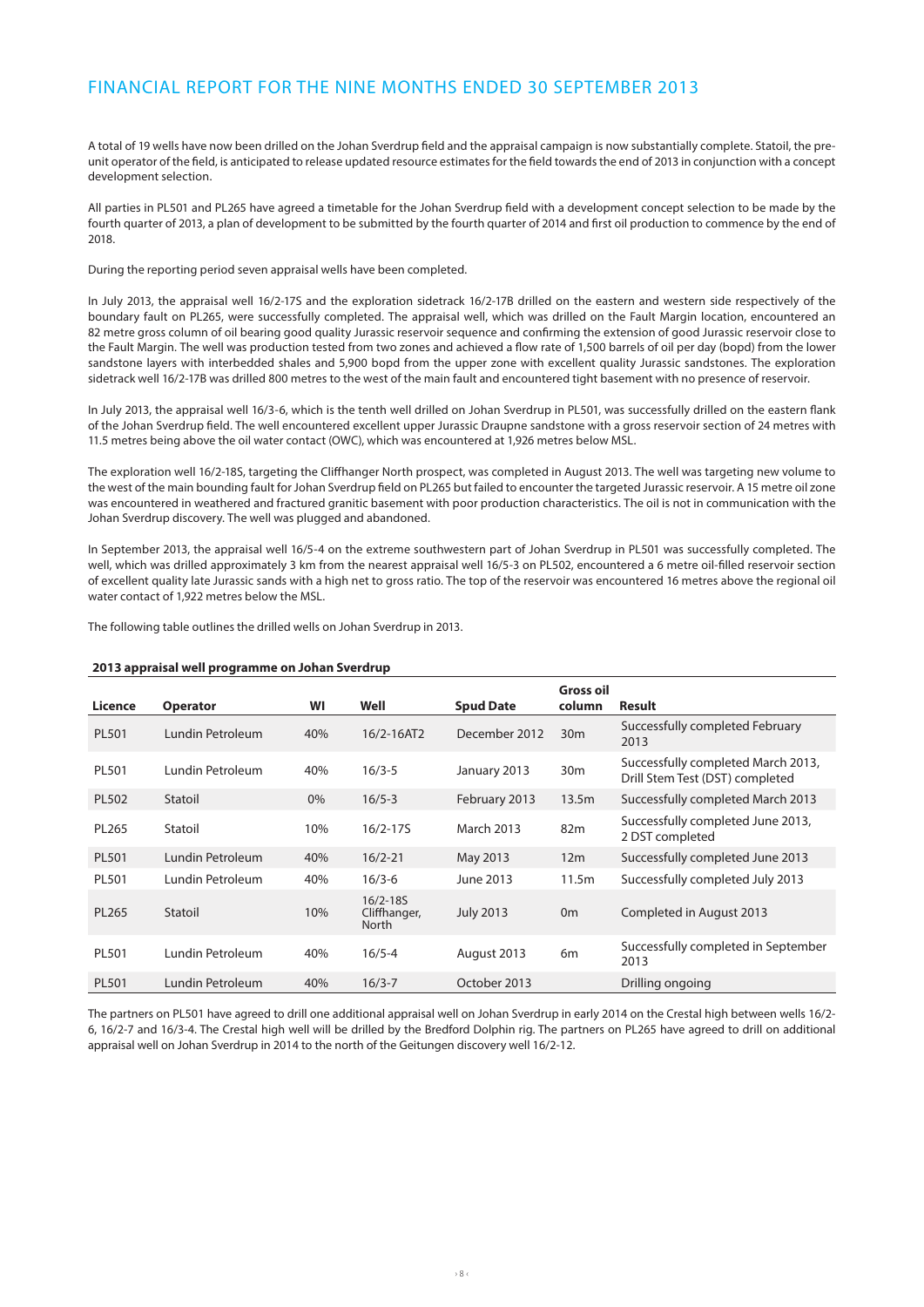A total of 19 wells have now been drilled on the Johan Sverdrup field and the appraisal campaign is now substantially complete. Statoil, the pre-unit operator of the field, is anticipated to release updated resource estimates for the field towards the end of 2013 in conjunction with a concept development selection.

All parties in PL501 and PL265 have agreed a timetable for the Johan Sverdrup field with a development concept selection to be made by the fourth quarter of 2013, a plan of development to be submitted by the fourth quarter of 2014 and first oil production to commence by the end of 2018.

During the reporting period seven appraisal wells have been completed.

In July 2013, the appraisal well 16/2-17S and the exploration sidetrack 16/2-17B drilled on the eastern and western side respectively of the boundary fault on PL265, were successfully completed. The appraisal well, which was drilled on the Fault Margin location, encountered an 82 metre gross column of oil bearing good quality Jurassic reservoir sequence and confirming the extension of good Jurassic reservoir close to the Fault Margin. The well was production tested from two zones and achieved a flow rate of 1,500 barrels of oil per day (bopd) from the lower sandstone layers with interbedded shales and 5,900 bopd from the upper zone with excellent quality Jurassic sandstones. The exploration sidetrack well 16/2-17B was drilled 800 metres to the west of the main fault and encountered tight basement with no presence of reservoir.

In July 2013, the appraisal well 16/3-6, which is the tenth well drilled on Johan Sverdrup in PL501, was successfully drilled on the eastern flank of the Johan Sverdrup field. The well encountered excellent upper Jurassic Draupne sandstone with a gross reservoir section of 24 metres with 11.5 metres being above the oil water contact (OWC), which was encountered at 1,926 metres below MSL.

The exploration well 16/2-18S, targeting the Cliffhanger North prospect, was completed in August 2013. The well was targeting new volume to the west of the main bounding fault for Johan Sverdrup field on PL265 but failed to encounter the targeted Jurassic reservoir. A 15 metre oil zone was encountered in weathered and fractured granitic basement with poor production characteristics. The oil is not in communication with the Johan Sverdrup discovery. The well was plugged and abandoned.

In September 2013, the appraisal well 16/5-4 on the extreme southwestern part of Johan Sverdrup in PL501 was successfully completed. The well, which was drilled approximately 3 km from the nearest appraisal well 16/5-3 on PL502, encountered a 6 metre oil-filled reservoir section of excellent quality late Jurassic sands with a high net to gross ratio. The top of the reservoir was encountered 16 metres above the regional oil water contact of 1,922 metres below the MSL.

The following table outlines the drilled wells on Johan Sverdrup in 2013.

**2013 appraisal well programme on Johan Sverdrup**

| Licence | Operator | WI | Well | Spud Date | Gross oil column | Result |
|---|---|---|---|---|---|---|
| PL501 | Lundin Petroleum | 40% | 16/2-16AT2 | December 2012 | 30m | Successfully completed February 2013 |
| PL501 | Lundin Petroleum | 40% | 16/3-5 | January 2013 | 30m | Successfully completed March 2013, Drill Stem Test (DST) completed |
| PL502 | Statoil | 0% | 16/5-3 | February 2013 | 13.5m | Successfully completed March 2013 |
| PL265 | Statoil | 10% | 16/2-17S | March 2013 | 82m | Successfully completed June 2013, 2 DST completed |
| PL501 | Lundin Petroleum | 40% | 16/2-21 | May 2013 | 12m | Successfully completed June 2013 |
| PL501 | Lundin Petroleum | 40% | 16/3-6 | June 2013 | 11.5m | Successfully completed July 2013 |
| PL265 | Statoil | 10% | 16/2-18S Cliffhanger, North | July 2013 | 0m | Completed in August 2013 |
| PL501 | Lundin Petroleum | 40% | 16/5-4 | August 2013 | 6m | Successfully completed in September 2013 |
| PL501 | Lundin Petroleum | 40% | 16/3-7 | October 2013 | | Drilling ongoing |

The partners on PL501 have agreed to drill one additional appraisal well on Johan Sverdrup in early 2014 on the Crestal high between wells 16/2-6, 16/2-7 and 16/3-4. The Crestal high well will be drilled by the Bredford Dolphin rig. The partners on PL265 have agreed to drill on additional appraisal well on Johan Sverdrup in 2014 to the north of the Geitungen discovery well 16/2-12.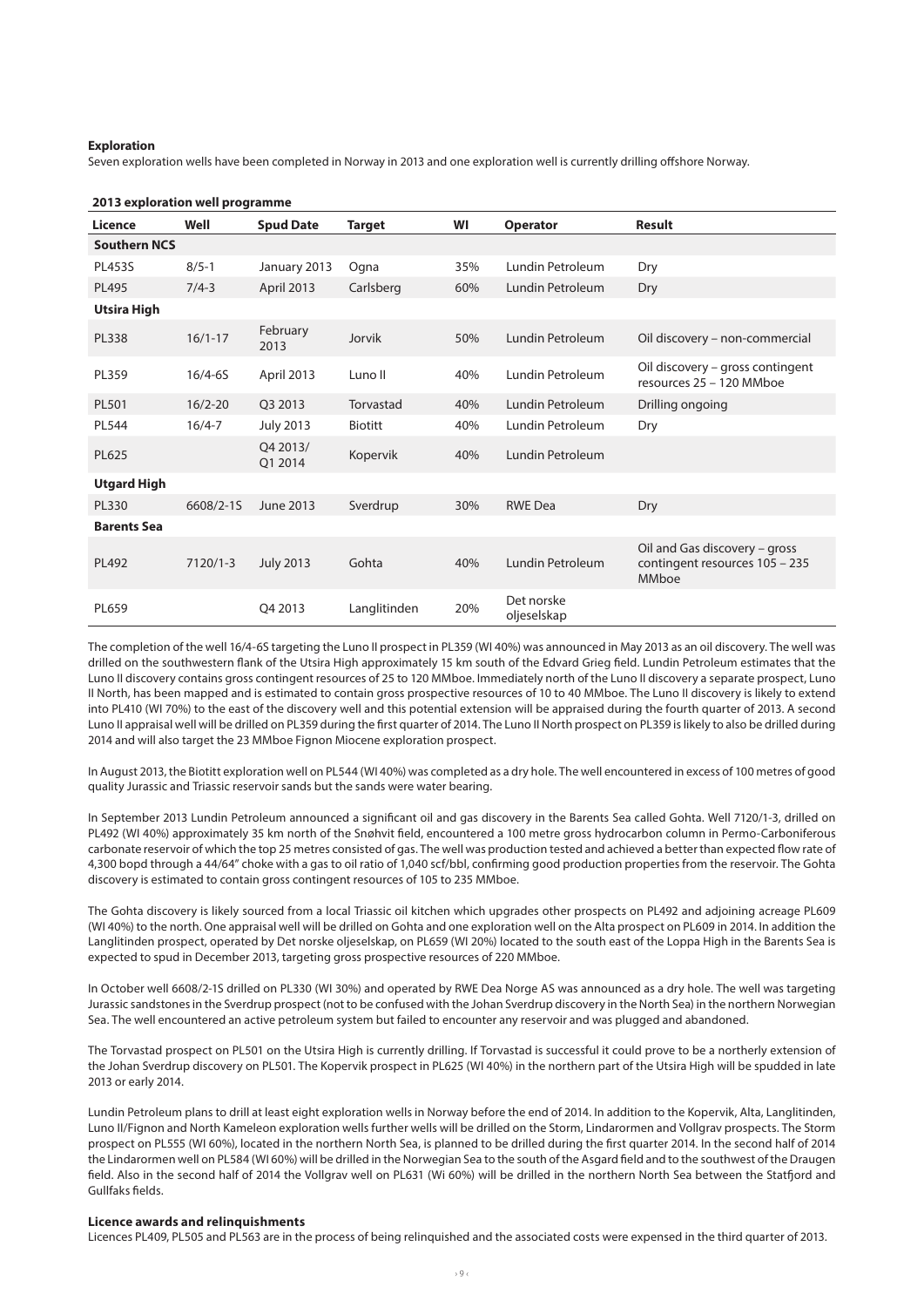**Exploration**

Seven exploration wells have been completed in Norway in 2013 and one exploration well is currently drilling offshore Norway.

**2013 exploration well programme**

| Licence | Well | Spud Date | Target | WI | Operator | Result |
|---|---|---|---|---|---|---|
| **Southern NCS** | | | | | | |
| PL453S | 8/5-1 | January 2013 | Ogna | 35% | Lundin Petroleum | Dry |
| PL495 | 7/4-3 | April 2013 | Carlsberg | 60% | Lundin Petroleum | Dry |
| **Utsira High** | | | | | | |
| PL338 | 16/1-17 | February 2013 | Jorvik | 50% | Lundin Petroleum | Oil discovery – non-commercial |
| PL359 | 16/4-6S | April 2013 | Luno II | 40% | Lundin Petroleum | Oil discovery – gross contingent resources 25 – 120 MMboe |
| PL501 | 16/2-20 | Q3 2013 | Torvastad | 40% | Lundin Petroleum | Drilling ongoing |
| PL544 | 16/4-7 | July 2013 | Biotitt | 40% | Lundin Petroleum | Dry |
| PL625 | | Q4 2013/ Q1 2014 | Kopervik | 40% | Lundin Petroleum | |
| **Utgard High** | | | | | | |
| PL330 | 6608/2-1S | June 2013 | Sverdrup | 30% | RWE Dea | Dry |
| **Barents Sea** | | | | | | |
| PL492 | 7120/1-3 | July 2013 | Gohta | 40% | Lundin Petroleum | Oil and Gas discovery – gross contingent resources 105 – 235 MMboe |
| PL659 | | Q4 2013 | Langlitinden | 20% | Det norske oljeselskap | |

The completion of the well 16/4-6S targeting the Luno II prospect in PL359 (WI 40%) was announced in May 2013 as an oil discovery. The well was drilled on the southwestern flank of the Utsira High approximately 15 km south of the Edvard Grieg field. Lundin Petroleum estimates that the Luno II discovery contains gross contingent resources of 25 to 120 MMboe. Immediately north of the Luno II discovery a separate prospect, Luno II North, has been mapped and is estimated to contain gross prospective resources of 10 to 40 MMboe. The Luno II discovery is likely to extend into PL410 (WI 70%) to the east of the discovery well and this potential extension will be appraised during the fourth quarter of 2013. A second Luno II appraisal well will be drilled on PL359 during the first quarter of 2014. The Luno II North prospect on PL359 is likely to also be drilled during 2014 and will also target the 23 MMboe Fignon Miocene exploration prospect.

In August 2013, the Biotitt exploration well on PL544 (WI 40%) was completed as a dry hole. The well encountered in excess of 100 metres of good quality Jurassic and Triassic reservoir sands but the sands were water bearing.

In September 2013 Lundin Petroleum announced a significant oil and gas discovery in the Barents Sea called Gohta. Well 7120/1-3, drilled on PL492 (WI 40%) approximately 35 km north of the Snøhvit field, encountered a 100 metre gross hydrocarbon column in Permo-Carboniferous carbonate reservoir of which the top 25 metres consisted of gas. The well was production tested and achieved a better than expected flow rate of 4,300 bopd through a 44/64" choke with a gas to oil ratio of 1,040 scf/bbl, confirming good production properties from the reservoir. The Gohta discovery is estimated to contain gross contingent resources of 105 to 235 MMboe.

The Gohta discovery is likely sourced from a local Triassic oil kitchen which upgrades other prospects on PL492 and adjoining acreage PL609 (WI 40%) to the north. One appraisal well will be drilled on Gohta and one exploration well on the Alta prospect on PL609 in 2014. In addition the Langlitinden prospect, operated by Det norske oljeselskap, on PL659 (WI 20%) located to the south east of the Loppa High in the Barents Sea is expected to spud in December 2013, targeting gross prospective resources of 220 MMboe.

In October well 6608/2-1S drilled on PL330 (WI 30%) and operated by RWE Dea Norge AS was announced as a dry hole. The well was targeting Jurassic sandstones in the Sverdrup prospect (not to be confused with the Johan Sverdrup discovery in the North Sea) in the northern Norwegian Sea. The well encountered an active petroleum system but failed to encounter any reservoir and was plugged and abandoned.

The Torvastad prospect on PL501 on the Utsira High is currently drilling. If Torvastad is successful it could prove to be a northerly extension of the Johan Sverdrup discovery on PL501. The Kopervik prospect in PL625 (WI 40%) in the northern part of the Utsira High will be spudded in late 2013 or early 2014.

Lundin Petroleum plans to drill at least eight exploration wells in Norway before the end of 2014. In addition to the Kopervik, Alta, Langlitinden, Luno II/Fignon and North Kameleon exploration wells further wells will be drilled on the Storm, Lindarormen and Vollgrav prospects. The Storm prospect on PL555 (WI 60%), located in the northern North Sea, is planned to be drilled during the first quarter 2014. In the second half of 2014 the Lindarormen well on PL584 (WI 60%) will be drilled in the Norwegian Sea to the south of the Asgard field and to the southwest of the Draugen field. Also in the second half of 2014 the Vollgrav well on PL631 (Wi 60%) will be drilled in the northern North Sea between the Statfjord and Gullfaks fields.

**Licence awards and relinquishments**

Licences PL409, PL505 and PL563 are in the process of being relinquished and the associated costs were expensed in the third quarter of 2013.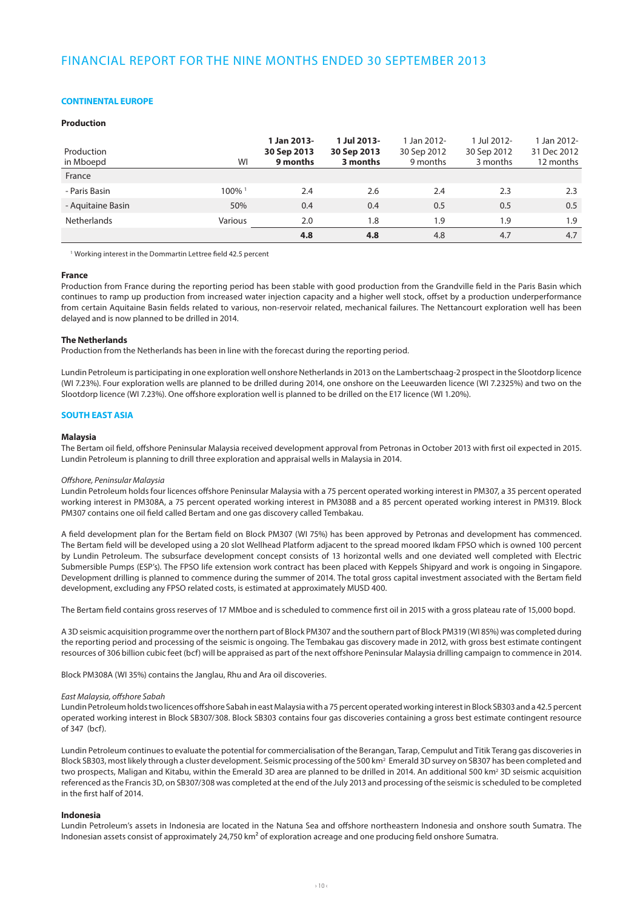# FINANCIAL REPORT FOR THE NINE MONTHS ENDED 30 SEPTEMBER 2013

### CONTINENTAL EUROPE

#### Production

| Production in Mboepd | WI | **1 Jan 2013- 30 Sep 2013 9 months** | **1 Jul 2013- 30 Sep 2013 3 months** | 1 Jan 2012- 30 Sep 2012 9 months | 1 Jul 2012- 30 Sep 2012 3 months | 1 Jan 2012- 31 Dec 2012 12 months |
|---|---|---|---|---|---|---|
| France | | | | | | |
| - Paris Basin | 100% [1] | 2.4 | 2.6 | 2.4 | 2.3 | 2.3 |
| - Aquitaine Basin | 50% | 0.4 | 0.4 | 0.5 | 0.5 | 0.5 |
| Netherlands | Various | 2.0 | 1.8 | 1.9 | 1.9 | 1.9 |
| | | **4.8** | **4.8** | 4.8 | 4.7 | 4.7 |

[1] Working interest in the Dommartin Lettree field 42.5 percent

#### France

Production from France during the reporting period has been stable with good production from the Grandville field in the Paris Basin which continues to ramp up production from increased water injection capacity and a higher well stock, offset by a production underperformance from certain Aquitaine Basin fields related to various, non-reservoir related, mechanical failures. The Nettancourt exploration well has been delayed and is now planned to be drilled in 2014.

#### The Netherlands

Production from the Netherlands has been in line with the forecast during the reporting period.

Lundin Petroleum is participating in one exploration well onshore Netherlands in 2013 on the Lambertschaag-2 prospect in the Slootdorp licence (WI 7.23%). Four exploration wells are planned to be drilled during 2014, one onshore on the Leeuwarden licence (WI 7.2325%) and two on the Slootdorp licence (WI 7.23%). One offshore exploration well is planned to be drilled on the E17 licence (WI 1.20%).

### SOUTH EAST ASIA

#### Malaysia

The Bertam oil field, offshore Peninsular Malaysia received development approval from Petronas in October 2013 with first oil expected in 2015. Lundin Petroleum is planning to drill three exploration and appraisal wells in Malaysia in 2014.

*Offshore, Peninsular Malaysia*

Lundin Petroleum holds four licences offshore Peninsular Malaysia with a 75 percent operated working interest in PM307, a 35 percent operated working interest in PM308A, a 75 percent operated working interest in PM308B and a 85 percent operated working interest in PM319. Block PM307 contains one oil field called Bertam and one gas discovery called Tembakau.

A field development plan for the Bertam field on Block PM307 (WI 75%) has been approved by Petronas and development has commenced. The Bertam field will be developed using a 20 slot Wellhead Platform adjacent to the spread moored Ikdam FPSO which is owned 100 percent by Lundin Petroleum. The subsurface development concept consists of 13 horizontal wells and one deviated well completed with Electric Submersible Pumps (ESP's). The FPSO life extension work contract has been placed with Keppels Shipyard and work is ongoing in Singapore. Development drilling is planned to commence during the summer of 2014. The total gross capital investment associated with the Bertam field development, excluding any FPSO related costs, is estimated at approximately MUSD 400.

The Bertam field contains gross reserves of 17 MMboe and is scheduled to commence first oil in 2015 with a gross plateau rate of 15,000 bopd.

A 3D seismic acquisition programme over the northern part of Block PM307 and the southern part of Block PM319 (WI 85%) was completed during the reporting period and processing of the seismic is ongoing. The Tembakau gas discovery made in 2012, with gross best estimate contingent resources of 306 billion cubic feet (bcf) will be appraised as part of the next offshore Peninsular Malaysia drilling campaign to commence in 2014.

Block PM308A (WI 35%) contains the Janglau, Rhu and Ara oil discoveries.

*East Malaysia, offshore Sabah*

Lundin Petroleum holds two licences offshore Sabah in east Malaysia with a 75 percent operated working interest in Block SB303 and a 42.5 percent operated working interest in Block SB307/308. Block SB303 contains four gas discoveries containing a gross best estimate contingent resource of 347 (bcf).

Lundin Petroleum continues to evaluate the potential for commercialisation of the Berangan, Tarap, Cempulut and Titik Terang gas discoveries in Block SB303, most likely through a cluster development. Seismic processing of the 500 km$^2$ Emerald 3D survey on SB307 has been completed and two prospects, Maligan and Kitabu, within the Emerald 3D area are planned to be drilled in 2014. An additional 500 km$^2$ 3D seismic acquisition referenced as the Francis 3D, on SB307/308 was completed at the end of the July 2013 and processing of the seismic is scheduled to be completed in the first half of 2014.

#### Indonesia

Lundin Petroleum's assets in Indonesia are located in the Natuna Sea and offshore northeastern Indonesia and onshore south Sumatra. The Indonesian assets consist of approximately 24,750 km$^2$ of exploration acreage and one producing field onshore Sumatra.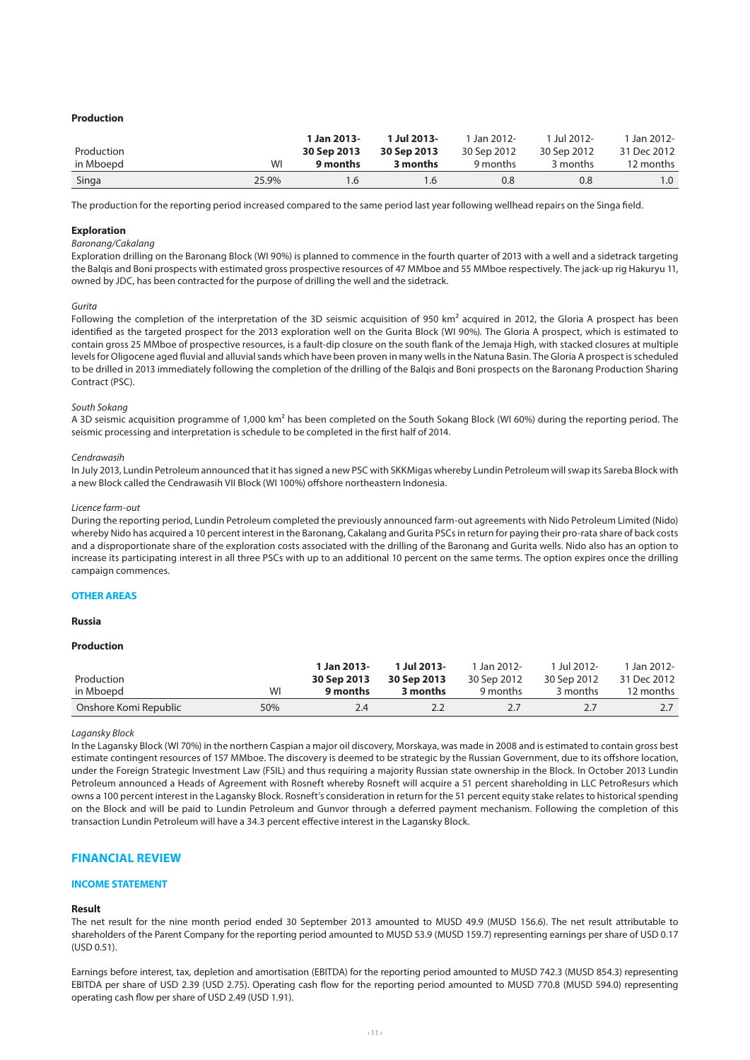### Production

| Production in Mboepd | WI | **1 Jan 2013- 30 Sep 2013 9 months** | **1 Jul 2013- 30 Sep 2013 3 months** | 1 Jan 2012- 30 Sep 2012 9 months | 1 Jul 2012- 30 Sep 2012 3 months | 1 Jan 2012- 31 Dec 2012 12 months |
|---|---|---|---|---|---|---|
| Singa | 25.9% | 1.6 | 1.6 | 0.8 | 0.8 | 1.0 |

The production for the reporting period increased compared to the same period last year following wellhead repairs on the Singa field.

### Exploration

*Baronang/Cakalang*

Exploration drilling on the Baronang Block (WI 90%) is planned to commence in the fourth quarter of 2013 with a well and a sidetrack targeting the Balqis and Boni prospects with estimated gross prospective resources of 47 MMboe and 55 MMboe respectively. The jack-up rig Hakuryu 11, owned by JDC, has been contracted for the purpose of drilling the well and the sidetrack.

*Gurita*

Following the completion of the interpretation of the 3D seismic acquisition of 950 km² acquired in 2012, the Gloria A prospect has been identified as the targeted prospect for the 2013 exploration well on the Gurita Block (WI 90%). The Gloria A prospect, which is estimated to contain gross 25 MMboe of prospective resources, is a fault-dip closure on the south flank of the Jemaja High, with stacked closures at multiple levels for Oligocene aged fluvial and alluvial sands which have been proven in many wells in the Natuna Basin. The Gloria A prospect is scheduled to be drilled in 2013 immediately following the completion of the drilling of the Balqis and Boni prospects on the Baronang Production Sharing Contract (PSC).

*South Sokang*

A 3D seismic acquisition programme of 1,000 km² has been completed on the South Sokang Block (WI 60%) during the reporting period. The seismic processing and interpretation is schedule to be completed in the first half of 2014.

*Cendrawasih*

In July 2013, Lundin Petroleum announced that it has signed a new PSC with SKKMigas whereby Lundin Petroleum will swap its Sareba Block with a new Block called the Cendrawasih VII Block (WI 100%) offshore northeastern Indonesia.

*Licence farm-out*

During the reporting period, Lundin Petroleum completed the previously announced farm-out agreements with Nido Petroleum Limited (Nido) whereby Nido has acquired a 10 percent interest in the Baronang, Cakalang and Gurita PSCs in return for paying their pro-rata share of back costs and a disproportionate share of the exploration costs associated with the drilling of the Baronang and Gurita wells. Nido also has an option to increase its participating interest in all three PSCs with up to an additional 10 percent on the same terms. The option expires once the drilling campaign commences.

## OTHER AREAS

### Russia

### Production

| Production in Mboepd | WI | **1 Jan 2013- 30 Sep 2013 9 months** | **1 Jul 2013- 30 Sep 2013 3 months** | 1 Jan 2012- 30 Sep 2012 9 months | 1 Jul 2012- 30 Sep 2012 3 months | 1 Jan 2012- 31 Dec 2012 12 months |
|---|---|---|---|---|---|---|
| Onshore Komi Republic | 50% | 2.4 | 2.2 | 2.7 | 2.7 | 2.7 |

*Lagansky Block*

In the Lagansky Block (WI 70%) in the northern Caspian a major oil discovery, Morskaya, was made in 2008 and is estimated to contain gross best estimate contingent resources of 157 MMboe. The discovery is deemed to be strategic by the Russian Government, due to its offshore location, under the Foreign Strategic Investment Law (FSIL) and thus requiring a majority Russian state ownership in the Block. In October 2013 Lundin Petroleum announced a Heads of Agreement with Rosneft whereby Rosneft will acquire a 51 percent shareholding in LLC PetroResurs which owns a 100 percent interest in the Lagansky Block. Rosneft's consideration in return for the 51 percent equity stake relates to historical spending on the Block and will be paid to Lundin Petroleum and Gunvor through a deferred payment mechanism. Following the completion of this transaction Lundin Petroleum will have a 34.3 percent effective interest in the Lagansky Block.

# FINANCIAL REVIEW

## INCOME STATEMENT

### Result

The net result for the nine month period ended 30 September 2013 amounted to MUSD 49.9 (MUSD 156.6). The net result attributable to shareholders of the Parent Company for the reporting period amounted to MUSD 53.9 (MUSD 159.7) representing earnings per share of USD 0.17 (USD 0.51).

Earnings before interest, tax, depletion and amortisation (EBITDA) for the reporting period amounted to MUSD 742.3 (MUSD 854.3) representing EBITDA per share of USD 2.39 (USD 2.75). Operating cash flow for the reporting period amounted to MUSD 770.8 (MUSD 594.0) representing operating cash flow per share of USD 2.49 (USD 1.91).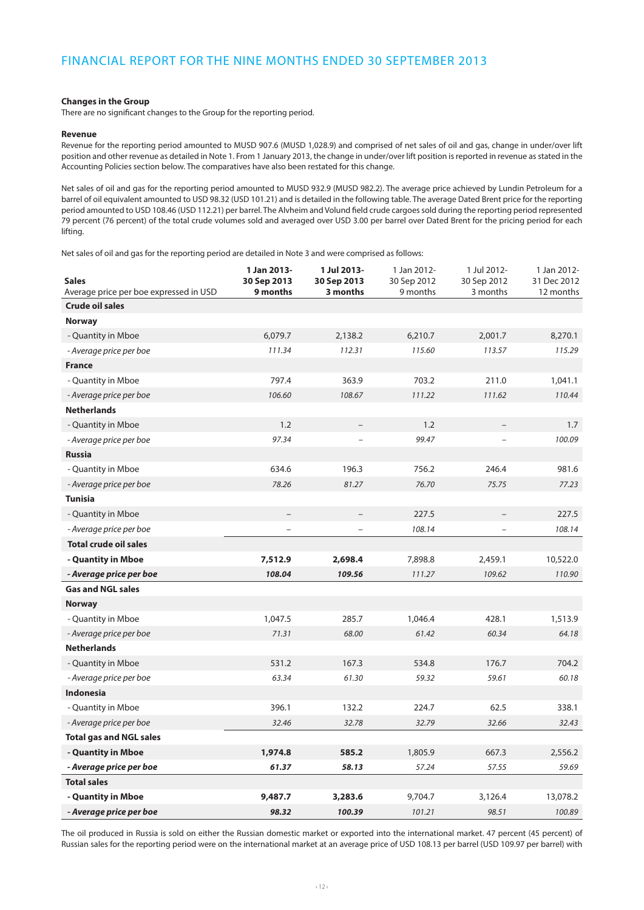# FINANCIAL REPORT FOR THE NINE MONTHS ENDED 30 SEPTEMBER 2013

**Changes in the Group**

There are no significant changes to the Group for the reporting period.

**Revenue**

Revenue for the reporting period amounted to MUSD 907.6 (MUSD 1,028.9) and comprised of net sales of oil and gas, change in under/over lift position and other revenue as detailed in Note 1. From 1 January 2013, the change in under/over lift position is reported in revenue as stated in the Accounting Policies section below. The comparatives have also been restated for this change.

Net sales of oil and gas for the reporting period amounted to MUSD 932.9 (MUSD 982.2). The average price achieved by Lundin Petroleum for a barrel of oil equivalent amounted to USD 98.32 (USD 101.21) and is detailed in the following table. The average Dated Brent price for the reporting period amounted to USD 108.46 (USD 112.21) per barrel. The Alvheim and Volund field crude cargoes sold during the reporting period represented 79 percent (76 percent) of the total crude volumes sold and averaged over USD 3.00 per barrel over Dated Brent for the pricing period for each lifting.

Net sales of oil and gas for the reporting period are detailed in Note 3 and were comprised as follows:

| **Sales**<br>Average price per boe expressed in USD | **1 Jan 2013-<br>30 Sep 2013<br>9 months** | **1 Jul 2013-<br>30 Sep 2013<br>3 months** | 1 Jan 2012-<br>30 Sep 2012<br>9 months | 1 Jul 2012-<br>30 Sep 2012<br>3 months | 1 Jan 2012-<br>31 Dec 2012<br>12 months |
|---|---|---|---|---|---|
| **Crude oil sales** | | | | | |
| **Norway** | | | | | |
| - Quantity in Mboe | 6,079.7 | 2,138.2 | 6,210.7 | 2,001.7 | 8,270.1 |
| *- Average price per boe* | *111.34* | *112.31* | *115.60* | *113.57* | *115.29* |
| **France** | | | | | |
| - Quantity in Mboe | 797.4 | 363.9 | 703.2 | 211.0 | 1,041.1 |
| *- Average price per boe* | *106.60* | *108.67* | *111.22* | *111.62* | *110.44* |
| **Netherlands** | | | | | |
| - Quantity in Mboe | 1.2 | – | 1.2 | – | 1.7 |
| *- Average price per boe* | *97.34* | – | *99.47* | – | *100.09* |
| **Russia** | | | | | |
| - Quantity in Mboe | 634.6 | 196.3 | 756.2 | 246.4 | 981.6 |
| *- Average price per boe* | *78.26* | *81.27* | *76.70* | *75.75* | *77.23* |
| **Tunisia** | | | | | |
| - Quantity in Mboe | – | – | 227.5 | – | 227.5 |
| *- Average price per boe* | – | – | *108.14* | – | *108.14* |
| **Total crude oil sales** | | | | | |
| **- Quantity in Mboe** | **7,512.9** | **2,698.4** | 7,898.8 | 2,459.1 | 10,522.0 |
| ***- Average price per boe*** | ***108.04*** | ***109.56*** | *111.27* | *109.62* | *110.90* |
| **Gas and NGL sales** | | | | | |
| **Norway** | | | | | |
| - Quantity in Mboe | 1,047.5 | 285.7 | 1,046.4 | 428.1 | 1,513.9 |
| *- Average price per boe* | *71.31* | *68.00* | *61.42* | *60.34* | *64.18* |
| **Netherlands** | | | | | |
| - Quantity in Mboe | 531.2 | 167.3 | 534.8 | 176.7 | 704.2 |
| *- Average price per boe* | *63.34* | *61.30* | *59.32* | *59.61* | *60.18* |
| **Indonesia** | | | | | |
| - Quantity in Mboe | 396.1 | 132.2 | 224.7 | 62.5 | 338.1 |
| *- Average price per boe* | *32.46* | *32.78* | *32.79* | *32.66* | *32.43* |
| **Total gas and NGL sales** | | | | | |
| **- Quantity in Mboe** | **1,974.8** | **585.2** | 1,805.9 | 667.3 | 2,556.2 |
| ***- Average price per boe*** | ***61.37*** | ***58.13*** | *57.24* | *57.55* | *59.69* |
| **Total sales** | | | | | |
| **- Quantity in Mboe** | **9,487.7** | **3,283.6** | 9,704.7 | 3,126.4 | 13,078.2 |
| ***- Average price per boe*** | ***98.32*** | ***100.39*** | *101.21* | *98.51* | *100.89* |

The oil produced in Russia is sold on either the Russian domestic market or exported into the international market. 47 percent (45 percent) of Russian sales for the reporting period were on the international market at an average price of USD 108.13 per barrel (USD 109.97 per barrel) with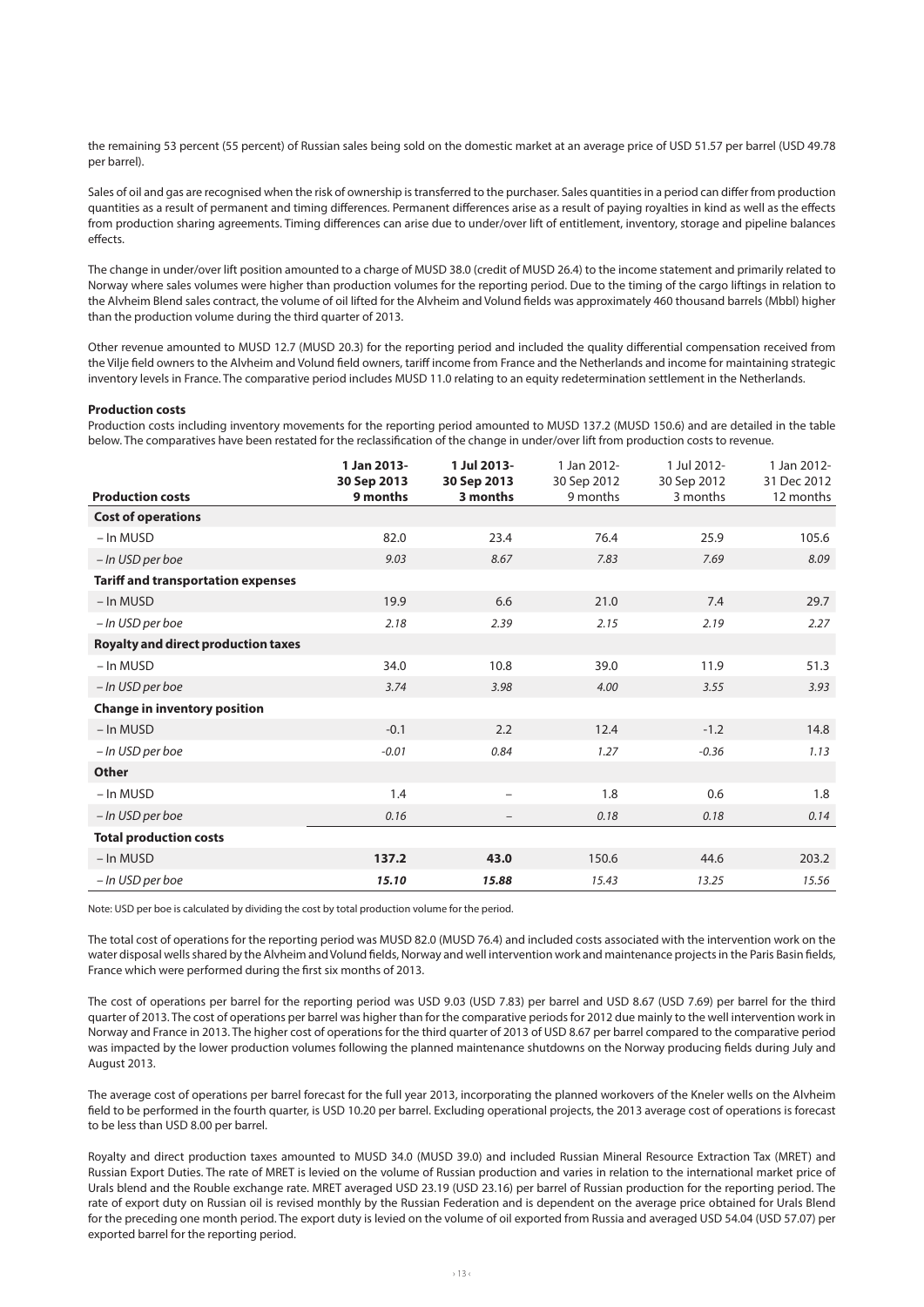the remaining 53 percent (55 percent) of Russian sales being sold on the domestic market at an average price of USD 51.57 per barrel (USD 49.78 per barrel).

Sales of oil and gas are recognised when the risk of ownership is transferred to the purchaser. Sales quantities in a period can differ from production quantities as a result of permanent and timing differences. Permanent differences arise as a result of paying royalties in kind as well as the effects from production sharing agreements. Timing differences can arise due to under/over lift of entitlement, inventory, storage and pipeline balances effects.

The change in under/over lift position amounted to a charge of MUSD 38.0 (credit of MUSD 26.4) to the income statement and primarily related to Norway where sales volumes were higher than production volumes for the reporting period. Due to the timing of the cargo liftings in relation to the Alvheim Blend sales contract, the volume of oil lifted for the Alvheim and Volund fields was approximately 460 thousand barrels (Mbbl) higher than the production volume during the third quarter of 2013.

Other revenue amounted to MUSD 12.7 (MUSD 20.3) for the reporting period and included the quality differential compensation received from the Vilje field owners to the Alvheim and Volund field owners, tariff income from France and the Netherlands and income for maintaining strategic inventory levels in France. The comparative period includes MUSD 11.0 relating to an equity redetermination settlement in the Netherlands.

**Production costs**

Production costs including inventory movements for the reporting period amounted to MUSD 137.2 (MUSD 150.6) and are detailed in the table below. The comparatives have been restated for the reclassification of the change in under/over lift from production costs to revenue.

| Production costs | 1 Jan 2013- 30 Sep 2013 9 months | 1 Jul 2013- 30 Sep 2013 3 months | 1 Jan 2012- 30 Sep 2012 9 months | 1 Jul 2012- 30 Sep 2012 3 months | 1 Jan 2012- 31 Dec 2012 12 months |
|---|---|---|---|---|---|
| **Cost of operations** | | | | | |
| – In MUSD | 82.0 | 23.4 | 76.4 | 25.9 | 105.6 |
| *– In USD per boe* | *9.03* | *8.67* | *7.83* | *7.69* | *8.09* |
| **Tariff and transportation expenses** | | | | | |
| – In MUSD | 19.9 | 6.6 | 21.0 | 7.4 | 29.7 |
| *– In USD per boe* | *2.18* | *2.39* | *2.15* | *2.19* | *2.27* |
| **Royalty and direct production taxes** | | | | | |
| – In MUSD | 34.0 | 10.8 | 39.0 | 11.9 | 51.3 |
| *– In USD per boe* | *3.74* | *3.98* | *4.00* | *3.55* | *3.93* |
| **Change in inventory position** | | | | | |
| – In MUSD | -0.1 | 2.2 | 12.4 | -1.2 | 14.8 |
| *– In USD per boe* | *-0.01* | *0.84* | *1.27* | *-0.36* | *1.13* |
| **Other** | | | | | |
| – In MUSD | 1.4 | – | 1.8 | 0.6 | 1.8 |
| *– In USD per boe* | *0.16* | – | *0.18* | *0.18* | *0.14* |
| **Total production costs** | | | | | |
| – In MUSD | **137.2** | **43.0** | 150.6 | 44.6 | 203.2 |
| *– In USD per boe* | ***15.10*** | ***15.88*** | *15.43* | *13.25* | *15.56* |

Note: USD per boe is calculated by dividing the cost by total production volume for the period.

The total cost of operations for the reporting period was MUSD 82.0 (MUSD 76.4) and included costs associated with the intervention work on the water disposal wells shared by the Alvheim and Volund fields, Norway and well intervention work and maintenance projects in the Paris Basin fields, France which were performed during the first six months of 2013.

The cost of operations per barrel for the reporting period was USD 9.03 (USD 7.83) per barrel and USD 8.67 (USD 7.69) per barrel for the third quarter of 2013. The cost of operations per barrel was higher than for the comparative periods for 2012 due mainly to the well intervention work in Norway and France in 2013. The higher cost of operations for the third quarter of 2013 of USD 8.67 per barrel compared to the comparative period was impacted by the lower production volumes following the planned maintenance shutdowns on the Norway producing fields during July and August 2013.

The average cost of operations per barrel forecast for the full year 2013, incorporating the planned workovers of the Kneler wells on the Alvheim field to be performed in the fourth quarter, is USD 10.20 per barrel. Excluding operational projects, the 2013 average cost of operations is forecast to be less than USD 8.00 per barrel.

Royalty and direct production taxes amounted to MUSD 34.0 (MUSD 39.0) and included Russian Mineral Resource Extraction Tax (MRET) and Russian Export Duties. The rate of MRET is levied on the volume of Russian production and varies in relation to the international market price of Urals blend and the Rouble exchange rate. MRET averaged USD 23.19 (USD 23.16) per barrel of Russian production for the reporting period. The rate of export duty on Russian oil is revised monthly by the Russian Federation and is dependent on the average price obtained for Urals Blend for the preceding one month period. The export duty is levied on the volume of oil exported from Russia and averaged USD 54.04 (USD 57.07) per exported barrel for the reporting period.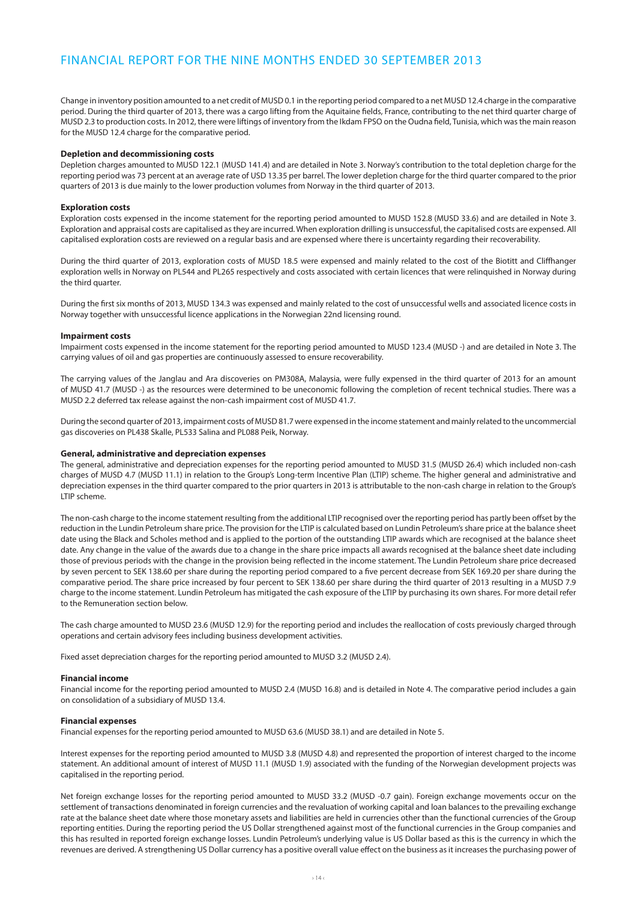Change in inventory position amounted to a net credit of MUSD 0.1 in the reporting period compared to a net MUSD 12.4 charge in the comparative period. During the third quarter of 2013, there was a cargo lifting from the Aquitaine fields, France, contributing to the net third quarter charge of MUSD 2.3 to production costs. In 2012, there were liftings of inventory from the Ikdam FPSO on the Oudna field, Tunisia, which was the main reason for the MUSD 12.4 charge for the comparative period.

**Depletion and decommissioning costs**

Depletion charges amounted to MUSD 122.1 (MUSD 141.4) and are detailed in Note 3. Norway's contribution to the total depletion charge for the reporting period was 73 percent at an average rate of USD 13.35 per barrel. The lower depletion charge for the third quarter compared to the prior quarters of 2013 is due mainly to the lower production volumes from Norway in the third quarter of 2013.

**Exploration costs**

Exploration costs expensed in the income statement for the reporting period amounted to MUSD 152.8 (MUSD 33.6) and are detailed in Note 3. Exploration and appraisal costs are capitalised as they are incurred. When exploration drilling is unsuccessful, the capitalised costs are expensed. All capitalised exploration costs are reviewed on a regular basis and are expensed where there is uncertainty regarding their recoverability.

During the third quarter of 2013, exploration costs of MUSD 18.5 were expensed and mainly related to the cost of the Biotitt and Cliffhanger exploration wells in Norway on PL544 and PL265 respectively and costs associated with certain licences that were relinquished in Norway during the third quarter.

During the first six months of 2013, MUSD 134.3 was expensed and mainly related to the cost of unsuccessful wells and associated licence costs in Norway together with unsuccessful licence applications in the Norwegian 22nd licensing round.

**Impairment costs**

Impairment costs expensed in the income statement for the reporting period amounted to MUSD 123.4 (MUSD -) and are detailed in Note 3. The carrying values of oil and gas properties are continuously assessed to ensure recoverability.

The carrying values of the Janglau and Ara discoveries on PM308A, Malaysia, were fully expensed in the third quarter of 2013 for an amount of MUSD 41.7 (MUSD -) as the resources were determined to be uneconomic following the completion of recent technical studies. There was a MUSD 2.2 deferred tax release against the non-cash impairment cost of MUSD 41.7.

During the second quarter of 2013, impairment costs of MUSD 81.7 were expensed in the income statement and mainly related to the uncommercial gas discoveries on PL438 Skalle, PL533 Salina and PL088 Peik, Norway.

**General, administrative and depreciation expenses**

The general, administrative and depreciation expenses for the reporting period amounted to MUSD 31.5 (MUSD 26.4) which included non-cash charges of MUSD 4.7 (MUSD 11.1) in relation to the Group's Long-term Incentive Plan (LTIP) scheme. The higher general and administrative and depreciation expenses in the third quarter compared to the prior quarters in 2013 is attributable to the non-cash charge in relation to the Group's LTIP scheme.

The non-cash charge to the income statement resulting from the additional LTIP recognised over the reporting period has partly been offset by the reduction in the Lundin Petroleum share price. The provision for the LTIP is calculated based on Lundin Petroleum's share price at the balance sheet date using the Black and Scholes method and is applied to the portion of the outstanding LTIP awards which are recognised at the balance sheet date. Any change in the value of the awards due to a change in the share price impacts all awards recognised at the balance sheet date including those of previous periods with the change in the provision being reflected in the income statement. The Lundin Petroleum share price decreased by seven percent to SEK 138.60 per share during the reporting period compared to a five percent decrease from SEK 169.20 per share during the comparative period. The share price increased by four percent to SEK 138.60 per share during the third quarter of 2013 resulting in a MUSD 7.9 charge to the income statement. Lundin Petroleum has mitigated the cash exposure of the LTIP by purchasing its own shares. For more detail refer to the Remuneration section below.

The cash charge amounted to MUSD 23.6 (MUSD 12.9) for the reporting period and includes the reallocation of costs previously charged through operations and certain advisory fees including business development activities.

Fixed asset depreciation charges for the reporting period amounted to MUSD 3.2 (MUSD 2.4).

**Financial income**

Financial income for the reporting period amounted to MUSD 2.4 (MUSD 16.8) and is detailed in Note 4. The comparative period includes a gain on consolidation of a subsidiary of MUSD 13.4.

**Financial expenses**

Financial expenses for the reporting period amounted to MUSD 63.6 (MUSD 38.1) and are detailed in Note 5.

Interest expenses for the reporting period amounted to MUSD 3.8 (MUSD 4.8) and represented the proportion of interest charged to the income statement. An additional amount of interest of MUSD 11.1 (MUSD 1.9) associated with the funding of the Norwegian development projects was capitalised in the reporting period.

Net foreign exchange losses for the reporting period amounted to MUSD 33.2 (MUSD -0.7 gain). Foreign exchange movements occur on the settlement of transactions denominated in foreign currencies and the revaluation of working capital and loan balances to the prevailing exchange rate at the balance sheet date where those monetary assets and liabilities are held in currencies other than the functional currencies of the Group reporting entities. During the reporting period the US Dollar strengthened against most of the functional currencies in the Group companies and this has resulted in reported foreign exchange losses. Lundin Petroleum's underlying value is US Dollar based as this is the currency in which the revenues are derived. A strengthening US Dollar currency has a positive overall value effect on the business as it increases the purchasing power of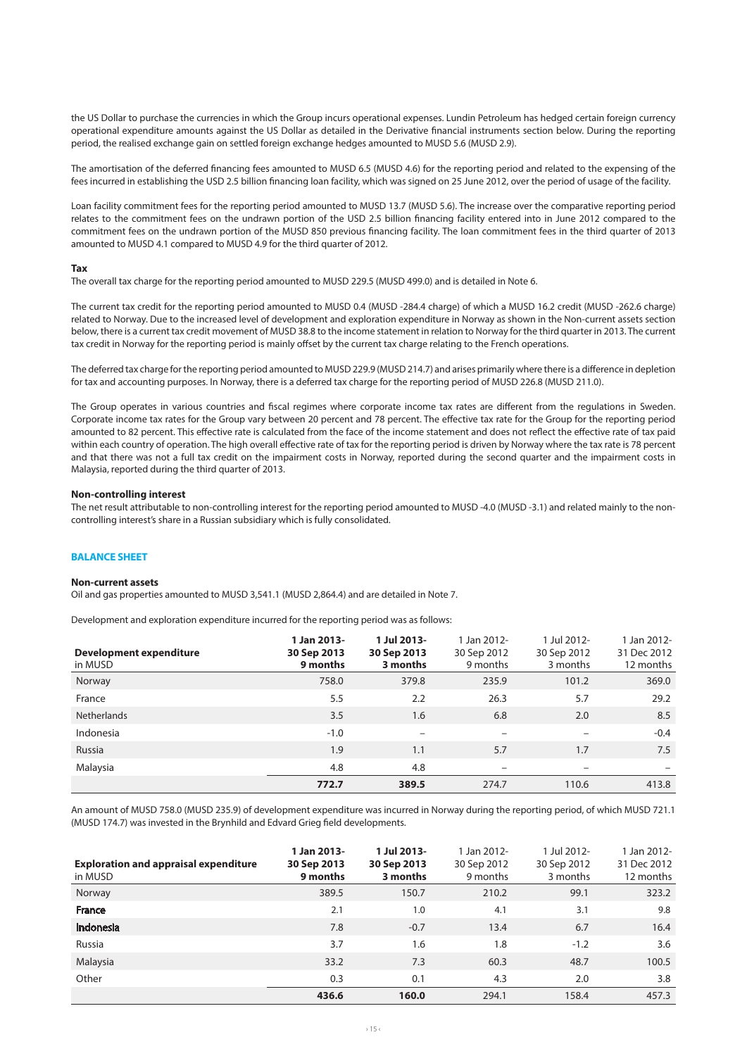the US Dollar to purchase the currencies in which the Group incurs operational expenses. Lundin Petroleum has hedged certain foreign currency operational expenditure amounts against the US Dollar as detailed in the Derivative financial instruments section below. During the reporting period, the realised exchange gain on settled foreign exchange hedges amounted to MUSD 5.6 (MUSD 2.9).

The amortisation of the deferred financing fees amounted to MUSD 6.5 (MUSD 4.6) for the reporting period and related to the expensing of the fees incurred in establishing the USD 2.5 billion financing loan facility, which was signed on 25 June 2012, over the period of usage of the facility.

Loan facility commitment fees for the reporting period amounted to MUSD 13.7 (MUSD 5.6). The increase over the comparative reporting period relates to the commitment fees on the undrawn portion of the USD 2.5 billion financing facility entered into in June 2012 compared to the commitment fees on the undrawn portion of the MUSD 850 previous financing facility. The loan commitment fees in the third quarter of 2013 amounted to MUSD 4.1 compared to MUSD 4.9 for the third quarter of 2012.

**Tax**

The overall tax charge for the reporting period amounted to MUSD 229.5 (MUSD 499.0) and is detailed in Note 6.

The current tax credit for the reporting period amounted to MUSD 0.4 (MUSD -284.4 charge) of which a MUSD 16.2 credit (MUSD -262.6 charge) related to Norway. Due to the increased level of development and exploration expenditure in Norway as shown in the Non-current assets section below, there is a current tax credit movement of MUSD 38.8 to the income statement in relation to Norway for the third quarter in 2013. The current tax credit in Norway for the reporting period is mainly offset by the current tax charge relating to the French operations.

The deferred tax charge for the reporting period amounted to MUSD 229.9 (MUSD 214.7) and arises primarily where there is a difference in depletion for tax and accounting purposes. In Norway, there is a deferred tax charge for the reporting period of MUSD 226.8 (MUSD 211.0).

The Group operates in various countries and fiscal regimes where corporate income tax rates are different from the regulations in Sweden. Corporate income tax rates for the Group vary between 20 percent and 78 percent. The effective tax rate for the Group for the reporting period amounted to 82 percent. This effective rate is calculated from the face of the income statement and does not reflect the effective rate of tax paid within each country of operation. The high overall effective rate of tax for the reporting period is driven by Norway where the tax rate is 78 percent and that there was not a full tax credit on the impairment costs in Norway, reported during the second quarter and the impairment costs in Malaysia, reported during the third quarter of 2013.

**Non-controlling interest**

The net result attributable to non-controlling interest for the reporting period amounted to MUSD -4.0 (MUSD -3.1) and related mainly to the non-controlling interest's share in a Russian subsidiary which is fully consolidated.

## BALANCE SHEET

**Non-current assets**

Oil and gas properties amounted to MUSD 3,541.1 (MUSD 2,864.4) and are detailed in Note 7.

Development and exploration expenditure incurred for the reporting period was as follows:

| **Development expenditure** in MUSD | **1 Jan 2013- 30 Sep 2013 9 months** | **1 Jul 2013- 30 Sep 2013 3 months** | 1 Jan 2012- 30 Sep 2012 9 months | 1 Jul 2012- 30 Sep 2012 3 months | 1 Jan 2012- 31 Dec 2012 12 months |
|---|---|---|---|---|---|
| Norway | 758.0 | 379.8 | 235.9 | 101.2 | 369.0 |
| France | 5.5 | 2.2 | 26.3 | 5.7 | 29.2 |
| Netherlands | 3.5 | 1.6 | 6.8 | 2.0 | 8.5 |
| Indonesia | -1.0 | – | – | – | -0.4 |
| Russia | 1.9 | 1.1 | 5.7 | 1.7 | 7.5 |
| Malaysia | 4.8 | 4.8 | – | – | – |
| | **772.7** | **389.5** | 274.7 | 110.6 | 413.8 |

An amount of MUSD 758.0 (MUSD 235.9) of development expenditure was incurred in Norway during the reporting period, of which MUSD 721.1 (MUSD 174.7) was invested in the Brynhild and Edvard Grieg field developments.

| **Exploration and appraisal expenditure** in MUSD | **1 Jan 2013- 30 Sep 2013 9 months** | **1 Jul 2013- 30 Sep 2013 3 months** | 1 Jan 2012- 30 Sep 2012 9 months | 1 Jul 2012- 30 Sep 2012 3 months | 1 Jan 2012- 31 Dec 2012 12 months |
|---|---|---|---|---|---|
| Norway | 389.5 | 150.7 | 210.2 | 99.1 | 323.2 |
| France | 2.1 | 1.0 | 4.1 | 3.1 | 9.8 |
| Indonesia | 7.8 | -0.7 | 13.4 | 6.7 | 16.4 |
| Russia | 3.7 | 1.6 | 1.8 | -1.2 | 3.6 |
| Malaysia | 33.2 | 7.3 | 60.3 | 48.7 | 100.5 |
| Other | 0.3 | 0.1 | 4.3 | 2.0 | 3.8 |
| | **436.6** | **160.0** | 294.1 | 158.4 | 457.3 |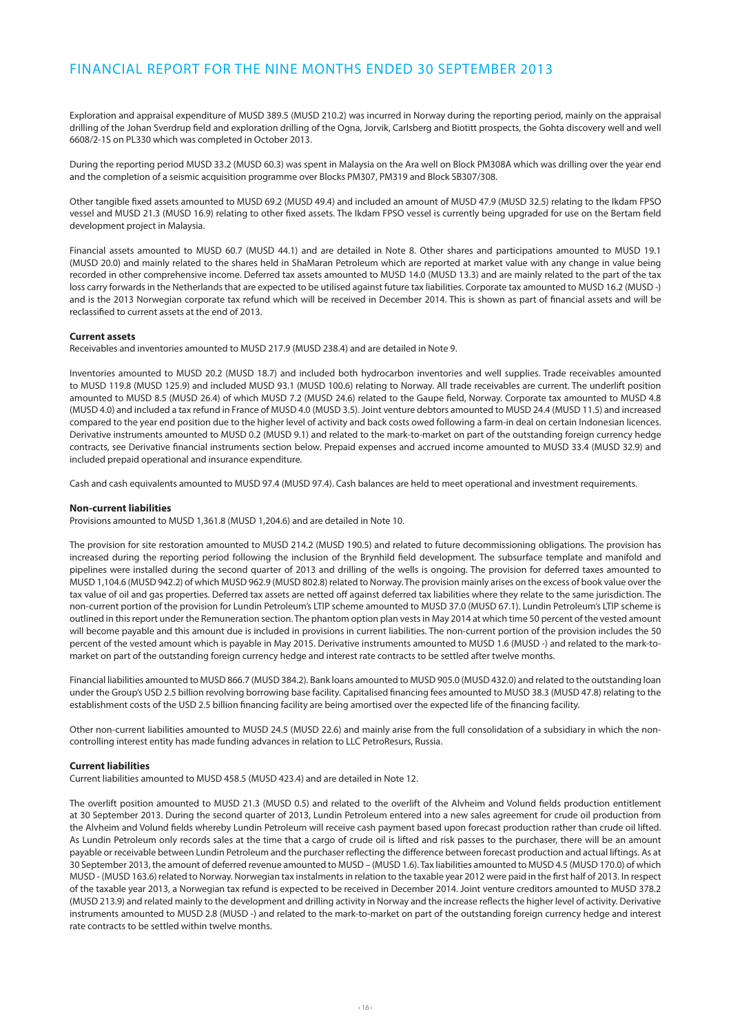Exploration and appraisal expenditure of MUSD 389.5 (MUSD 210.2) was incurred in Norway during the reporting period, mainly on the appraisal drilling of the Johan Sverdrup field and exploration drilling of the Ogna, Jorvik, Carlsberg and Biotitt prospects, the Gohta discovery well and well 6608/2-1S on PL330 which was completed in October 2013.

During the reporting period MUSD 33.2 (MUSD 60.3) was spent in Malaysia on the Ara well on Block PM308A which was drilling over the year end and the completion of a seismic acquisition programme over Blocks PM307, PM319 and Block SB307/308.

Other tangible fixed assets amounted to MUSD 69.2 (MUSD 49.4) and included an amount of MUSD 47.9 (MUSD 32.5) relating to the Ikdam FPSO vessel and MUSD 21.3 (MUSD 16.9) relating to other fixed assets. The Ikdam FPSO vessel is currently being upgraded for use on the Bertam field development project in Malaysia.

Financial assets amounted to MUSD 60.7 (MUSD 44.1) and are detailed in Note 8. Other shares and participations amounted to MUSD 19.1 (MUSD 20.0) and mainly related to the shares held in ShaMaran Petroleum which are reported at market value with any change in value being recorded in other comprehensive income. Deferred tax assets amounted to MUSD 14.0 (MUSD 13.3) and are mainly related to the part of the tax loss carry forwards in the Netherlands that are expected to be utilised against future tax liabilities. Corporate tax amounted to MUSD 16.2 (MUSD -) and is the 2013 Norwegian corporate tax refund which will be received in December 2014. This is shown as part of financial assets and will be reclassified to current assets at the end of 2013.

**Current assets**

Receivables and inventories amounted to MUSD 217.9 (MUSD 238.4) and are detailed in Note 9.

Inventories amounted to MUSD 20.2 (MUSD 18.7) and included both hydrocarbon inventories and well supplies. Trade receivables amounted to MUSD 119.8 (MUSD 125.9) and included MUSD 93.1 (MUSD 100.6) relating to Norway. All trade receivables are current. The underlift position amounted to MUSD 8.5 (MUSD 26.4) of which MUSD 7.2 (MUSD 24.6) related to the Gaupe field, Norway. Corporate tax amounted to MUSD 4.8 (MUSD 4.0) and included a tax refund in France of MUSD 4.0 (MUSD 3.5). Joint venture debtors amounted to MUSD 24.4 (MUSD 11.5) and increased compared to the year end position due to the higher level of activity and back costs owed following a farm-in deal on certain Indonesian licences. Derivative instruments amounted to MUSD 0.2 (MUSD 9.1) and related to the mark-to-market on part of the outstanding foreign currency hedge contracts, see Derivative financial instruments section below. Prepaid expenses and accrued income amounted to MUSD 33.4 (MUSD 32.9) and included prepaid operational and insurance expenditure.

Cash and cash equivalents amounted to MUSD 97.4 (MUSD 97.4). Cash balances are held to meet operational and investment requirements.

**Non-current liabilities**

Provisions amounted to MUSD 1,361.8 (MUSD 1,204.6) and are detailed in Note 10.

The provision for site restoration amounted to MUSD 214.2 (MUSD 190.5) and related to future decommissioning obligations. The provision has increased during the reporting period following the inclusion of the Brynhild field development. The subsurface template and manifold and pipelines were installed during the second quarter of 2013 and drilling of the wells is ongoing. The provision for deferred taxes amounted to MUSD 1,104.6 (MUSD 942.2) of which MUSD 962.9 (MUSD 802.8) related to Norway. The provision mainly arises on the excess of book value over the tax value of oil and gas properties. Deferred tax assets are netted off against deferred tax liabilities where they relate to the same jurisdiction. The non-current portion of the provision for Lundin Petroleum's LTIP scheme amounted to MUSD 37.0 (MUSD 67.1). Lundin Petroleum's LTIP scheme is outlined in this report under the Remuneration section. The phantom option plan vests in May 2014 at which time 50 percent of the vested amount will become payable and this amount due is included in provisions in current liabilities. The non-current portion of the provision includes the 50 percent of the vested amount which is payable in May 2015. Derivative instruments amounted to MUSD 1.6 (MUSD -) and related to the mark-to-market on part of the outstanding foreign currency hedge and interest rate contracts to be settled after twelve months.

Financial liabilities amounted to MUSD 866.7 (MUSD 384.2). Bank loans amounted to MUSD 905.0 (MUSD 432.0) and related to the outstanding loan under the Group's USD 2.5 billion revolving borrowing base facility. Capitalised financing fees amounted to MUSD 38.3 (MUSD 47.8) relating to the establishment costs of the USD 2.5 billion financing facility are being amortised over the expected life of the financing facility.

Other non-current liabilities amounted to MUSD 24.5 (MUSD 22.6) and mainly arise from the full consolidation of a subsidiary in which the non-controlling interest entity has made funding advances in relation to LLC PetroResurs, Russia.

**Current liabilities**

Current liabilities amounted to MUSD 458.5 (MUSD 423.4) and are detailed in Note 12.

The overlift position amounted to MUSD 21.3 (MUSD 0.5) and related to the overlift of the Alvheim and Volund fields production entitlement at 30 September 2013. During the second quarter of 2013, Lundin Petroleum entered into a new sales agreement for crude oil production from the Alvheim and Volund fields whereby Lundin Petroleum will receive cash payment based upon forecast production rather than crude oil lifted. As Lundin Petroleum only records sales at the time that a cargo of crude oil is lifted and risk passes to the purchaser, there will be an amount payable or receivable between Lundin Petroleum and the purchaser reflecting the difference between forecast production and actual liftings. As at 30 September 2013, the amount of deferred revenue amounted to MUSD – (MUSD 1.6). Tax liabilities amounted to MUSD 4.5 (MUSD 170.0) of which MUSD - (MUSD 163.6) related to Norway. Norwegian tax instalments in relation to the taxable year 2012 were paid in the first half of 2013. In respect of the taxable year 2013, a Norwegian tax refund is expected to be received in December 2014. Joint venture creditors amounted to MUSD 378.2 (MUSD 213.9) and related mainly to the development and drilling activity in Norway and the increase reflects the higher level of activity. Derivative instruments amounted to MUSD 2.8 (MUSD -) and related to the mark-to-market on part of the outstanding foreign currency hedge and interest rate contracts to be settled within twelve months.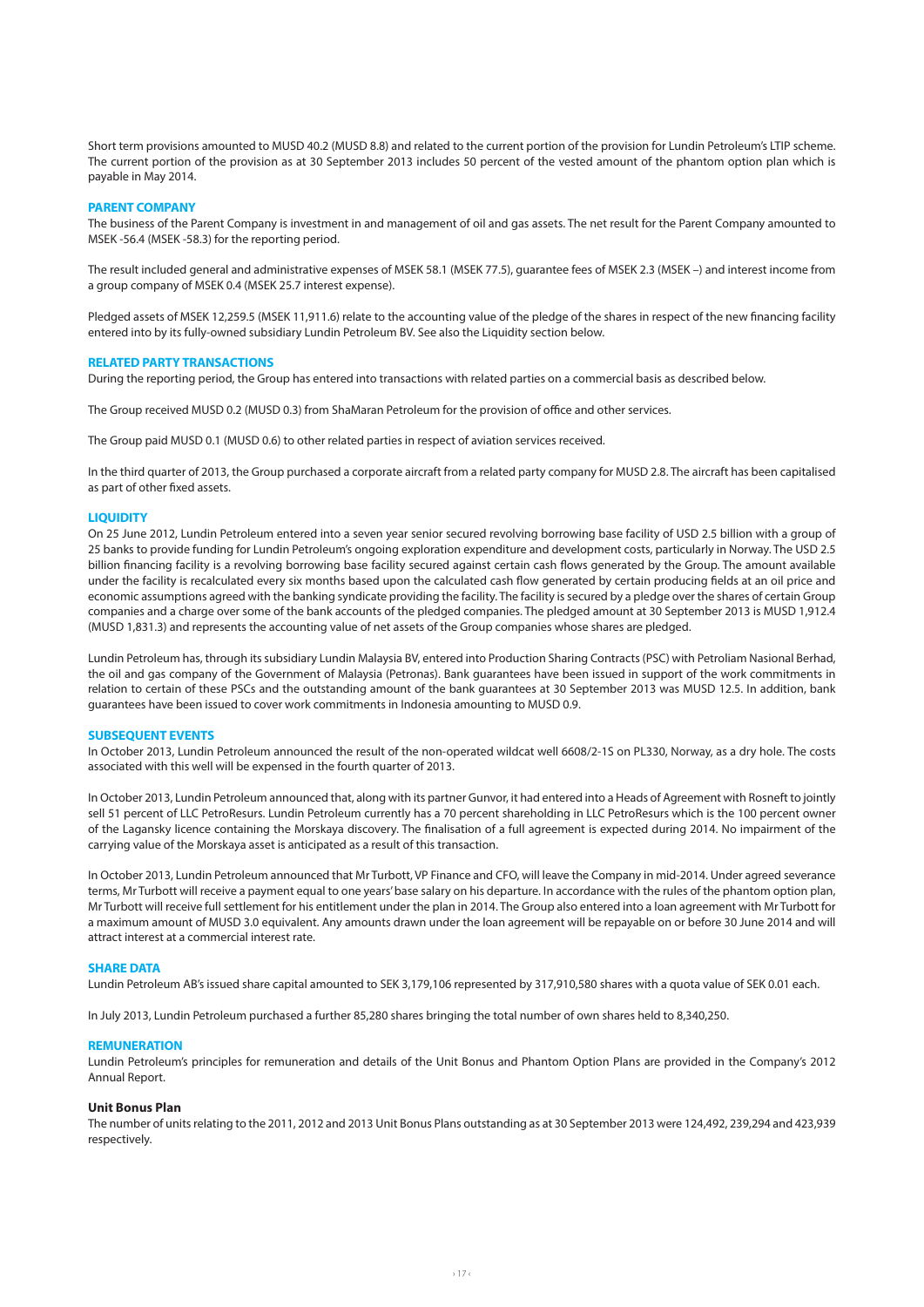Short term provisions amounted to MUSD 40.2 (MUSD 8.8) and related to the current portion of the provision for Lundin Petroleum's LTIP scheme. The current portion of the provision as at 30 September 2013 includes 50 percent of the vested amount of the phantom option plan which is payable in May 2014.

## PARENT COMPANY

The business of the Parent Company is investment in and management of oil and gas assets. The net result for the Parent Company amounted to MSEK -56.4 (MSEK -58.3) for the reporting period.

The result included general and administrative expenses of MSEK 58.1 (MSEK 77.5), guarantee fees of MSEK 2.3 (MSEK –) and interest income from a group company of MSEK 0.4 (MSEK 25.7 interest expense).

Pledged assets of MSEK 12,259.5 (MSEK 11,911.6) relate to the accounting value of the pledge of the shares in respect of the new financing facility entered into by its fully-owned subsidiary Lundin Petroleum BV. See also the Liquidity section below.

## RELATED PARTY TRANSACTIONS

During the reporting period, the Group has entered into transactions with related parties on a commercial basis as described below.

The Group received MUSD 0.2 (MUSD 0.3) from ShaMaran Petroleum for the provision of office and other services.

The Group paid MUSD 0.1 (MUSD 0.6) to other related parties in respect of aviation services received.

In the third quarter of 2013, the Group purchased a corporate aircraft from a related party company for MUSD 2.8. The aircraft has been capitalised as part of other fixed assets.

## LIQUIDITY

On 25 June 2012, Lundin Petroleum entered into a seven year senior secured revolving borrowing base facility of USD 2.5 billion with a group of 25 banks to provide funding for Lundin Petroleum's ongoing exploration expenditure and development costs, particularly in Norway. The USD 2.5 billion financing facility is a revolving borrowing base facility secured against certain cash flows generated by the Group. The amount available under the facility is recalculated every six months based upon the calculated cash flow generated by certain producing fields at an oil price and economic assumptions agreed with the banking syndicate providing the facility. The facility is secured by a pledge over the shares of certain Group companies and a charge over some of the bank accounts of the pledged companies. The pledged amount at 30 September 2013 is MUSD 1,912.4 (MUSD 1,831.3) and represents the accounting value of net assets of the Group companies whose shares are pledged.

Lundin Petroleum has, through its subsidiary Lundin Malaysia BV, entered into Production Sharing Contracts (PSC) with Petroliam Nasional Berhad, the oil and gas company of the Government of Malaysia (Petronas). Bank guarantees have been issued in support of the work commitments in relation to certain of these PSCs and the outstanding amount of the bank guarantees at 30 September 2013 was MUSD 12.5. In addition, bank guarantees have been issued to cover work commitments in Indonesia amounting to MUSD 0.9.

## SUBSEQUENT EVENTS

In October 2013, Lundin Petroleum announced the result of the non-operated wildcat well 6608/2-1S on PL330, Norway, as a dry hole. The costs associated with this well will be expensed in the fourth quarter of 2013.

In October 2013, Lundin Petroleum announced that, along with its partner Gunvor, it had entered into a Heads of Agreement with Rosneft to jointly sell 51 percent of LLC PetroResurs. Lundin Petroleum currently has a 70 percent shareholding in LLC PetroResurs which is the 100 percent owner of the Lagansky licence containing the Morskaya discovery. The finalisation of a full agreement is expected during 2014. No impairment of the carrying value of the Morskaya asset is anticipated as a result of this transaction.

In October 2013, Lundin Petroleum announced that Mr Turbott, VP Finance and CFO, will leave the Company in mid-2014. Under agreed severance terms, Mr Turbott will receive a payment equal to one years' base salary on his departure. In accordance with the rules of the phantom option plan, Mr Turbott will receive full settlement for his entitlement under the plan in 2014. The Group also entered into a loan agreement with Mr Turbott for a maximum amount of MUSD 3.0 equivalent. Any amounts drawn under the loan agreement will be repayable on or before 30 June 2014 and will attract interest at a commercial interest rate.

## SHARE DATA

Lundin Petroleum AB's issued share capital amounted to SEK 3,179,106 represented by 317,910,580 shares with a quota value of SEK 0.01 each.

In July 2013, Lundin Petroleum purchased a further 85,280 shares bringing the total number of own shares held to 8,340,250.

## REMUNERATION

Lundin Petroleum's principles for remuneration and details of the Unit Bonus and Phantom Option Plans are provided in the Company's 2012 Annual Report.

### Unit Bonus Plan

The number of units relating to the 2011, 2012 and 2013 Unit Bonus Plans outstanding as at 30 September 2013 were 124,492, 239,294 and 423,939 respectively.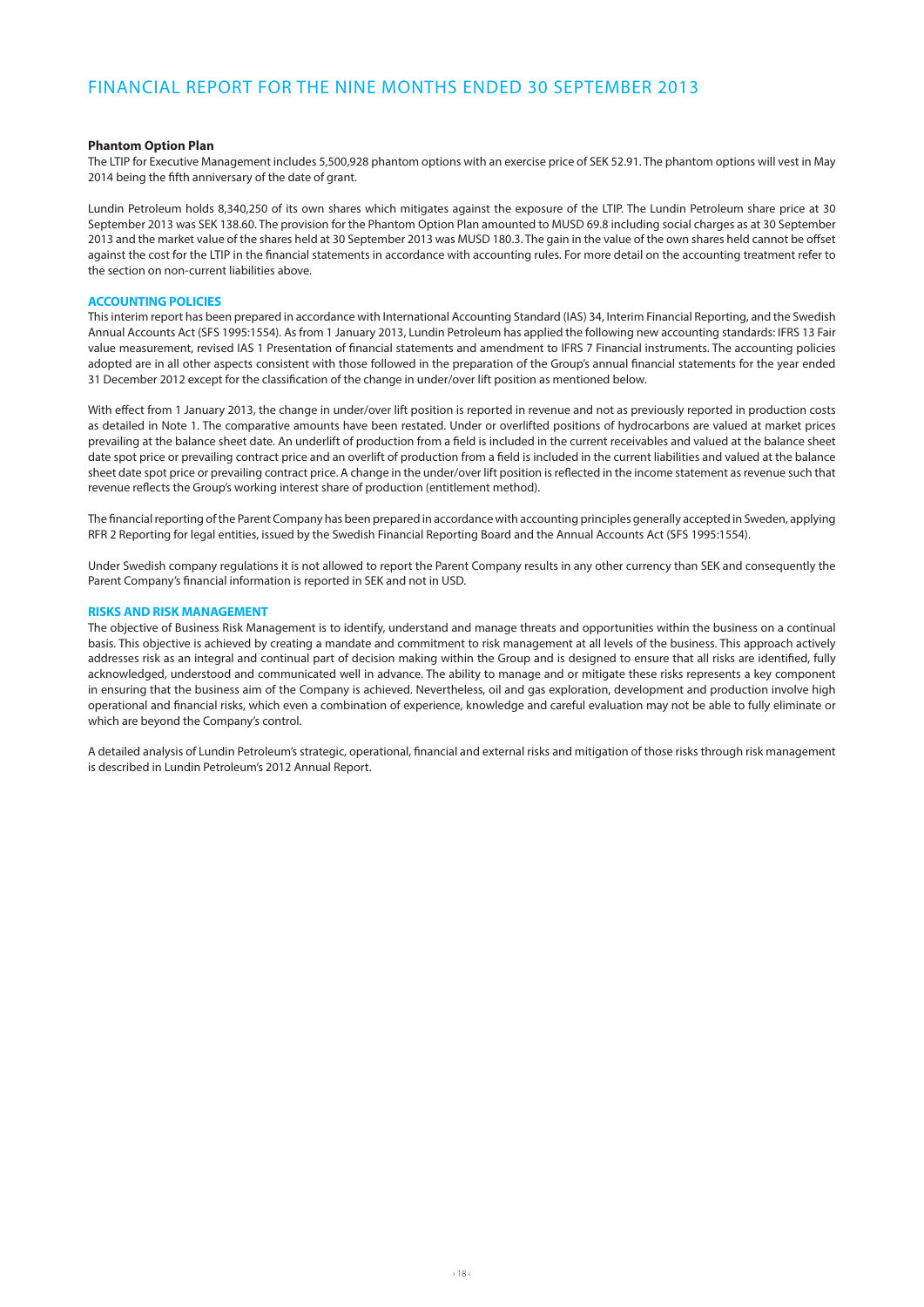### Phantom Option Plan

The LTIP for Executive Management includes 5,500,928 phantom options with an exercise price of SEK 52.91. The phantom options will vest in May 2014 being the fifth anniversary of the date of grant.

Lundin Petroleum holds 8,340,250 of its own shares which mitigates against the exposure of the LTIP. The Lundin Petroleum share price at 30 September 2013 was SEK 138.60. The provision for the Phantom Option Plan amounted to MUSD 69.8 including social charges as at 30 September 2013 and the market value of the shares held at 30 September 2013 was MUSD 180.3. The gain in the value of the own shares held cannot be offset against the cost for the LTIP in the financial statements in accordance with accounting rules. For more detail on the accounting treatment refer to the section on non-current liabilities above.

## ACCOUNTING POLICIES

This interim report has been prepared in accordance with International Accounting Standard (IAS) 34, Interim Financial Reporting, and the Swedish Annual Accounts Act (SFS 1995:1554). As from 1 January 2013, Lundin Petroleum has applied the following new accounting standards: IFRS 13 Fair value measurement, revised IAS 1 Presentation of financial statements and amendment to IFRS 7 Financial instruments. The accounting policies adopted are in all other aspects consistent with those followed in the preparation of the Group's annual financial statements for the year ended 31 December 2012 except for the classification of the change in under/over lift position as mentioned below.

With effect from 1 January 2013, the change in under/over lift position is reported in revenue and not as previously reported in production costs as detailed in Note 1. The comparative amounts have been restated. Under or overlifted positions of hydrocarbons are valued at market prices prevailing at the balance sheet date. An underlift of production from a field is included in the current receivables and valued at the balance sheet date spot price or prevailing contract price and an overlift of production from a field is included in the current liabilities and valued at the balance sheet date spot price or prevailing contract price. A change in the under/over lift position is reflected in the income statement as revenue such that revenue reflects the Group's working interest share of production (entitlement method).

The financial reporting of the Parent Company has been prepared in accordance with accounting principles generally accepted in Sweden, applying RFR 2 Reporting for legal entities, issued by the Swedish Financial Reporting Board and the Annual Accounts Act (SFS 1995:1554).

Under Swedish company regulations it is not allowed to report the Parent Company results in any other currency than SEK and consequently the Parent Company's financial information is reported in SEK and not in USD.

## RISKS AND RISK MANAGEMENT

The objective of Business Risk Management is to identify, understand and manage threats and opportunities within the business on a continual basis. This objective is achieved by creating a mandate and commitment to risk management at all levels of the business. This approach actively addresses risk as an integral and continual part of decision making within the Group and is designed to ensure that all risks are identified, fully acknowledged, understood and communicated well in advance. The ability to manage and or mitigate these risks represents a key component in ensuring that the business aim of the Company is achieved. Nevertheless, oil and gas exploration, development and production involve high operational and financial risks, which even a combination of experience, knowledge and careful evaluation may not be able to fully eliminate or which are beyond the Company's control.

A detailed analysis of Lundin Petroleum's strategic, operational, financial and external risks and mitigation of those risks through risk management is described in Lundin Petroleum's 2012 Annual Report.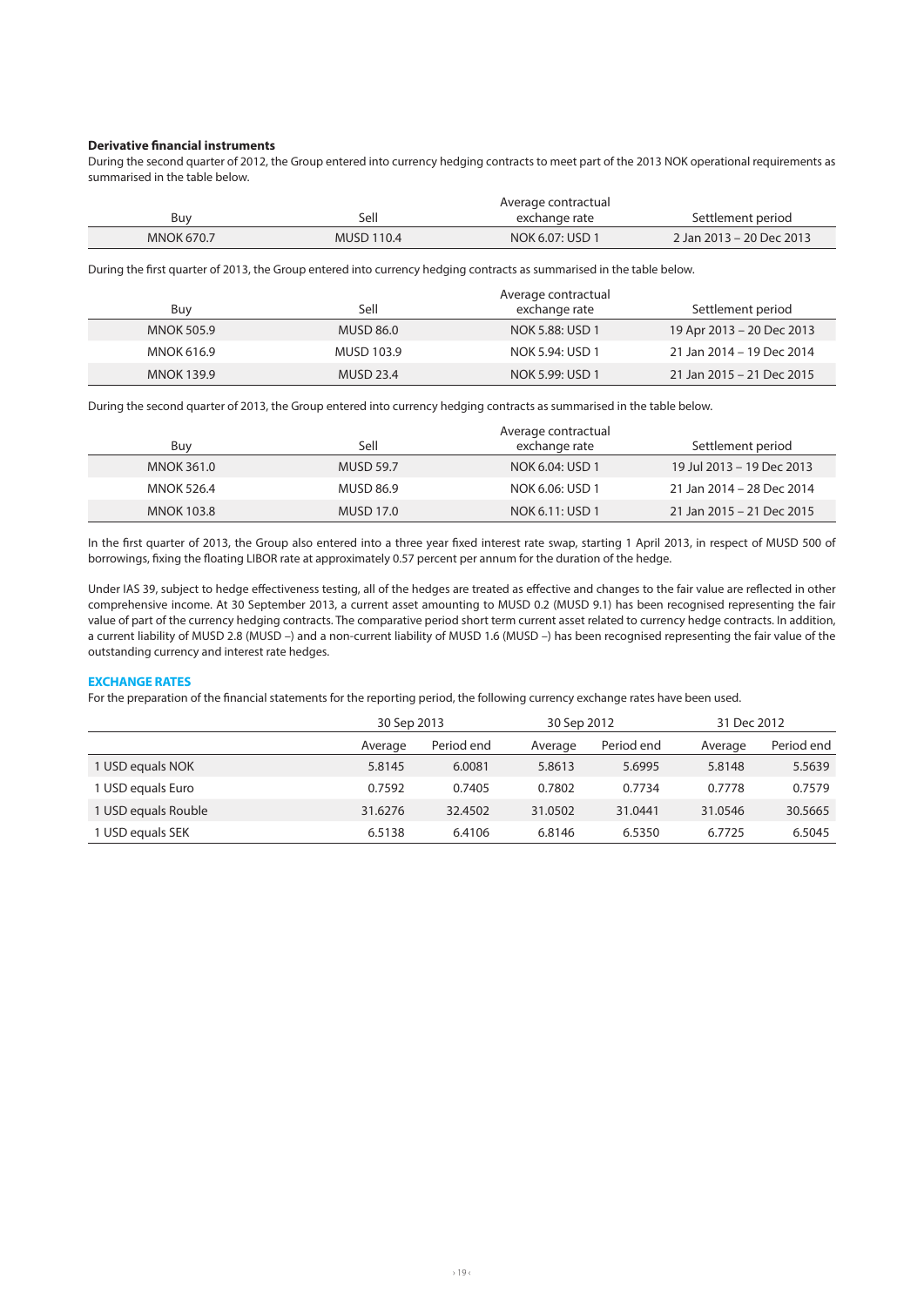### Derivative financial instruments

During the second quarter of 2012, the Group entered into currency hedging contracts to meet part of the 2013 NOK operational requirements as summarised in the table below.

| Buy | Sell | Average contractual exchange rate | Settlement period |
|---|---|---|---|
| MNOK 670.7 | MUSD 110.4 | NOK 6.07: USD 1 | 2 Jan 2013 – 20 Dec 2013 |

During the first quarter of 2013, the Group entered into currency hedging contracts as summarised in the table below.

| Buy | Sell | Average contractual exchange rate | Settlement period |
|---|---|---|---|
| MNOK 505.9 | MUSD 86.0 | NOK 5.88: USD 1 | 19 Apr 2013 – 20 Dec 2013 |
| MNOK 616.9 | MUSD 103.9 | NOK 5.94: USD 1 | 21 Jan 2014 – 19 Dec 2014 |
| MNOK 139.9 | MUSD 23.4 | NOK 5.99: USD 1 | 21 Jan 2015 – 21 Dec 2015 |

During the second quarter of 2013, the Group entered into currency hedging contracts as summarised in the table below.

| Buy | Sell | Average contractual exchange rate | Settlement period |
|---|---|---|---|
| MNOK 361.0 | MUSD 59.7 | NOK 6.04: USD 1 | 19 Jul 2013 – 19 Dec 2013 |
| MNOK 526.4 | MUSD 86.9 | NOK 6.06: USD 1 | 21 Jan 2014 – 28 Dec 2014 |
| MNOK 103.8 | MUSD 17.0 | NOK 6.11: USD 1 | 21 Jan 2015 – 21 Dec 2015 |

In the first quarter of 2013, the Group also entered into a three year fixed interest rate swap, starting 1 April 2013, in respect of MUSD 500 of borrowings, fixing the floating LIBOR rate at approximately 0.57 percent per annum for the duration of the hedge.

Under IAS 39, subject to hedge effectiveness testing, all of the hedges are treated as effective and changes to the fair value are reflected in other comprehensive income. At 30 September 2013, a current asset amounting to MUSD 0.2 (MUSD 9.1) has been recognised representing the fair value of part of the currency hedging contracts. The comparative period short term current asset related to currency hedge contracts. In addition, a current liability of MUSD 2.8 (MUSD –) and a non-current liability of MUSD 1.6 (MUSD –) has been recognised representing the fair value of the outstanding currency and interest rate hedges.

### EXCHANGE RATES

For the preparation of the financial statements for the reporting period, the following currency exchange rates have been used.

| | 30 Sep 2013 | | 30 Sep 2012 | | 31 Dec 2012 | |
|---|---|---|---|---|---|---|
| | Average | Period end | Average | Period end | Average | Period end |
| 1 USD equals NOK | 5.8145 | 6.0081 | 5.8613 | 5.6995 | 5.8148 | 5.5639 |
| 1 USD equals Euro | 0.7592 | 0.7405 | 0.7802 | 0.7734 | 0.7778 | 0.7579 |
| 1 USD equals Rouble | 31.6276 | 32.4502 | 31.0502 | 31.0441 | 31.0546 | 30.5665 |
| 1 USD equals SEK | 6.5138 | 6.4106 | 6.8146 | 6.5350 | 6.7725 | 6.5045 |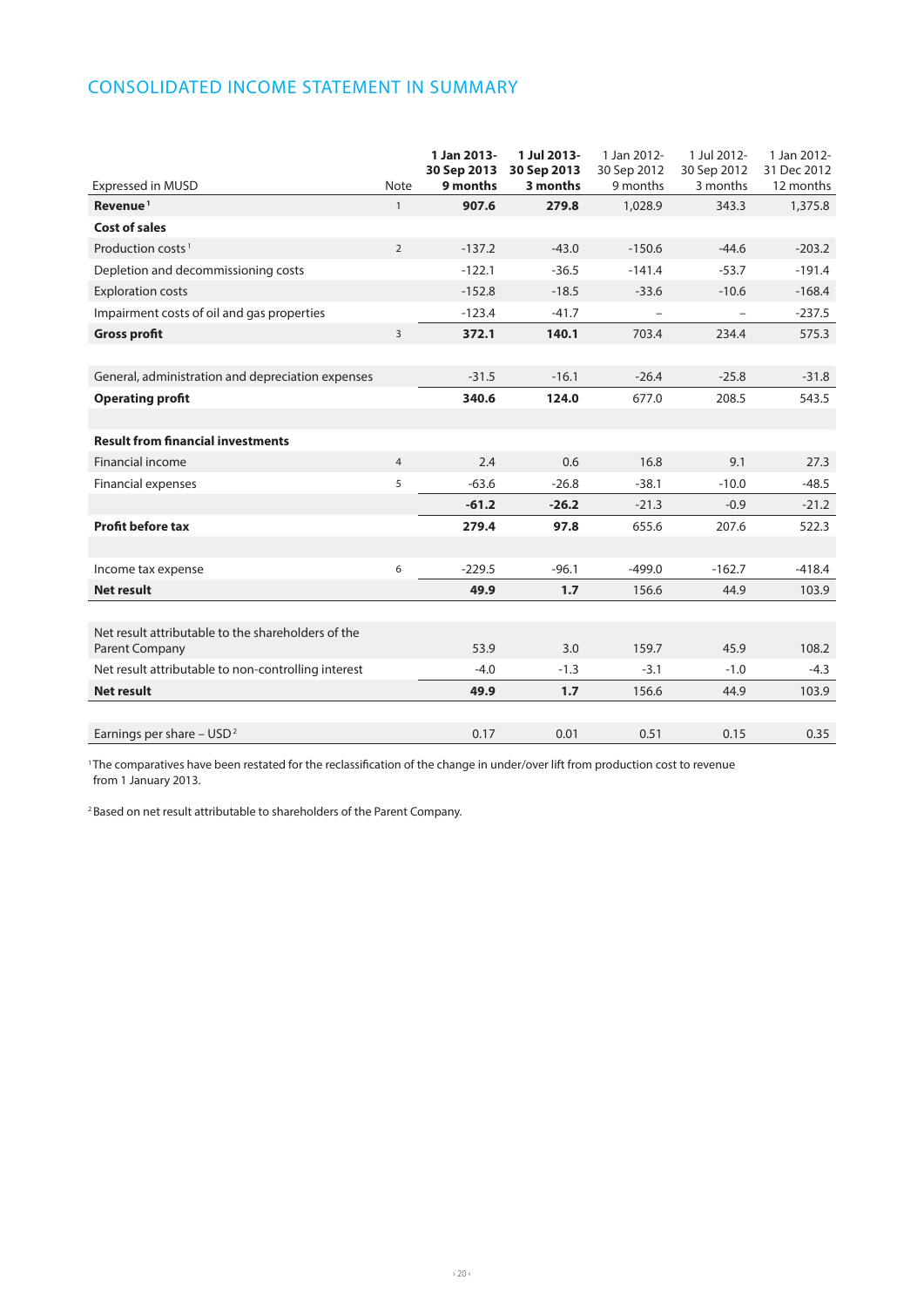## CONSOLIDATED INCOME STATEMENT IN SUMMARY

| Expressed in MUSD | Note | **1 Jan 2013-30 Sep 2013 9 months** | **1 Jul 2013-30 Sep 2013 3 months** | 1 Jan 2012-30 Sep 2012 9 months | 1 Jul 2012-30 Sep 2012 3 months | 1 Jan 2012-31 Dec 2012 12 months |
|---|---|---|---|---|---|---|
| **Revenue** [1] | 1 | **907.6** | **279.8** | 1,028.9 | 343.3 | 1,375.8 |
| **Cost of sales** | | | | | | |
| Production costs [1] | 2 | -137.2 | -43.0 | -150.6 | -44.6 | -203.2 |
| Depletion and decommissioning costs | | -122.1 | -36.5 | -141.4 | -53.7 | -191.4 |
| Exploration costs | | -152.8 | -18.5 | -33.6 | -10.6 | -168.4 |
| Impairment costs of oil and gas properties | | -123.4 | -41.7 | – | – | -237.5 |
| **Gross profit** | 3 | **372.1** | **140.1** | 703.4 | 234.4 | 575.3 |
| | | | | | | |
| General, administration and depreciation expenses | | -31.5 | -16.1 | -26.4 | -25.8 | -31.8 |
| **Operating profit** | | **340.6** | **124.0** | 677.0 | 208.5 | 543.5 |
| | | | | | | |
| **Result from financial investments** | | | | | | |
| Financial income | 4 | 2.4 | 0.6 | 16.8 | 9.1 | 27.3 |
| Financial expenses | 5 | -63.6 | -26.8 | -38.1 | -10.0 | -48.5 |
| | | **-61.2** | **-26.2** | -21.3 | -0.9 | -21.2 |
| **Profit before tax** | | **279.4** | **97.8** | 655.6 | 207.6 | 522.3 |
| | | | | | | |
| Income tax expense | 6 | -229.5 | -96.1 | -499.0 | -162.7 | -418.4 |
| **Net result** | | **49.9** | **1.7** | 156.6 | 44.9 | 103.9 |
| | | | | | | |
| Net result attributable to the shareholders of the Parent Company | | 53.9 | 3.0 | 159.7 | 45.9 | 108.2 |
| Net result attributable to non-controlling interest | | -4.0 | -1.3 | -3.1 | -1.0 | -4.3 |
| **Net result** | | **49.9** | **1.7** | 156.6 | 44.9 | 103.9 |
| | | | | | | |
| Earnings per share – USD [2] | | 0.17 | 0.01 | 0.51 | 0.15 | 0.35 |

[1] The comparatives have been restated for the reclassification of the change in under/over lift from production cost to revenue from 1 January 2013.

[2] Based on net result attributable to shareholders of the Parent Company.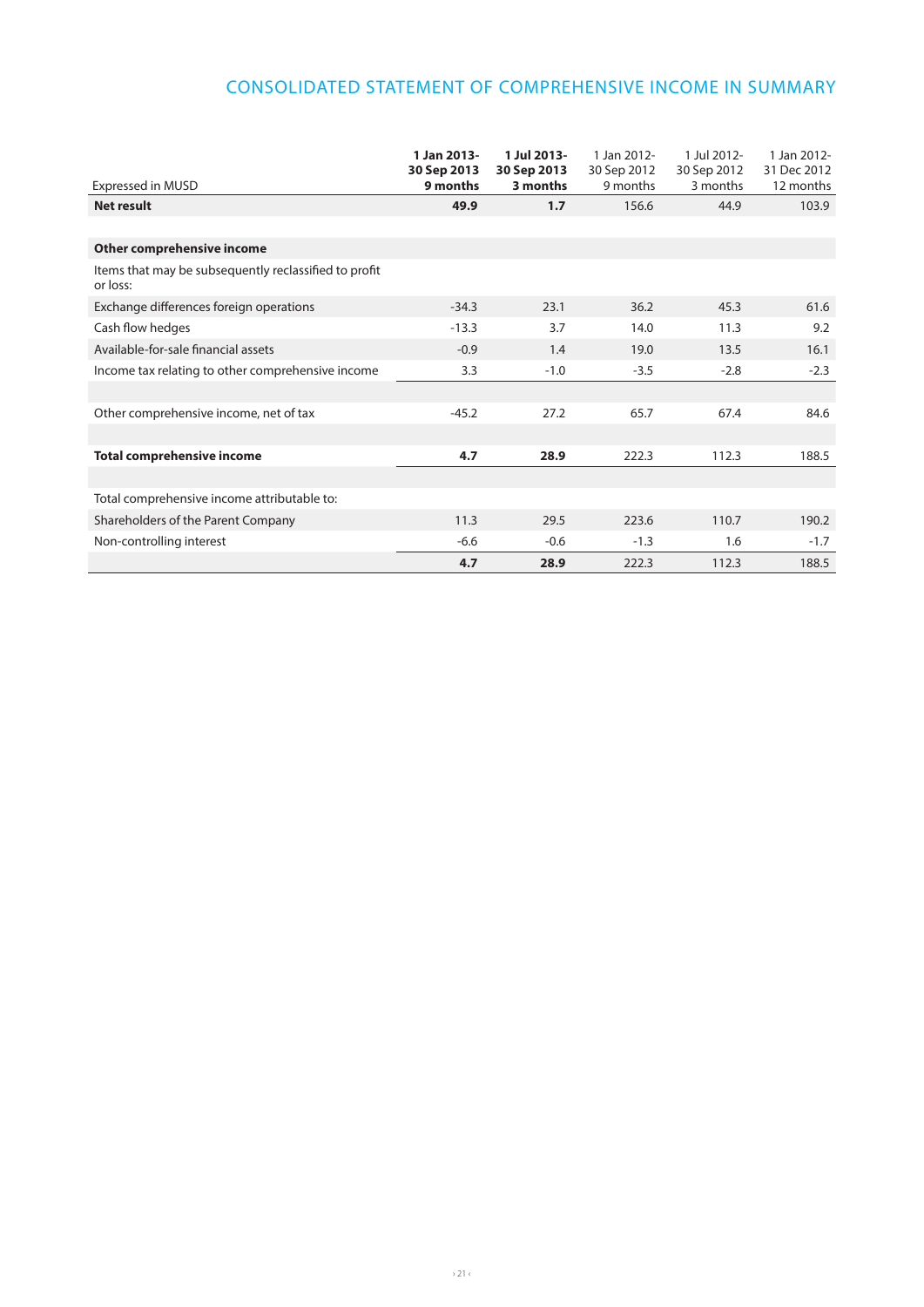# CONSOLIDATED STATEMENT OF COMPREHENSIVE INCOME IN SUMMARY

| Expressed in MUSD | **1 Jan 2013- 30 Sep 2013 9 months** | **1 Jul 2013- 30 Sep 2013 3 months** | 1 Jan 2012- 30 Sep 2012 9 months | 1 Jul 2012- 30 Sep 2012 3 months | 1 Jan 2012- 31 Dec 2012 12 months |
|---|---|---|---|---|---|
| **Net result** | **49.9** | **1.7** | 156.6 | 44.9 | 103.9 |
| | | | | | |
| **Other comprehensive income** | | | | | |
| Items that may be subsequently reclassified to profit or loss: | | | | | |
| Exchange differences foreign operations | -34.3 | 23.1 | 36.2 | 45.3 | 61.6 |
| Cash flow hedges | -13.3 | 3.7 | 14.0 | 11.3 | 9.2 |
| Available-for-sale financial assets | -0.9 | 1.4 | 19.0 | 13.5 | 16.1 |
| Income tax relating to other comprehensive income | 3.3 | -1.0 | -3.5 | -2.8 | -2.3 |
| | | | | | |
| Other comprehensive income, net of tax | -45.2 | 27.2 | 65.7 | 67.4 | 84.6 |
| | | | | | |
| **Total comprehensive income** | **4.7** | **28.9** | 222.3 | 112.3 | 188.5 |
| | | | | | |
| Total comprehensive income attributable to: | | | | | |
| Shareholders of the Parent Company | 11.3 | 29.5 | 223.6 | 110.7 | 190.2 |
| Non-controlling interest | -6.6 | -0.6 | -1.3 | 1.6 | -1.7 |
| | **4.7** | **28.9** | 222.3 | 112.3 | 188.5 |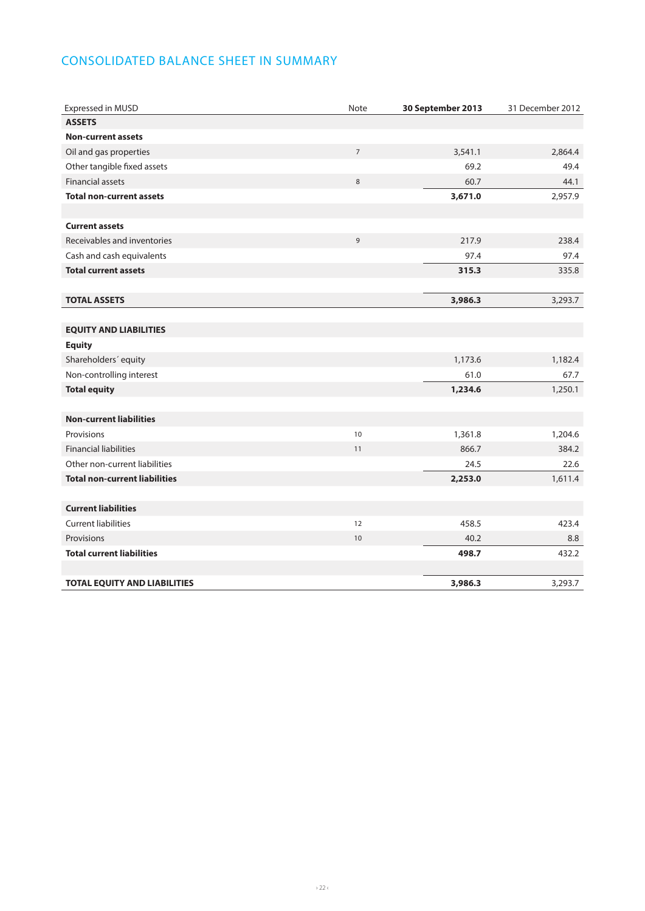## CONSOLIDATED BALANCE SHEET IN SUMMARY

| Expressed in MUSD | Note | 30 September 2013 | 31 December 2012 |
|---|---|---|---|
| **ASSETS** | | | |
| **Non-current assets** | | | |
| Oil and gas properties | 7 | 3,541.1 | 2,864.4 |
| Other tangible fixed assets | | 69.2 | 49.4 |
| Financial assets | 8 | 60.7 | 44.1 |
| **Total non-current assets** | | **3,671.0** | 2,957.9 |
| | | | |
| **Current assets** | | | |
| Receivables and inventories | 9 | 217.9 | 238.4 |
| Cash and cash equivalents | | 97.4 | 97.4 |
| **Total current assets** | | **315.3** | 335.8 |
| | | | |
| **TOTAL ASSETS** | | **3,986.3** | 3,293.7 |
| | | | |
| **EQUITY AND LIABILITIES** | | | |
| **Equity** | | | |
| Shareholders´ equity | | 1,173.6 | 1,182.4 |
| Non-controlling interest | | 61.0 | 67.7 |
| **Total equity** | | **1,234.6** | 1,250.1 |
| | | | |
| **Non-current liabilities** | | | |
| Provisions | 10 | 1,361.8 | 1,204.6 |
| Financial liabilities | 11 | 866.7 | 384.2 |
| Other non-current liabilities | | 24.5 | 22.6 |
| **Total non-current liabilities** | | **2,253.0** | 1,611.4 |
| | | | |
| **Current liabilities** | | | |
| Current liabilities | 12 | 458.5 | 423.4 |
| Provisions | 10 | 40.2 | 8.8 |
| **Total current liabilities** | | **498.7** | 432.2 |
| | | | |
| **TOTAL EQUITY AND LIABILITIES** | | **3,986.3** | 3,293.7 |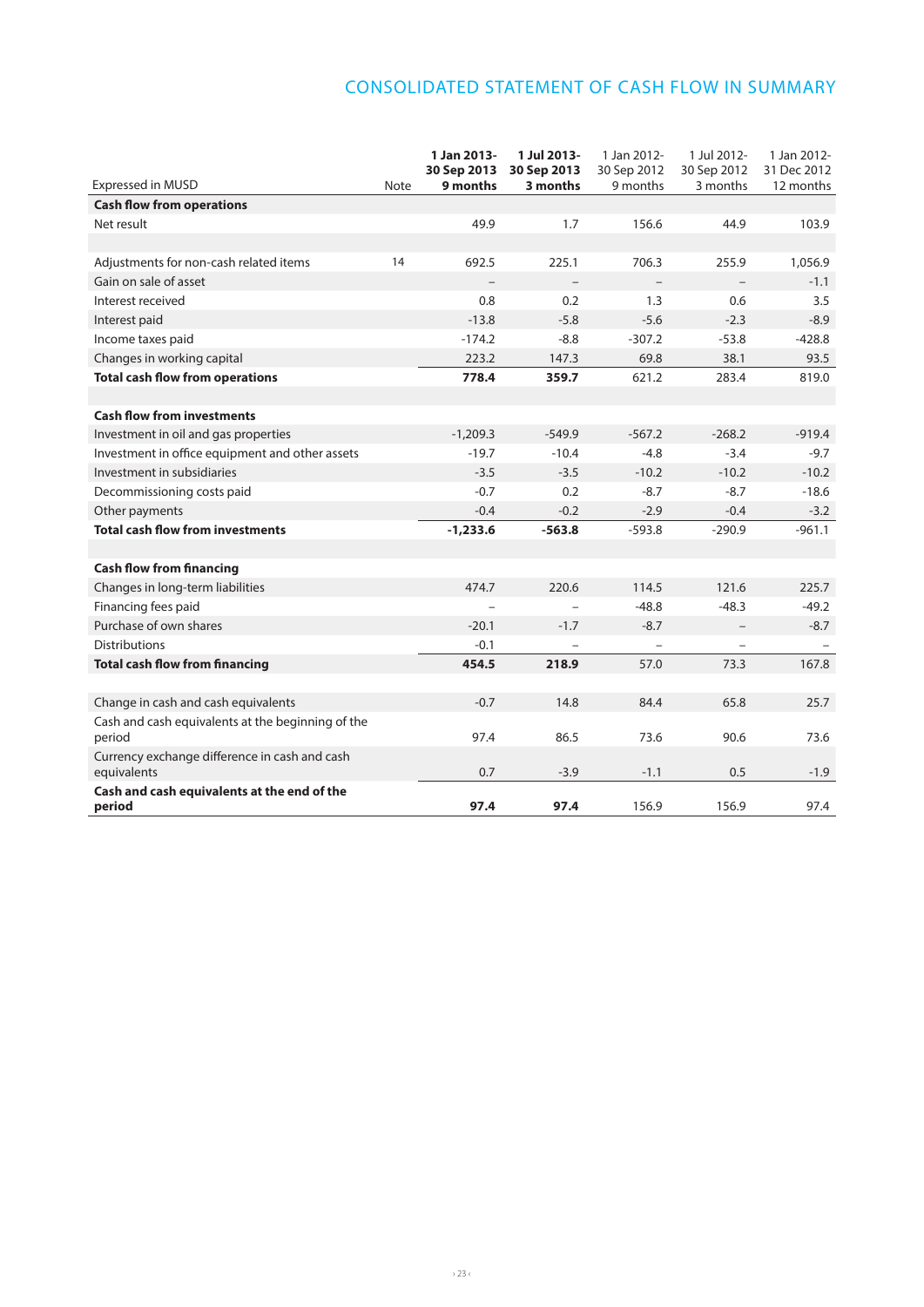# CONSOLIDATED STATEMENT OF CASH FLOW IN SUMMARY

| Expressed in MUSD | Note | **1 Jan 2013-30 Sep 2013 9 months** | **1 Jul 2013-30 Sep 2013 3 months** | 1 Jan 2012-30 Sep 2012 9 months | 1 Jul 2012-30 Sep 2012 3 months | 1 Jan 2012-31 Dec 2012 12 months |
|---|---|---|---|---|---|---|
| **Cash flow from operations** | | | | | | |
| Net result | | 49.9 | 1.7 | 156.6 | 44.9 | 103.9 |
| | | | | | | |
| Adjustments for non-cash related items | 14 | 692.5 | 225.1 | 706.3 | 255.9 | 1,056.9 |
| Gain on sale of asset | | – | – | – | – | -1.1 |
| Interest received | | 0.8 | 0.2 | 1.3 | 0.6 | 3.5 |
| Interest paid | | -13.8 | -5.8 | -5.6 | -2.3 | -8.9 |
| Income taxes paid | | -174.2 | -8.8 | -307.2 | -53.8 | -428.8 |
| Changes in working capital | | 223.2 | 147.3 | 69.8 | 38.1 | 93.5 |
| **Total cash flow from operations** | | **778.4** | **359.7** | 621.2 | 283.4 | 819.0 |
| | | | | | | |
| **Cash flow from investments** | | | | | | |
| Investment in oil and gas properties | | -1,209.3 | -549.9 | -567.2 | -268.2 | -919.4 |
| Investment in office equipment and other assets | | -19.7 | -10.4 | -4.8 | -3.4 | -9.7 |
| Investment in subsidiaries | | -3.5 | -3.5 | -10.2 | -10.2 | -10.2 |
| Decommissioning costs paid | | -0.7 | 0.2 | -8.7 | -8.7 | -18.6 |
| Other payments | | -0.4 | -0.2 | -2.9 | -0.4 | -3.2 |
| **Total cash flow from investments** | | **-1,233.6** | **-563.8** | -593.8 | -290.9 | -961.1 |
| | | | | | | |
| **Cash flow from financing** | | | | | | |
| Changes in long-term liabilities | | 474.7 | 220.6 | 114.5 | 121.6 | 225.7 |
| Financing fees paid | | – | – | -48.8 | -48.3 | -49.2 |
| Purchase of own shares | | -20.1 | -1.7 | -8.7 | – | -8.7 |
| Distributions | | -0.1 | – | – | – | – |
| **Total cash flow from financing** | | **454.5** | **218.9** | 57.0 | 73.3 | 167.8 |
| | | | | | | |
| Change in cash and cash equivalents | | -0.7 | 14.8 | 84.4 | 65.8 | 25.7 |
| Cash and cash equivalents at the beginning of the period | | 97.4 | 86.5 | 73.6 | 90.6 | 73.6 |
| Currency exchange difference in cash and cash equivalents | | 0.7 | -3.9 | -1.1 | 0.5 | -1.9 |
| **Cash and cash equivalents at the end of the period** | | **97.4** | **97.4** | 156.9 | 156.9 | 97.4 |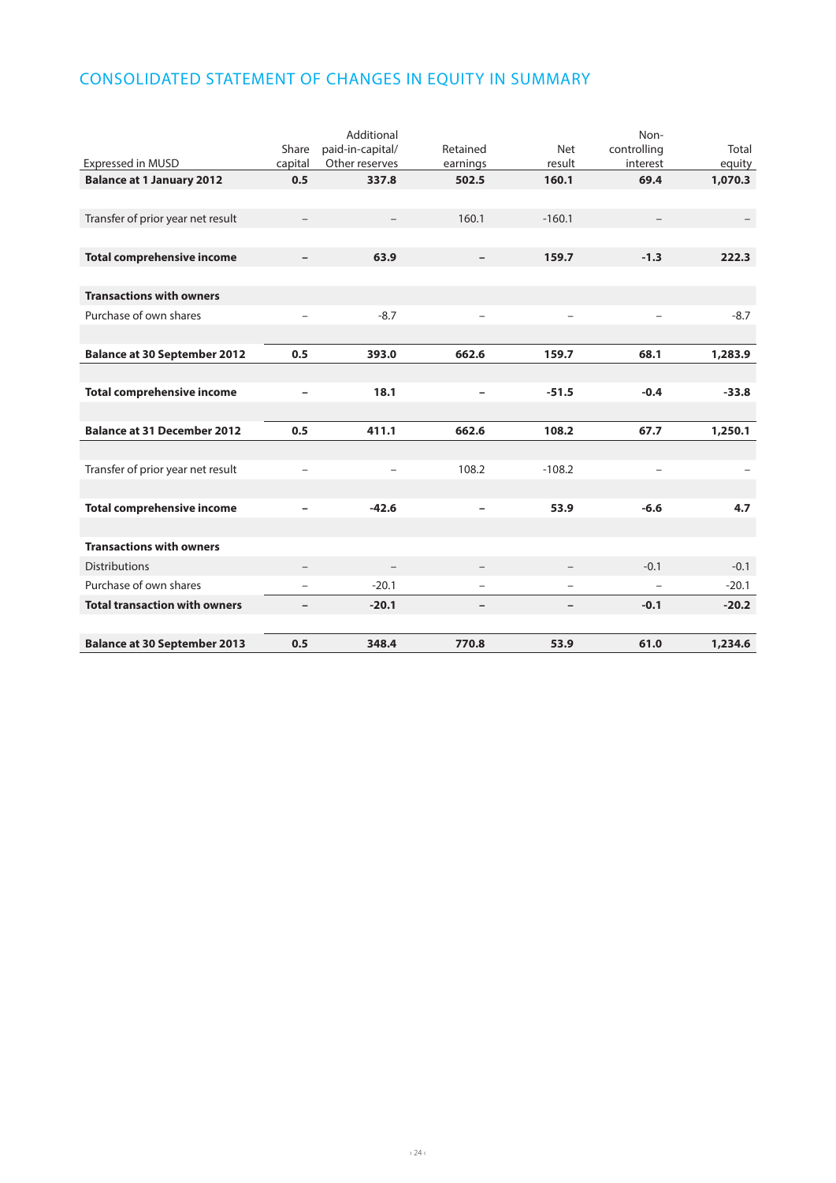## CONSOLIDATED STATEMENT OF CHANGES IN EQUITY IN SUMMARY

| Expressed in MUSD | Share capital | Additional paid-in-capital/ Other reserves | Retained earnings | Net result | Non-controlling interest | Total equity |
|---|---|---|---|---|---|---|
| **Balance at 1 January 2012** | **0.5** | **337.8** | **502.5** | **160.1** | **69.4** | **1,070.3** |
| | | | | | | |
| Transfer of prior year net result | – | – | 160.1 | -160.1 | – | – |
| | | | | | | |
| **Total comprehensive income** | **–** | **63.9** | **–** | **159.7** | **-1.3** | **222.3** |
| | | | | | | |
| **Transactions with owners** | | | | | | |
| Purchase of own shares | – | -8.7 | – | – | – | -8.7 |
| | | | | | | |
| **Balance at 30 September 2012** | **0.5** | **393.0** | **662.6** | **159.7** | **68.1** | **1,283.9** |
| | | | | | | |
| **Total comprehensive income** | **–** | **18.1** | **–** | **-51.5** | **-0.4** | **-33.8** |
| | | | | | | |
| **Balance at 31 December 2012** | **0.5** | **411.1** | **662.6** | **108.2** | **67.7** | **1,250.1** |
| | | | | | | |
| Transfer of prior year net result | – | – | 108.2 | -108.2 | – | – |
| | | | | | | |
| **Total comprehensive income** | **–** | **-42.6** | **–** | **53.9** | **-6.6** | **4.7** |
| | | | | | | |
| **Transactions with owners** | | | | | | |
| Distributions | – | – | – | – | -0.1 | -0.1 |
| Purchase of own shares | – | -20.1 | – | – | – | -20.1 |
| **Total transaction with owners** | **–** | **-20.1** | **–** | **–** | **-0.1** | **-20.2** |
| | | | | | | |
| **Balance at 30 September 2013** | **0.5** | **348.4** | **770.8** | **53.9** | **61.0** | **1,234.6** |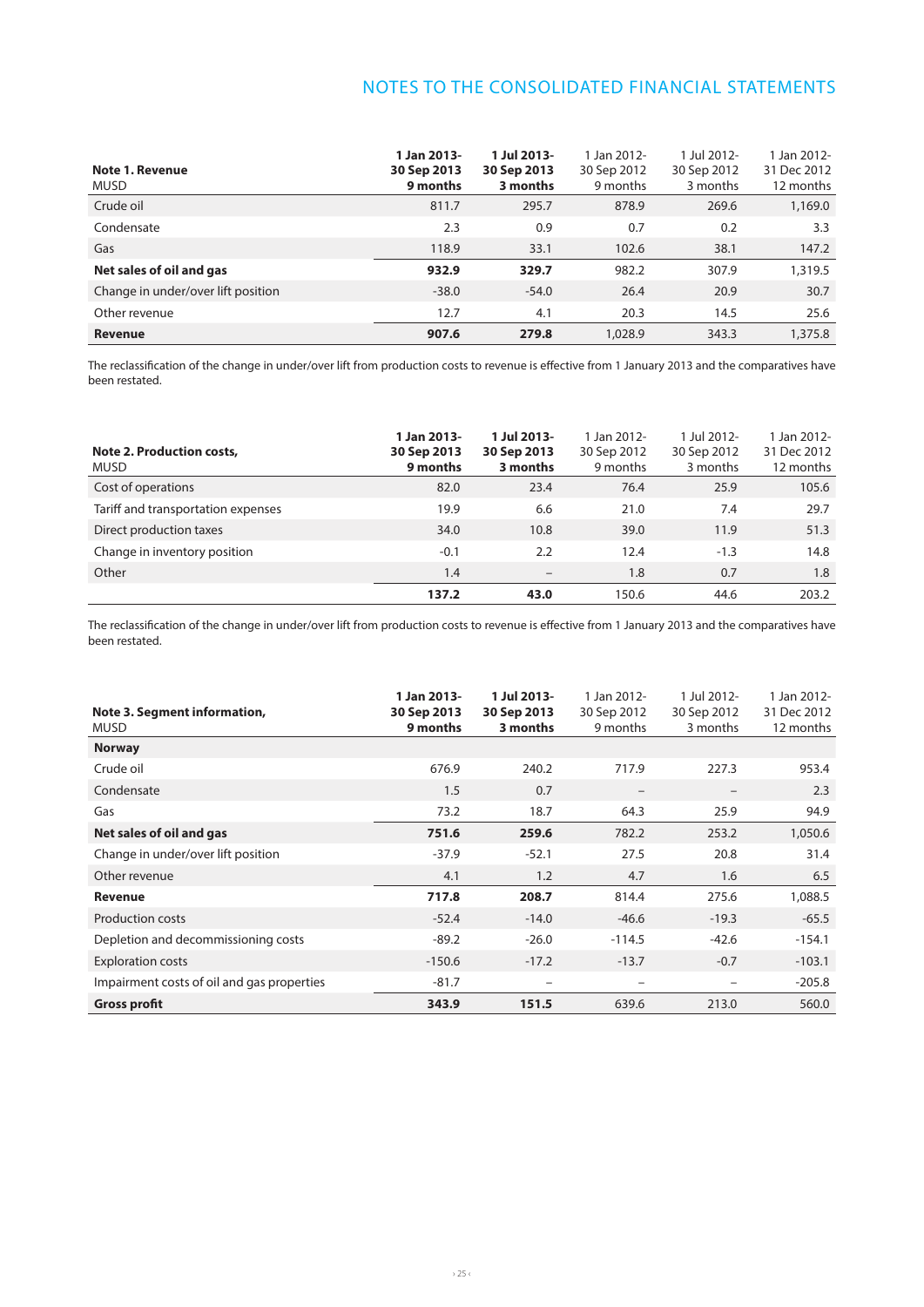## NOTES TO THE CONSOLIDATED FINANCIAL STATEMENTS

| **Note 1. Revenue** MUSD | **1 Jan 2013- 30 Sep 2013 9 months** | **1 Jul 2013- 30 Sep 2013 3 months** | 1 Jan 2012- 30 Sep 2012 9 months | 1 Jul 2012- 30 Sep 2012 3 months | 1 Jan 2012- 31 Dec 2012 12 months |
|---|---|---|---|---|---|
| Crude oil | 811.7 | 295.7 | 878.9 | 269.6 | 1,169.0 |
| Condensate | 2.3 | 0.9 | 0.7 | 0.2 | 3.3 |
| Gas | 118.9 | 33.1 | 102.6 | 38.1 | 147.2 |
| **Net sales of oil and gas** | **932.9** | **329.7** | 982.2 | 307.9 | 1,319.5 |
| Change in under/over lift position | -38.0 | -54.0 | 26.4 | 20.9 | 30.7 |
| Other revenue | 12.7 | 4.1 | 20.3 | 14.5 | 25.6 |
| **Revenue** | **907.6** | **279.8** | 1,028.9 | 343.3 | 1,375.8 |

The reclassification of the change in under/over lift from production costs to revenue is effective from 1 January 2013 and the comparatives have been restated.

| **Note 2. Production costs,** MUSD | **1 Jan 2013- 30 Sep 2013 9 months** | **1 Jul 2013- 30 Sep 2013 3 months** | 1 Jan 2012- 30 Sep 2012 9 months | 1 Jul 2012- 30 Sep 2012 3 months | 1 Jan 2012- 31 Dec 2012 12 months |
|---|---|---|---|---|---|
| Cost of operations | 82.0 | 23.4 | 76.4 | 25.9 | 105.6 |
| Tariff and transportation expenses | 19.9 | 6.6 | 21.0 | 7.4 | 29.7 |
| Direct production taxes | 34.0 | 10.8 | 39.0 | 11.9 | 51.3 |
| Change in inventory position | -0.1 | 2.2 | 12.4 | -1.3 | 14.8 |
| Other | 1.4 | – | 1.8 | 0.7 | 1.8 |
| | **137.2** | **43.0** | 150.6 | 44.6 | 203.2 |

The reclassification of the change in under/over lift from production costs to revenue is effective from 1 January 2013 and the comparatives have been restated.

| **Note 3. Segment information,** MUSD | **1 Jan 2013- 30 Sep 2013 9 months** | **1 Jul 2013- 30 Sep 2013 3 months** | 1 Jan 2012- 30 Sep 2012 9 months | 1 Jul 2012- 30 Sep 2012 3 months | 1 Jan 2012- 31 Dec 2012 12 months |
|---|---|---|---|---|---|
| **Norway** | | | | | |
| Crude oil | 676.9 | 240.2 | 717.9 | 227.3 | 953.4 |
| Condensate | 1.5 | 0.7 | – | – | 2.3 |
| Gas | 73.2 | 18.7 | 64.3 | 25.9 | 94.9 |
| **Net sales of oil and gas** | **751.6** | **259.6** | 782.2 | 253.2 | 1,050.6 |
| Change in under/over lift position | -37.9 | -52.1 | 27.5 | 20.8 | 31.4 |
| Other revenue | 4.1 | 1.2 | 4.7 | 1.6 | 6.5 |
| **Revenue** | **717.8** | **208.7** | 814.4 | 275.6 | 1,088.5 |
| Production costs | -52.4 | -14.0 | -46.6 | -19.3 | -65.5 |
| Depletion and decommissioning costs | -89.2 | -26.0 | -114.5 | -42.6 | -154.1 |
| Exploration costs | -150.6 | -17.2 | -13.7 | -0.7 | -103.1 |
| Impairment costs of oil and gas properties | -81.7 | – | – | – | -205.8 |
| **Gross profit** | **343.9** | **151.5** | 639.6 | 213.0 | 560.0 |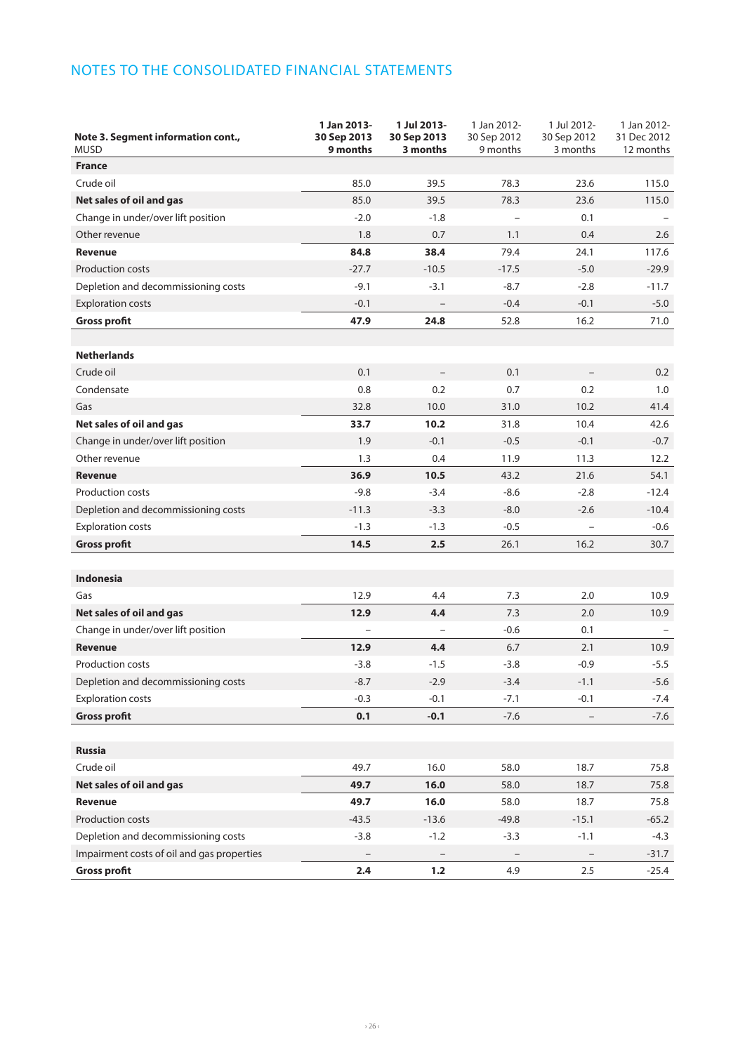# NOTES TO THE CONSOLIDATED FINANCIAL STATEMENTS

| Note 3. Segment information cont., MUSD | 1 Jan 2013-30 Sep 2013 9 months | 1 Jul 2013-30 Sep 2013 3 months | 1 Jan 2012-30 Sep 2012 9 months | 1 Jul 2012-30 Sep 2012 3 months | 1 Jan 2012-31 Dec 2012 12 months |
|---|---|---|---|---|---|
| **France** | | | | | |
| Crude oil | 85.0 | 39.5 | 78.3 | 23.6 | 115.0 |
| **Net sales of oil and gas** | 85.0 | 39.5 | 78.3 | 23.6 | 115.0 |
| Change in under/over lift position | -2.0 | -1.8 | – | 0.1 | – |
| Other revenue | 1.8 | 0.7 | 1.1 | 0.4 | 2.6 |
| **Revenue** | **84.8** | **38.4** | 79.4 | 24.1 | 117.6 |
| Production costs | -27.7 | -10.5 | -17.5 | -5.0 | -29.9 |
| Depletion and decommissioning costs | -9.1 | -3.1 | -8.7 | -2.8 | -11.7 |
| Exploration costs | -0.1 | – | -0.4 | -0.1 | -5.0 |
| **Gross profit** | **47.9** | **24.8** | 52.8 | 16.2 | 71.0 |
| | | | | | |
| **Netherlands** | | | | | |
| Crude oil | 0.1 | – | 0.1 | – | 0.2 |
| Condensate | 0.8 | 0.2 | 0.7 | 0.2 | 1.0 |
| Gas | 32.8 | 10.0 | 31.0 | 10.2 | 41.4 |
| **Net sales of oil and gas** | **33.7** | **10.2** | 31.8 | 10.4 | 42.6 |
| Change in under/over lift position | 1.9 | -0.1 | -0.5 | -0.1 | -0.7 |
| Other revenue | 1.3 | 0.4 | 11.9 | 11.3 | 12.2 |
| **Revenue** | **36.9** | **10.5** | 43.2 | 21.6 | 54.1 |
| Production costs | -9.8 | -3.4 | -8.6 | -2.8 | -12.4 |
| Depletion and decommissioning costs | -11.3 | -3.3 | -8.0 | -2.6 | -10.4 |
| Exploration costs | -1.3 | -1.3 | -0.5 | – | -0.6 |
| **Gross profit** | **14.5** | **2.5** | 26.1 | 16.2 | 30.7 |
| | | | | | |
| **Indonesia** | | | | | |
| Gas | 12.9 | 4.4 | 7.3 | 2.0 | 10.9 |
| **Net sales of oil and gas** | **12.9** | **4.4** | 7.3 | 2.0 | 10.9 |
| Change in under/over lift position | – | – | -0.6 | 0.1 | – |
| **Revenue** | **12.9** | **4.4** | 6.7 | 2.1 | 10.9 |
| Production costs | -3.8 | -1.5 | -3.8 | -0.9 | -5.5 |
| Depletion and decommissioning costs | -8.7 | -2.9 | -3.4 | -1.1 | -5.6 |
| Exploration costs | -0.3 | -0.1 | -7.1 | -0.1 | -7.4 |
| **Gross profit** | **0.1** | **-0.1** | -7.6 | – | -7.6 |
| | | | | | |
| **Russia** | | | | | |
| Crude oil | 49.7 | 16.0 | 58.0 | 18.7 | 75.8 |
| **Net sales of oil and gas** | **49.7** | **16.0** | 58.0 | 18.7 | 75.8 |
| **Revenue** | **49.7** | **16.0** | 58.0 | 18.7 | 75.8 |
| Production costs | -43.5 | -13.6 | -49.8 | -15.1 | -65.2 |
| Depletion and decommissioning costs | -3.8 | -1.2 | -3.3 | -1.1 | -4.3 |
| Impairment costs of oil and gas properties | – | – | – | – | -31.7 |
| **Gross profit** | **2.4** | **1.2** | 4.9 | 2.5 | -25.4 |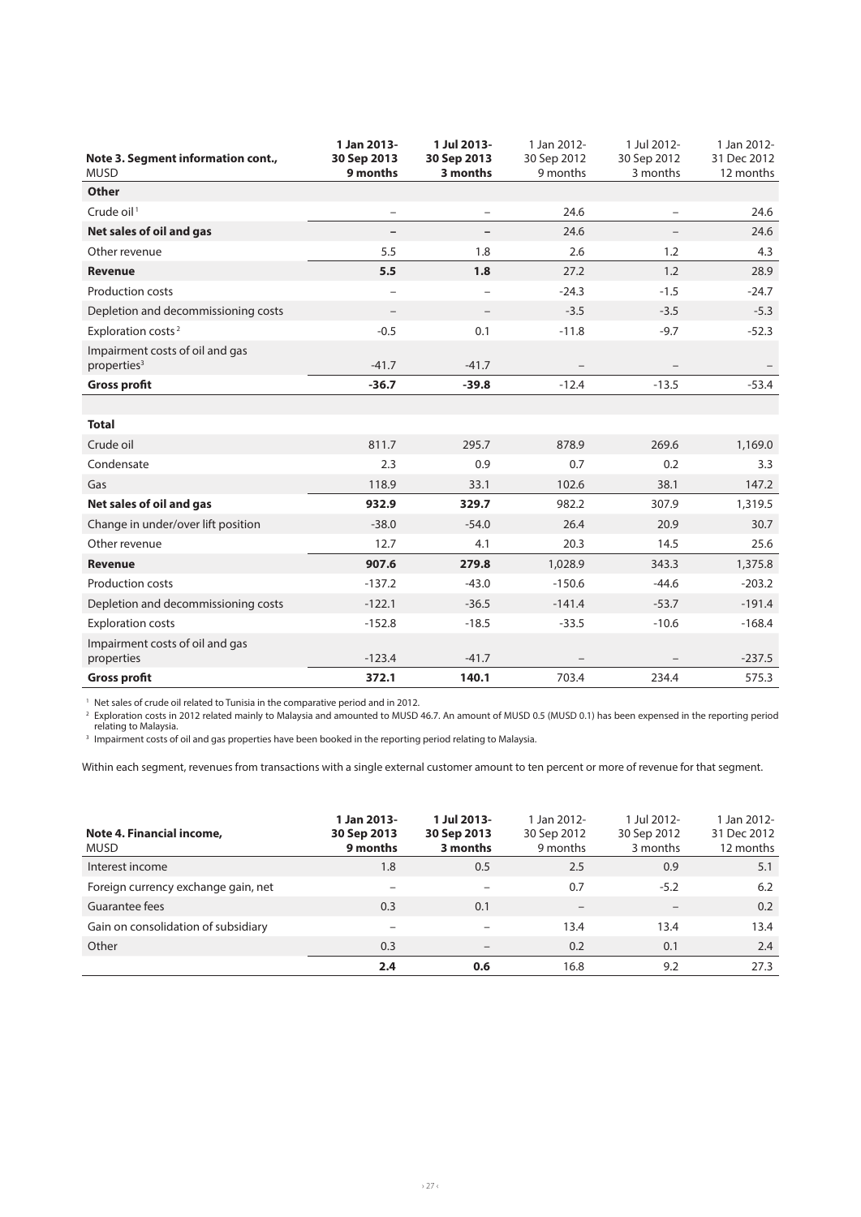| Note 3. Segment information cont., MUSD | 1 Jan 2013- 30 Sep 2013 9 months | 1 Jul 2013- 30 Sep 2013 3 months | 1 Jan 2012- 30 Sep 2012 9 months | 1 Jul 2012- 30 Sep 2012 3 months | 1 Jan 2012- 31 Dec 2012 12 months |
|---|---|---|---|---|---|
| **Other** | | | | | |
| Crude oil [1] | – | – | 24.6 | – | 24.6 |
| **Net sales of oil and gas** | **–** | **–** | 24.6 | – | 24.6 |
| Other revenue | 5.5 | 1.8 | 2.6 | 1.2 | 4.3 |
| **Revenue** | **5.5** | **1.8** | 27.2 | 1.2 | 28.9 |
| Production costs | – | – | -24.3 | -1.5 | -24.7 |
| Depletion and decommissioning costs | – | – | -3.5 | -3.5 | -5.3 |
| Exploration costs [2] | -0.5 | 0.1 | -11.8 | -9.7 | -52.3 |
| Impairment costs of oil and gas properties [3] | -41.7 | -41.7 | – | – | – |
| **Gross profit** | **-36.7** | **-39.8** | -12.4 | -13.5 | -53.4 |
| | | | | | |
| **Total** | | | | | |
| Crude oil | 811.7 | 295.7 | 878.9 | 269.6 | 1,169.0 |
| Condensate | 2.3 | 0.9 | 0.7 | 0.2 | 3.3 |
| Gas | 118.9 | 33.1 | 102.6 | 38.1 | 147.2 |
| **Net sales of oil and gas** | **932.9** | **329.7** | 982.2 | 307.9 | 1,319.5 |
| Change in under/over lift position | -38.0 | -54.0 | 26.4 | 20.9 | 30.7 |
| Other revenue | 12.7 | 4.1 | 20.3 | 14.5 | 25.6 |
| **Revenue** | **907.6** | **279.8** | 1,028.9 | 343.3 | 1,375.8 |
| Production costs | -137.2 | -43.0 | -150.6 | -44.6 | -203.2 |
| Depletion and decommissioning costs | -122.1 | -36.5 | -141.4 | -53.7 | -191.4 |
| Exploration costs | -152.8 | -18.5 | -33.5 | -10.6 | -168.4 |
| Impairment costs of oil and gas properties | -123.4 | -41.7 | – | – | -237.5 |
| **Gross profit** | **372.1** | **140.1** | 703.4 | 234.4 | 575.3 |

[1] Net sales of crude oil related to Tunisia in the comparative period and in 2012.

[2] Exploration costs in 2012 related mainly to Malaysia and amounted to MUSD 46.7. An amount of MUSD 0.5 (MUSD 0.1) has been expensed in the reporting period relating to Malaysia.

[3] Impairment costs of oil and gas properties have been booked in the reporting period relating to Malaysia.

Within each segment, revenues from transactions with a single external customer amount to ten percent or more of revenue for that segment.

| Note 4. Financial income, MUSD | 1 Jan 2013- 30 Sep 2013 9 months | 1 Jul 2013- 30 Sep 2013 3 months | 1 Jan 2012- 30 Sep 2012 9 months | 1 Jul 2012- 30 Sep 2012 3 months | 1 Jan 2012- 31 Dec 2012 12 months |
|---|---|---|---|---|---|
| Interest income | 1.8 | 0.5 | 2.5 | 0.9 | 5.1 |
| Foreign currency exchange gain, net | – | – | 0.7 | -5.2 | 6.2 |
| Guarantee fees | 0.3 | 0.1 | – | – | 0.2 |
| Gain on consolidation of subsidiary | – | – | 13.4 | 13.4 | 13.4 |
| Other | 0.3 | – | 0.2 | 0.1 | 2.4 |
| | **2.4** | **0.6** | 16.8 | 9.2 | 27.3 |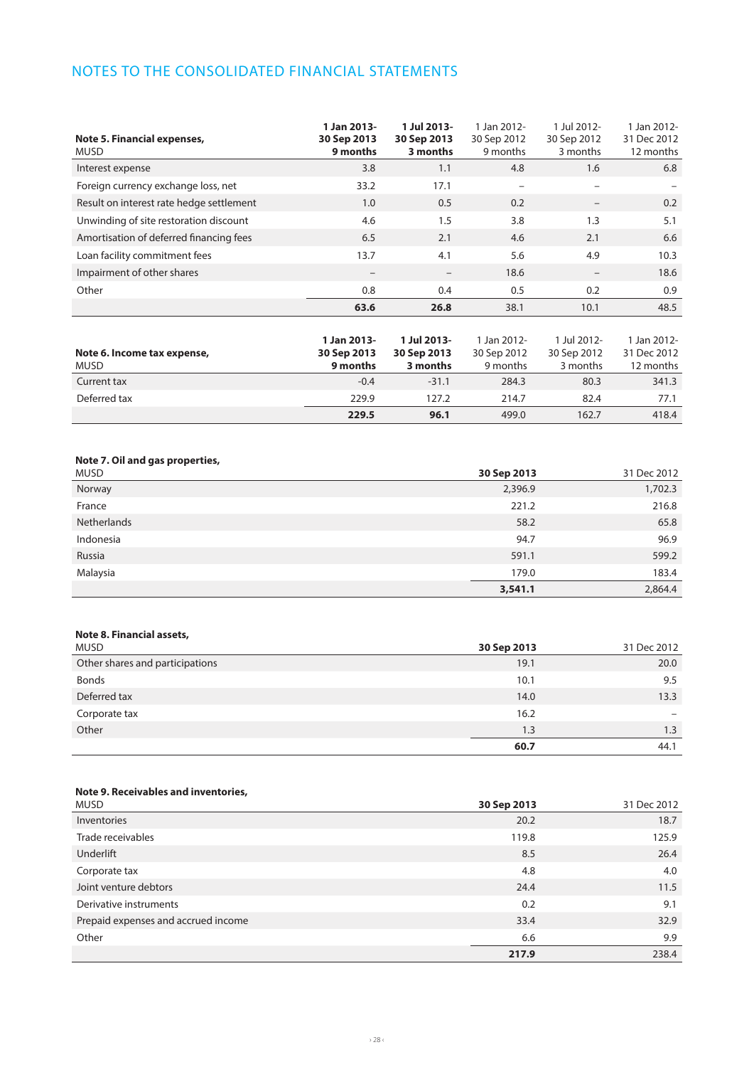## NOTES TO THE CONSOLIDATED FINANCIAL STATEMENTS

| **Note 5. Financial expenses,** MUSD | **1 Jan 2013- 30 Sep 2013 9 months** | **1 Jul 2013- 30 Sep 2013 3 months** | 1 Jan 2012- 30 Sep 2012 9 months | 1 Jul 2012- 30 Sep 2012 3 months | 1 Jan 2012- 31 Dec 2012 12 months |
|---|---|---|---|---|---|
| Interest expense | 3.8 | 1.1 | 4.8 | 1.6 | 6.8 |
| Foreign currency exchange loss, net | 33.2 | 17.1 | – | – | – |
| Result on interest rate hedge settlement | 1.0 | 0.5 | 0.2 | – | 0.2 |
| Unwinding of site restoration discount | 4.6 | 1.5 | 3.8 | 1.3 | 5.1 |
| Amortisation of deferred financing fees | 6.5 | 2.1 | 4.6 | 2.1 | 6.6 |
| Loan facility commitment fees | 13.7 | 4.1 | 5.6 | 4.9 | 10.3 |
| Impairment of other shares | – | – | 18.6 | – | 18.6 |
| Other | 0.8 | 0.4 | 0.5 | 0.2 | 0.9 |
| | **63.6** | **26.8** | 38.1 | 10.1 | 48.5 |

| **Note 6. Income tax expense,** MUSD | **1 Jan 2013- 30 Sep 2013 9 months** | **1 Jul 2013- 30 Sep 2013 3 months** | 1 Jan 2012- 30 Sep 2012 9 months | 1 Jul 2012- 30 Sep 2012 3 months | 1 Jan 2012- 31 Dec 2012 12 months |
|---|---|---|---|---|---|
| Current tax | -0.4 | -31.1 | 284.3 | 80.3 | 341.3 |
| Deferred tax | 229.9 | 127.2 | 214.7 | 82.4 | 77.1 |
| | **229.5** | **96.1** | 499.0 | 162.7 | 418.4 |

| **Note 7. Oil and gas properties,** MUSD | **30 Sep 2013** | 31 Dec 2012 |
|---|---|---|
| Norway | 2,396.9 | 1,702.3 |
| France | 221.2 | 216.8 |
| Netherlands | 58.2 | 65.8 |
| Indonesia | 94.7 | 96.9 |
| Russia | 591.1 | 599.2 |
| Malaysia | 179.0 | 183.4 |
| | **3,541.1** | 2,864.4 |

| **Note 8. Financial assets,** MUSD | **30 Sep 2013** | 31 Dec 2012 |
|---|---|---|
| Other shares and participations | 19.1 | 20.0 |
| Bonds | 10.1 | 9.5 |
| Deferred tax | 14.0 | 13.3 |
| Corporate tax | 16.2 | – |
| Other | 1.3 | 1.3 |
| | **60.7** | 44.1 |

| **Note 9. Receivables and inventories,** MUSD | **30 Sep 2013** | 31 Dec 2012 |
|---|---|---|
| Inventories | 20.2 | 18.7 |
| Trade receivables | 119.8 | 125.9 |
| Underlift | 8.5 | 26.4 |
| Corporate tax | 4.8 | 4.0 |
| Joint venture debtors | 24.4 | 11.5 |
| Derivative instruments | 0.2 | 9.1 |
| Prepaid expenses and accrued income | 33.4 | 32.9 |
| Other | 6.6 | 9.9 |
| | **217.9** | 238.4 |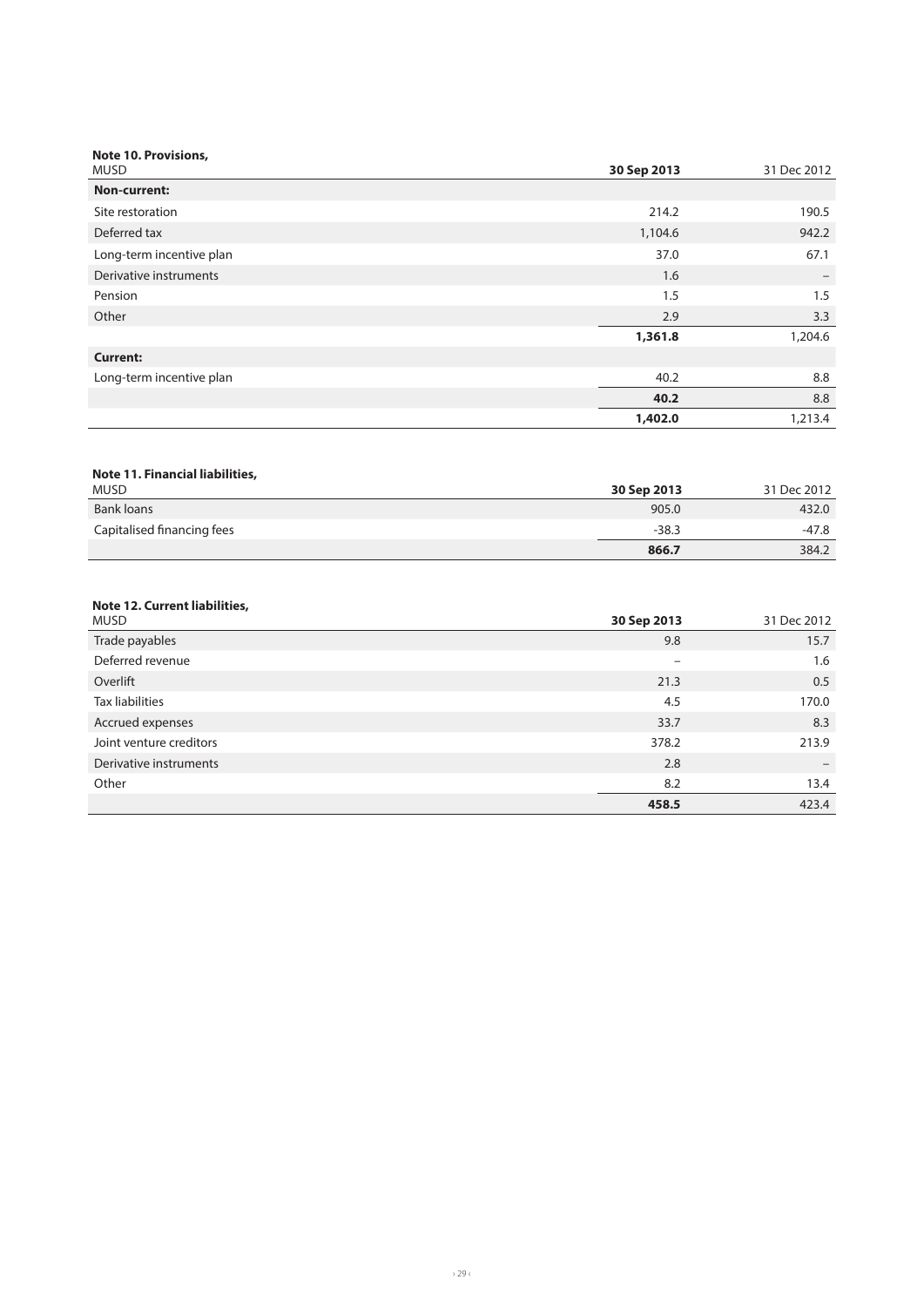**Note 10. Provisions,**

| MUSD | **30 Sep 2013** | 31 Dec 2012 |
|---|---|---|
| **Non-current:** | | |
| Site restoration | 214.2 | 190.5 |
| Deferred tax | 1,104.6 | 942.2 |
| Long-term incentive plan | 37.0 | 67.1 |
| Derivative instruments | 1.6 | – |
| Pension | 1.5 | 1.5 |
| Other | 2.9 | 3.3 |
| | **1,361.8** | 1,204.6 |
| **Current:** | | |
| Long-term incentive plan | 40.2 | 8.8 |
| | **40.2** | 8.8 |
| | **1,402.0** | 1,213.4 |

**Note 11. Financial liabilities,**

| MUSD | **30 Sep 2013** | 31 Dec 2012 |
|---|---|---|
| Bank loans | 905.0 | 432.0 |
| Capitalised financing fees | -38.3 | -47.8 |
| | **866.7** | 384.2 |

**Note 12. Current liabilities,**

| MUSD | **30 Sep 2013** | 31 Dec 2012 |
|---|---|---|
| Trade payables | 9.8 | 15.7 |
| Deferred revenue | – | 1.6 |
| Overlift | 21.3 | 0.5 |
| Tax liabilities | 4.5 | 170.0 |
| Accrued expenses | 33.7 | 8.3 |
| Joint venture creditors | 378.2 | 213.9 |
| Derivative instruments | 2.8 | – |
| Other | 8.2 | 13.4 |
| | **458.5** | 423.4 |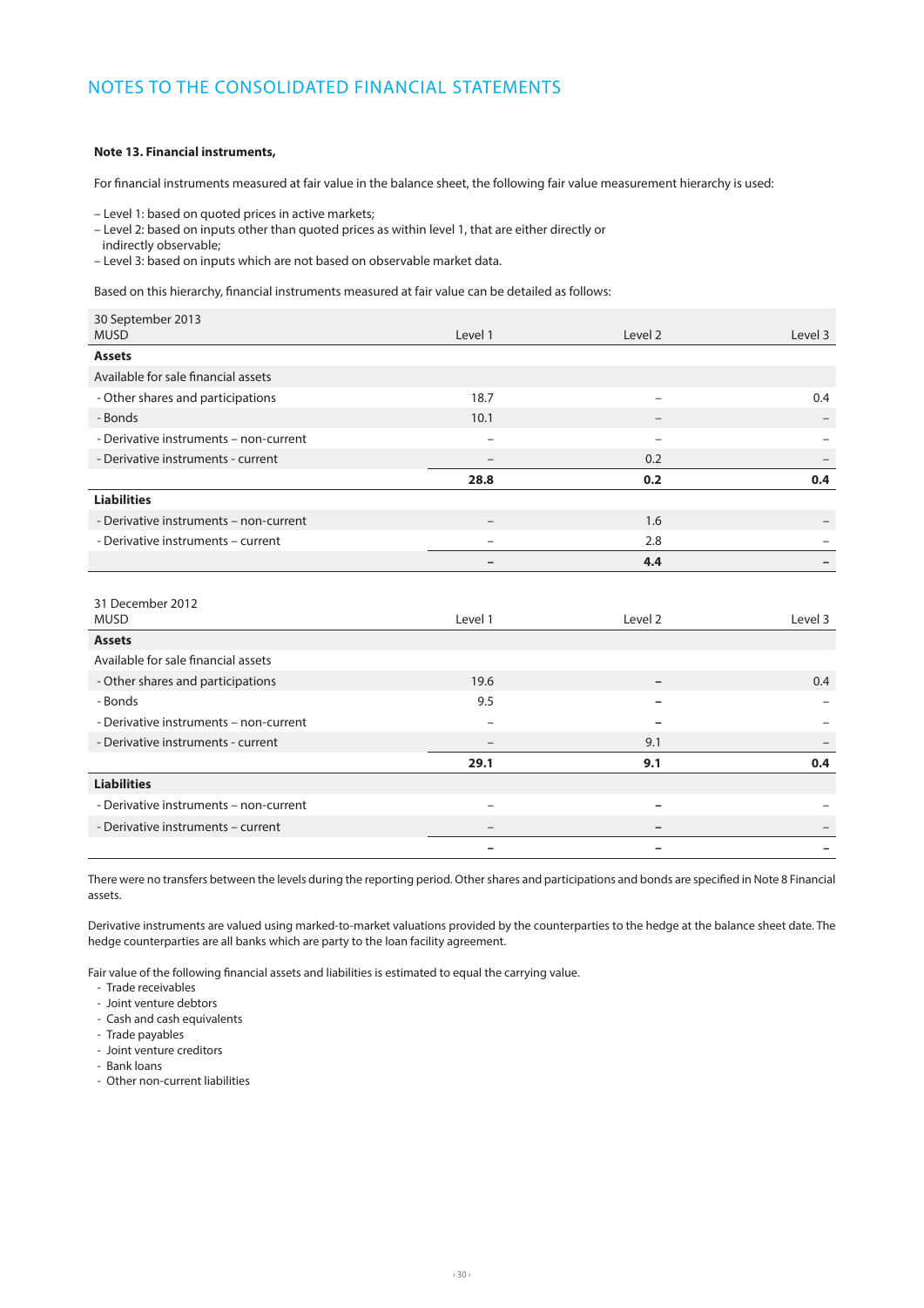# NOTES TO THE CONSOLIDATED FINANCIAL STATEMENTS

**Note 13. Financial instruments,**

For financial instruments measured at fair value in the balance sheet, the following fair value measurement hierarchy is used:

– Level 1: based on quoted prices in active markets;
– Level 2: based on inputs other than quoted prices as within level 1, that are either directly or indirectly observable;
– Level 3: based on inputs which are not based on observable market data.

Based on this hierarchy, financial instruments measured at fair value can be detailed as follows:

| 30 September 2013 MUSD | Level 1 | Level 2 | Level 3 |
|---|---|---|---|
| **Assets** | | | |
| Available for sale financial assets | | | |
| - Other shares and participations | 18.7 | – | 0.4 |
| - Bonds | 10.1 | – | – |
| - Derivative instruments – non-current | – | – | – |
| - Derivative instruments - current | – | 0.2 | – |
| | **28.8** | **0.2** | **0.4** |
| **Liabilities** | | | |
| - Derivative instruments – non-current | – | 1.6 | – |
| - Derivative instruments – current | – | 2.8 | – |
| | **–** | **4.4** | **–** |

| 31 December 2012 MUSD | Level 1 | Level 2 | Level 3 |
|---|---|---|---|
| **Assets** | | | |
| Available for sale financial assets | | | |
| - Other shares and participations | 19.6 | – | 0.4 |
| - Bonds | 9.5 | – | – |
| - Derivative instruments – non-current | – | – | – |
| - Derivative instruments - current | – | 9.1 | – |
| | **29.1** | **9.1** | **0.4** |
| **Liabilities** | | | |
| - Derivative instruments – non-current | – | – | – |
| - Derivative instruments – current | – | – | – |
| | **–** | **–** | **–** |

There were no transfers between the levels during the reporting period. Other shares and participations and bonds are specified in Note 8 Financial assets.

Derivative instruments are valued using marked-to-market valuations provided by the counterparties to the hedge at the balance sheet date. The hedge counterparties are all banks which are party to the loan facility agreement.

Fair value of the following financial assets and liabilities is estimated to equal the carrying value.
- Trade receivables
- Joint venture debtors
- Cash and cash equivalents
- Trade payables
- Joint venture creditors
- Bank loans
- Other non-current liabilities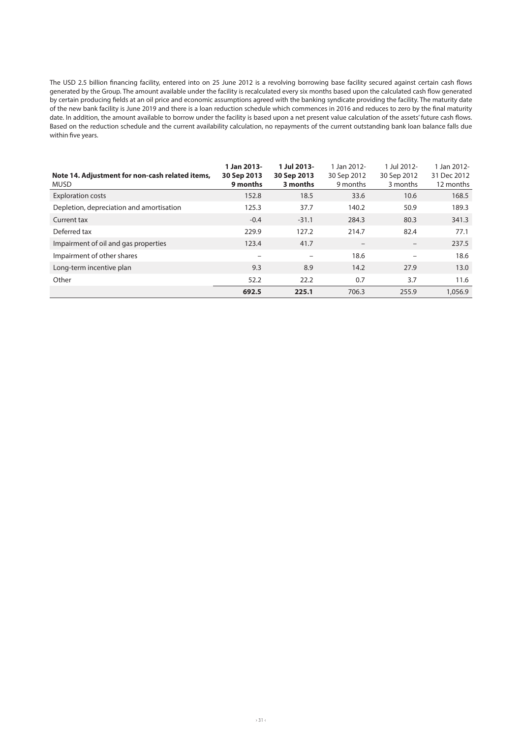The USD 2.5 billion financing facility, entered into on 25 June 2012 is a revolving borrowing base facility secured against certain cash flows generated by the Group. The amount available under the facility is recalculated every six months based upon the calculated cash flow generated by certain producing fields at an oil price and economic assumptions agreed with the banking syndicate providing the facility. The maturity date of the new bank facility is June 2019 and there is a loan reduction schedule which commences in 2016 and reduces to zero by the final maturity date. In addition, the amount available to borrow under the facility is based upon a net present value calculation of the assets' future cash flows. Based on the reduction schedule and the current availability calculation, no repayments of the current outstanding bank loan balance falls due within five years.

| **Note 14. Adjustment for non-cash related items,** MUSD | **1 Jan 2013- 30 Sep 2013 9 months** | **1 Jul 2013- 30 Sep 2013 3 months** | 1 Jan 2012- 30 Sep 2012 9 months | 1 Jul 2012- 30 Sep 2012 3 months | 1 Jan 2012- 31 Dec 2012 12 months |
|---|---|---|---|---|---|
| Exploration costs | 152.8 | 18.5 | 33.6 | 10.6 | 168.5 |
| Depletion, depreciation and amortisation | 125.3 | 37.7 | 140.2 | 50.9 | 189.3 |
| Current tax | -0.4 | -31.1 | 284.3 | 80.3 | 341.3 |
| Deferred tax | 229.9 | 127.2 | 214.7 | 82.4 | 77.1 |
| Impairment of oil and gas properties | 123.4 | 41.7 | – | – | 237.5 |
| Impairment of other shares | – | – | 18.6 | – | 18.6 |
| Long-term incentive plan | 9.3 | 8.9 | 14.2 | 27.9 | 13.0 |
| Other | 52.2 | 22.2 | 0.7 | 3.7 | 11.6 |
| | **692.5** | **225.1** | 706.3 | 255.9 | 1,056.9 |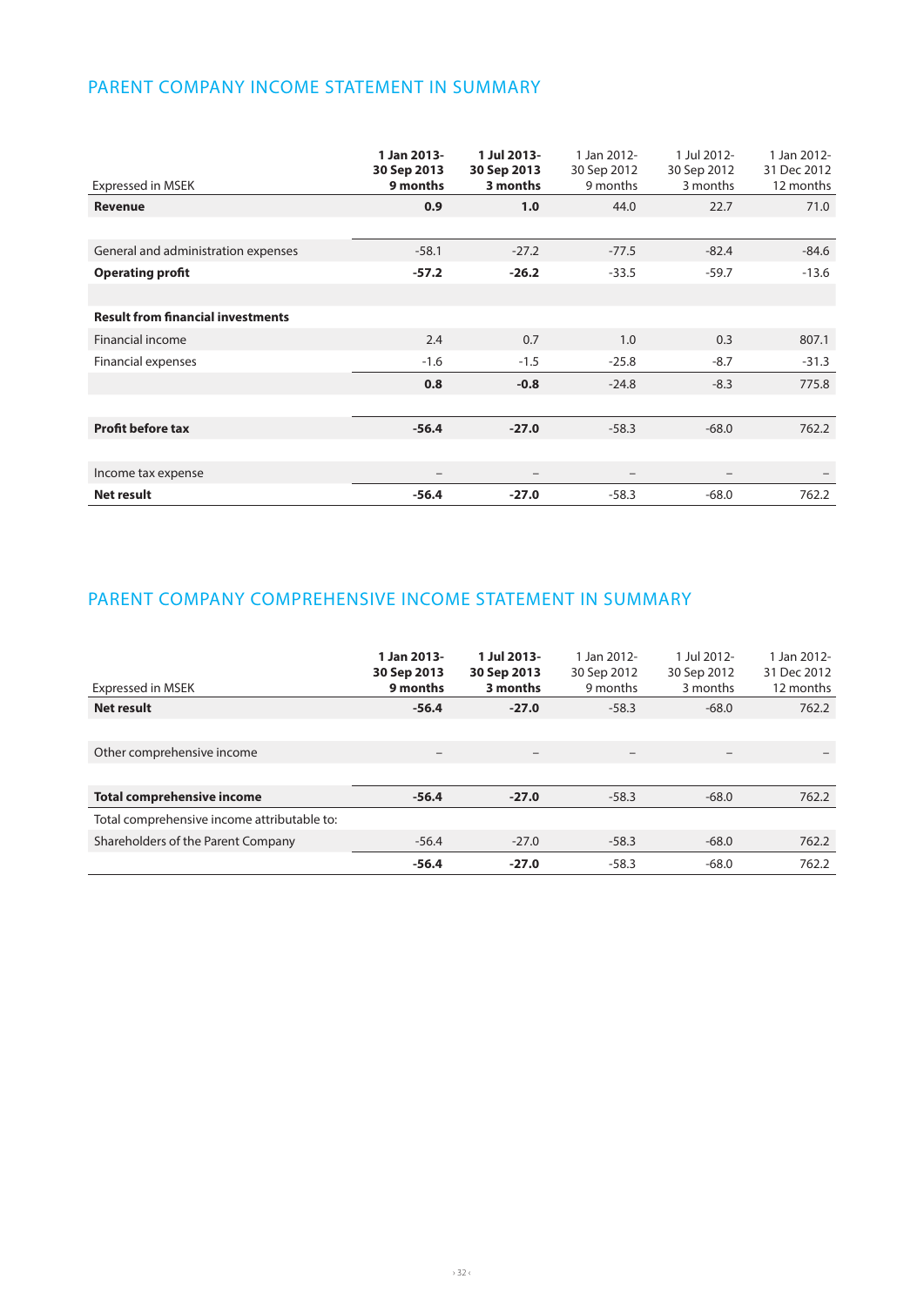## PARENT COMPANY INCOME STATEMENT IN SUMMARY

| Expressed in MSEK | **1 Jan 2013-30 Sep 2013 9 months** | **1 Jul 2013-30 Sep 2013 3 months** | 1 Jan 2012-30 Sep 2012 9 months | 1 Jul 2012-30 Sep 2012 3 months | 1 Jan 2012-31 Dec 2012 12 months |
|---|---|---|---|---|---|
| **Revenue** | **0.9** | **1.0** | 44.0 | 22.7 | 71.0 |
| | | | | | |
| General and administration expenses | -58.1 | -27.2 | -77.5 | -82.4 | -84.6 |
| **Operating profit** | **-57.2** | **-26.2** | -33.5 | -59.7 | -13.6 |
| | | | | | |
| **Result from financial investments** | | | | | |
| Financial income | 2.4 | 0.7 | 1.0 | 0.3 | 807.1 |
| Financial expenses | -1.6 | -1.5 | -25.8 | -8.7 | -31.3 |
| | **0.8** | **-0.8** | -24.8 | -8.3 | 775.8 |
| | | | | | |
| **Profit before tax** | **-56.4** | **-27.0** | -58.3 | -68.0 | 762.2 |
| | | | | | |
| Income tax expense | – | – | – | – | – |
| **Net result** | **-56.4** | **-27.0** | -58.3 | -68.0 | 762.2 |

## PARENT COMPANY COMPREHENSIVE INCOME STATEMENT IN SUMMARY

| Expressed in MSEK | **1 Jan 2013-30 Sep 2013 9 months** | **1 Jul 2013-30 Sep 2013 3 months** | 1 Jan 2012-30 Sep 2012 9 months | 1 Jul 2012-30 Sep 2012 3 months | 1 Jan 2012-31 Dec 2012 12 months |
|---|---|---|---|---|---|
| **Net result** | **-56.4** | **-27.0** | -58.3 | -68.0 | 762.2 |
| | | | | | |
| Other comprehensive income | – | – | – | – | – |
| | | | | | |
| **Total comprehensive income** | **-56.4** | **-27.0** | -58.3 | -68.0 | 762.2 |
| Total comprehensive income attributable to: | | | | | |
| Shareholders of the Parent Company | -56.4 | -27.0 | -58.3 | -68.0 | 762.2 |
| | **-56.4** | **-27.0** | -58.3 | -68.0 | 762.2 |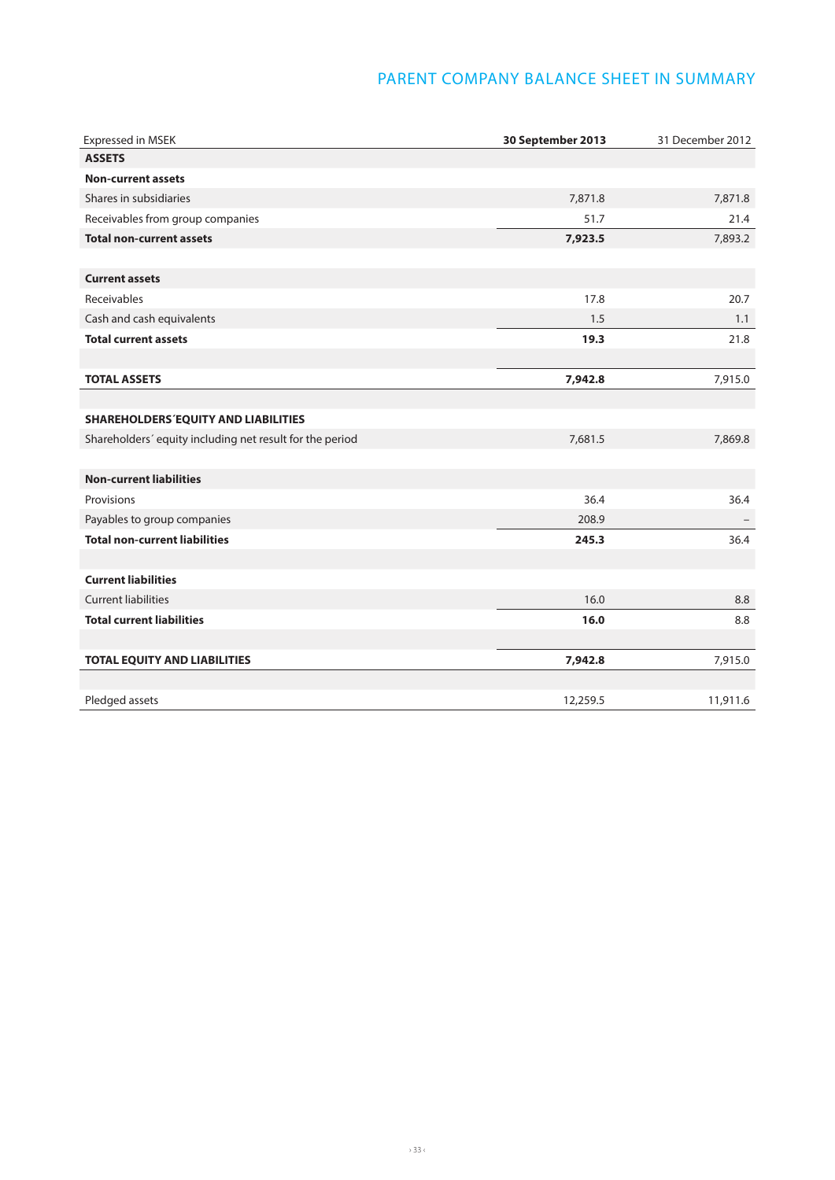# PARENT COMPANY BALANCE SHEET IN SUMMARY

| Expressed in MSEK | **30 September 2013** | 31 December 2012 |
|---|---|---|
| **ASSETS** | | |
| **Non-current assets** | | |
| Shares in subsidiaries | 7,871.8 | 7,871.8 |
| Receivables from group companies | 51.7 | 21.4 |
| **Total non-current assets** | **7,923.5** | 7,893.2 |
| | | |
| **Current assets** | | |
| Receivables | 17.8 | 20.7 |
| Cash and cash equivalents | 1.5 | 1.1 |
| **Total current assets** | **19.3** | 21.8 |
| | | |
| **TOTAL ASSETS** | **7,942.8** | 7,915.0 |
| | | |
| **SHAREHOLDERS´EQUITY AND LIABILITIES** | | |
| Shareholders´ equity including net result for the period | 7,681.5 | 7,869.8 |
| | | |
| **Non-current liabilities** | | |
| Provisions | 36.4 | 36.4 |
| Payables to group companies | 208.9 | – |
| **Total non-current liabilities** | **245.3** | 36.4 |
| | | |
| **Current liabilities** | | |
| Current liabilities | 16.0 | 8.8 |
| **Total current liabilities** | **16.0** | 8.8 |
| | | |
| **TOTAL EQUITY AND LIABILITIES** | **7,942.8** | 7,915.0 |
| | | |
| Pledged assets | 12,259.5 | 11,911.6 |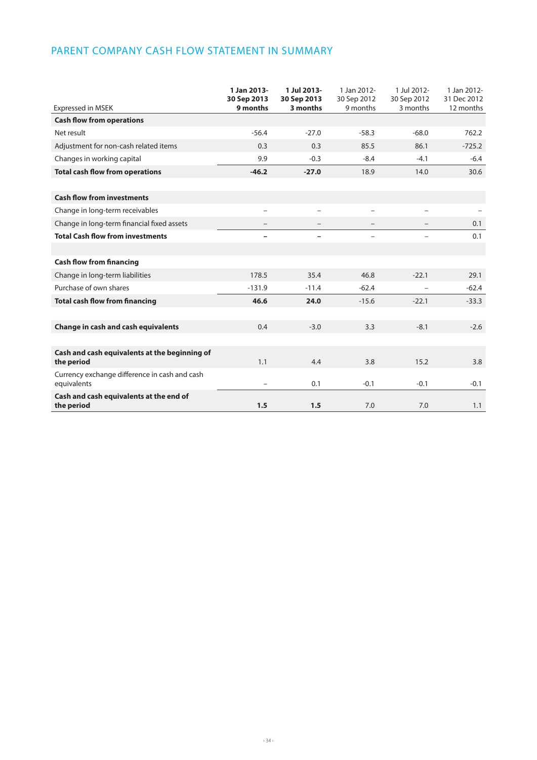## PARENT COMPANY CASH FLOW STATEMENT IN SUMMARY

| Expressed in MSEK | 1 Jan 2013-30 Sep 2013 9 months | 1 Jul 2013-30 Sep 2013 3 months | 1 Jan 2012-30 Sep 2012 9 months | 1 Jul 2012-30 Sep 2012 3 months | 1 Jan 2012-31 Dec 2012 12 months |
|---|---|---|---|---|---|
| **Cash flow from operations** | | | | | |
| Net result | -56.4 | -27.0 | -58.3 | -68.0 | 762.2 |
| Adjustment for non-cash related items | 0.3 | 0.3 | 85.5 | 86.1 | -725.2 |
| Changes in working capital | 9.9 | -0.3 | -8.4 | -4.1 | -6.4 |
| **Total cash flow from operations** | **-46.2** | **-27.0** | 18.9 | 14.0 | 30.6 |
| | | | | | |
| **Cash flow from investments** | | | | | |
| Change in long-term receivables | – | – | – | – | – |
| Change in long-term financial fixed assets | – | – | – | – | 0.1 |
| **Total Cash flow from investments** | **–** | **–** | – | – | 0.1 |
| | | | | | |
| **Cash flow from financing** | | | | | |
| Change in long-term liabilities | 178.5 | 35.4 | 46.8 | -22.1 | 29.1 |
| Purchase of own shares | -131.9 | -11.4 | -62.4 | – | -62.4 |
| **Total cash flow from financing** | **46.6** | **24.0** | -15.6 | -22.1 | -33.3 |
| | | | | | |
| **Change in cash and cash equivalents** | 0.4 | -3.0 | 3.3 | -8.1 | -2.6 |
| | | | | | |
| **Cash and cash equivalents at the beginning of the period** | 1.1 | 4.4 | 3.8 | 15.2 | 3.8 |
| Currency exchange difference in cash and cash equivalents | – | 0.1 | -0.1 | -0.1 | -0.1 |
| **Cash and cash equivalents at the end of the period** | **1.5** | **1.5** | 7.0 | 7.0 | 1.1 |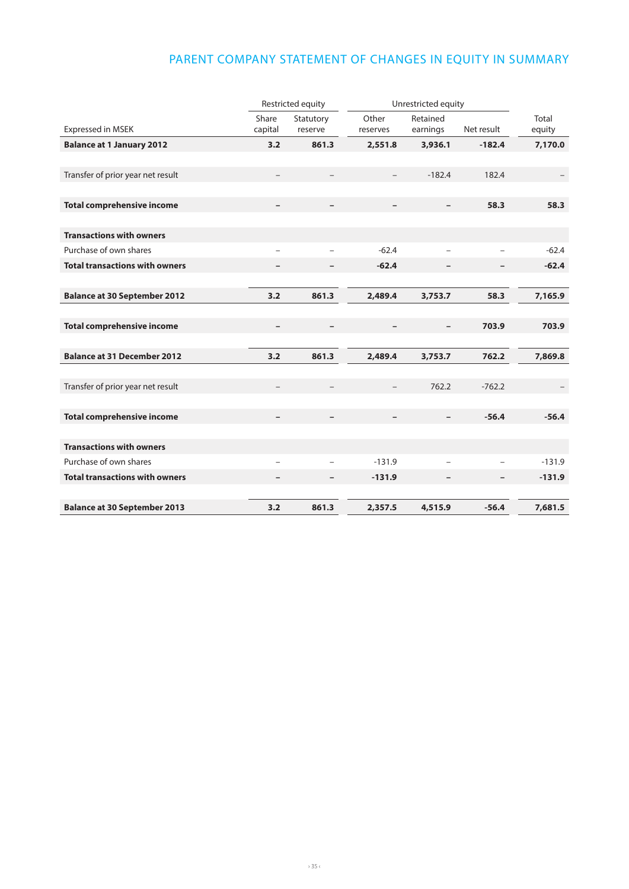# PARENT COMPANY STATEMENT OF CHANGES IN EQUITY IN SUMMARY

| | Restricted equity | | Unrestricted equity | | | |
|---|---|---|---|---|---|---|
| Expressed in MSEK | Share capital | Statutory reserve | Other reserves | Retained earnings | Net result | Total equity |
| **Balance at 1 January 2012** | **3.2** | **861.3** | **2,551.8** | **3,936.1** | **-182.4** | **7,170.0** |
| Transfer of prior year net result | – | – | – | -182.4 | 182.4 | – |
| **Total comprehensive income** | **–** | **–** | **–** | **–** | **58.3** | **58.3** |
| **Transactions with owners** | | | | | | |
| Purchase of own shares | – | – | -62.4 | – | – | -62.4 |
| **Total transactions with owners** | **–** | **–** | **-62.4** | **–** | **–** | **-62.4** |
| **Balance at 30 September 2012** | **3.2** | **861.3** | **2,489.4** | **3,753.7** | **58.3** | **7,165.9** |
| **Total comprehensive income** | **–** | **–** | **–** | **–** | **703.9** | **703.9** |
| **Balance at 31 December 2012** | **3.2** | **861.3** | **2,489.4** | **3,753.7** | **762.2** | **7,869.8** |
| Transfer of prior year net result | – | – | – | 762.2 | -762.2 | – |
| **Total comprehensive income** | **–** | **–** | **–** | **–** | **-56.4** | **-56.4** |
| **Transactions with owners** | | | | | | |
| Purchase of own shares | – | – | -131.9 | – | – | -131.9 |
| **Total transactions with owners** | **–** | **–** | **-131.9** | **–** | **–** | **-131.9** |
| **Balance at 30 September 2013** | **3.2** | **861.3** | **2,357.5** | **4,515.9** | **-56.4** | **7,681.5** |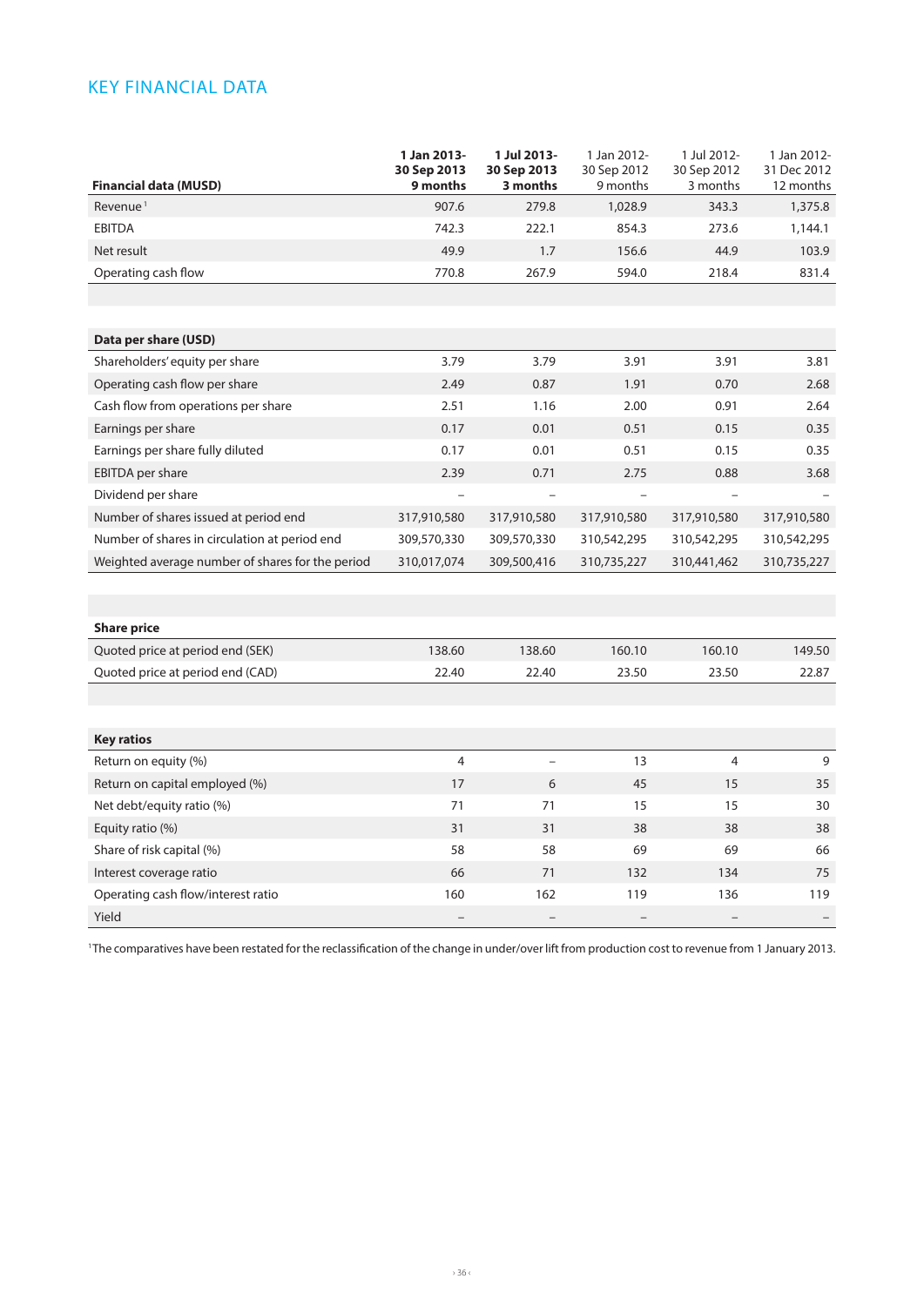# KEY FINANCIAL DATA

| Financial data (MUSD) | 1 Jan 2013-30 Sep 2013 9 months | 1 Jul 2013-30 Sep 2013 3 months | 1 Jan 2012-30 Sep 2012 9 months | 1 Jul 2012-30 Sep 2012 3 months | 1 Jan 2012-31 Dec 2012 12 months |
|---|---|---|---|---|---|
| Revenue [1] | 907.6 | 279.8 | 1,028.9 | 343.3 | 1,375.8 |
| EBITDA | 742.3 | 222.1 | 854.3 | 273.6 | 1,144.1 |
| Net result | 49.9 | 1.7 | 156.6 | 44.9 | 103.9 |
| Operating cash flow | 770.8 | 267.9 | 594.0 | 218.4 | 831.4 |

| Data per share (USD) | | | | | |
|---|---|---|---|---|---|
| Shareholders' equity per share | 3.79 | 3.79 | 3.91 | 3.91 | 3.81 |
| Operating cash flow per share | 2.49 | 0.87 | 1.91 | 0.70 | 2.68 |
| Cash flow from operations per share | 2.51 | 1.16 | 2.00 | 0.91 | 2.64 |
| Earnings per share | 0.17 | 0.01 | 0.51 | 0.15 | 0.35 |
| Earnings per share fully diluted | 0.17 | 0.01 | 0.51 | 0.15 | 0.35 |
| EBITDA per share | 2.39 | 0.71 | 2.75 | 0.88 | 3.68 |
| Dividend per share | – | – | – | – | – |
| Number of shares issued at period end | 317,910,580 | 317,910,580 | 317,910,580 | 317,910,580 | 317,910,580 |
| Number of shares in circulation at period end | 309,570,330 | 309,570,330 | 310,542,295 | 310,542,295 | 310,542,295 |
| Weighted average number of shares for the period | 310,017,074 | 309,500,416 | 310,735,227 | 310,441,462 | 310,735,227 |

| Share price | | | | | |
|---|---|---|---|---|---|
| Quoted price at period end (SEK) | 138.60 | 138.60 | 160.10 | 160.10 | 149.50 |
| Quoted price at period end (CAD) | 22.40 | 22.40 | 23.50 | 23.50 | 22.87 |

| Key ratios | | | | | |
|---|---|---|---|---|---|
| Return on equity (%) | 4 | – | 13 | 4 | 9 |
| Return on capital employed (%) | 17 | 6 | 45 | 15 | 35 |
| Net debt/equity ratio (%) | 71 | 71 | 15 | 15 | 30 |
| Equity ratio (%) | 31 | 31 | 38 | 38 | 38 |
| Share of risk capital (%) | 58 | 58 | 69 | 69 | 66 |
| Interest coverage ratio | 66 | 71 | 132 | 134 | 75 |
| Operating cash flow/interest ratio | 160 | 162 | 119 | 136 | 119 |
| Yield | – | – | – | – | – |

[1] The comparatives have been restated for the reclassification of the change in under/over lift from production cost to revenue from 1 January 2013.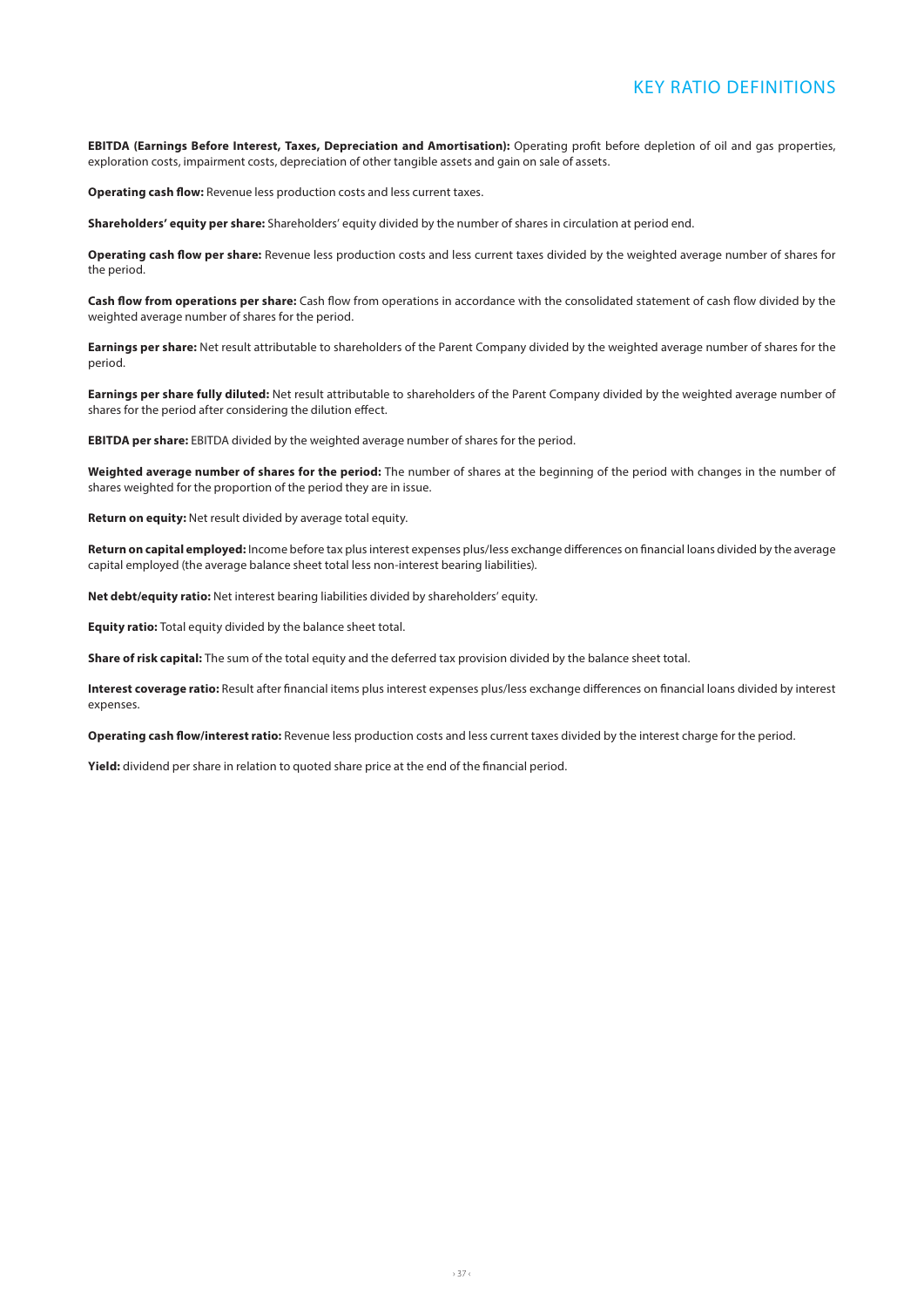# KEY RATIO DEFINITIONS

**EBITDA (Earnings Before Interest, Taxes, Depreciation and Amortisation):** Operating profit before depletion of oil and gas properties, exploration costs, impairment costs, depreciation of other tangible assets and gain on sale of assets.

**Operating cash flow:** Revenue less production costs and less current taxes.

**Shareholders' equity per share:** Shareholders' equity divided by the number of shares in circulation at period end.

**Operating cash flow per share:** Revenue less production costs and less current taxes divided by the weighted average number of shares for the period.

**Cash flow from operations per share:** Cash flow from operations in accordance with the consolidated statement of cash flow divided by the weighted average number of shares for the period.

**Earnings per share:** Net result attributable to shareholders of the Parent Company divided by the weighted average number of shares for the period.

**Earnings per share fully diluted:** Net result attributable to shareholders of the Parent Company divided by the weighted average number of shares for the period after considering the dilution effect.

**EBITDA per share:** EBITDA divided by the weighted average number of shares for the period.

**Weighted average number of shares for the period:** The number of shares at the beginning of the period with changes in the number of shares weighted for the proportion of the period they are in issue.

**Return on equity:** Net result divided by average total equity.

**Return on capital employed:** Income before tax plus interest expenses plus/less exchange differences on financial loans divided by the average capital employed (the average balance sheet total less non-interest bearing liabilities).

**Net debt/equity ratio:** Net interest bearing liabilities divided by shareholders' equity.

**Equity ratio:** Total equity divided by the balance sheet total.

**Share of risk capital:** The sum of the total equity and the deferred tax provision divided by the balance sheet total.

**Interest coverage ratio:** Result after financial items plus interest expenses plus/less exchange differences on financial loans divided by interest expenses.

**Operating cash flow/interest ratio:** Revenue less production costs and less current taxes divided by the interest charge for the period.

**Yield:** dividend per share in relation to quoted share price at the end of the financial period.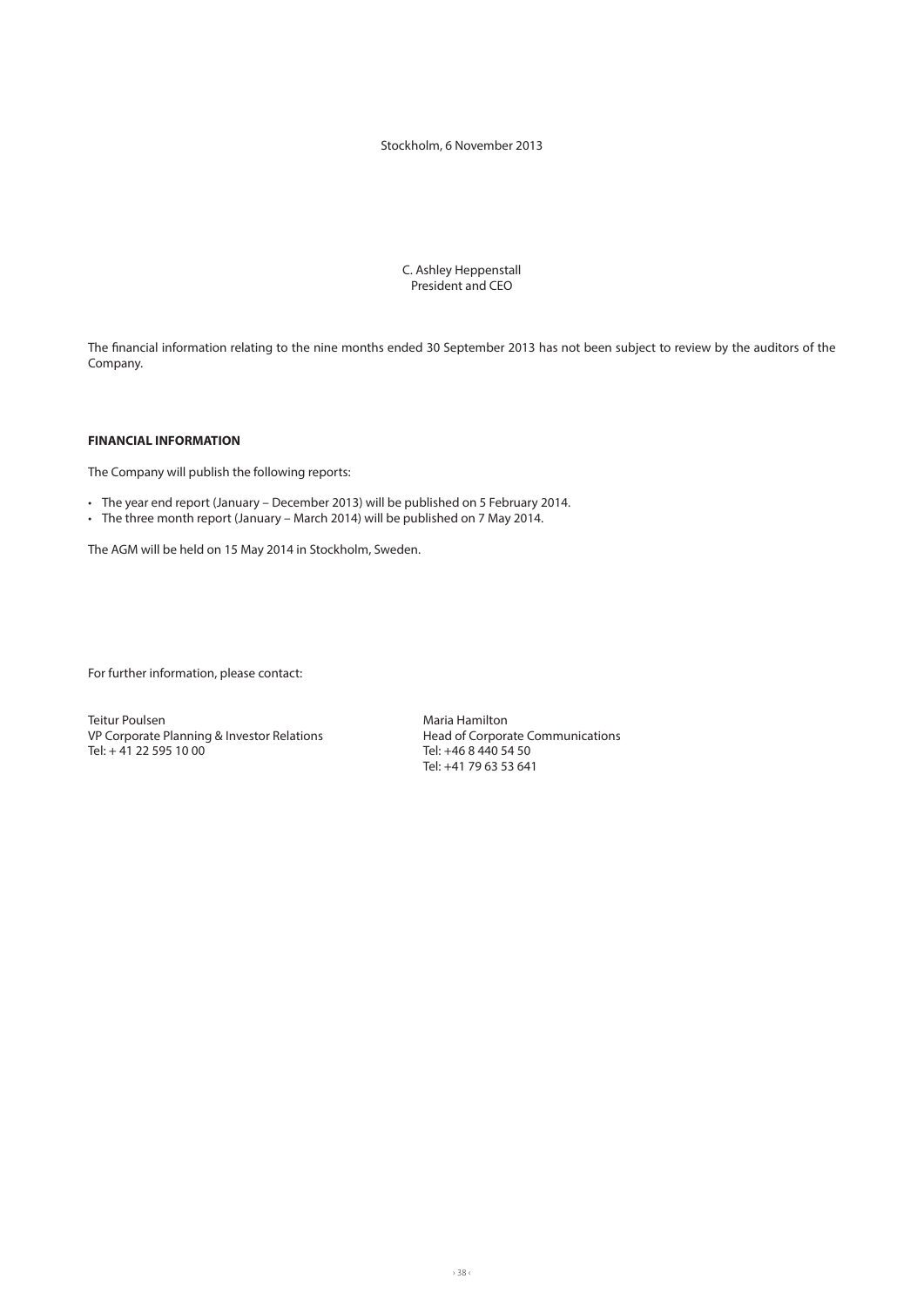Stockholm, 6 November 2013

C. Ashley Heppenstall
President and CEO

The financial information relating to the nine months ended 30 September 2013 has not been subject to review by the auditors of the Company.

**FINANCIAL INFORMATION**

The Company will publish the following reports:

- The year end report (January – December 2013) will be published on 5 February 2014.
- The three month report (January – March 2014) will be published on 7 May 2014.

The AGM will be held on 15 May 2014 in Stockholm, Sweden.

For further information, please contact:

Teitur Poulsen
VP Corporate Planning & Investor Relations
Tel: + 41 22 595 10 00

Maria Hamilton
Head of Corporate Communications
Tel: +46 8 440 54 50
Tel: +41 79 63 53 641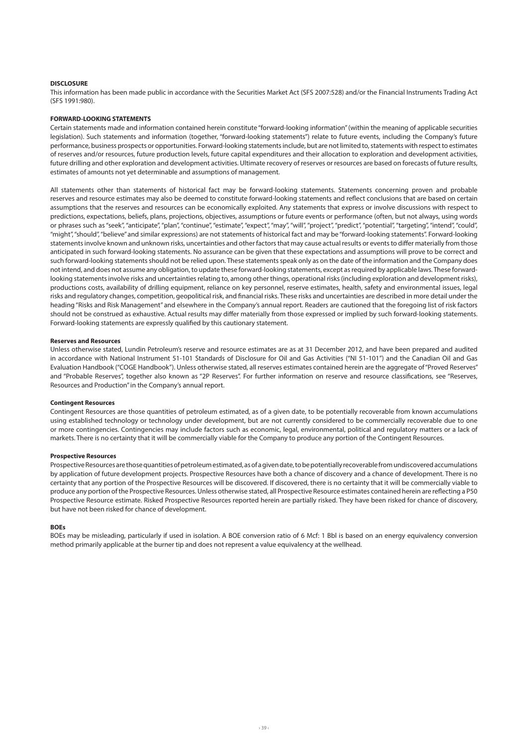**DISCLOSURE**

This information has been made public in accordance with the Securities Market Act (SFS 2007:528) and/or the Financial Instruments Trading Act (SFS 1991:980).

**FORWARD-LOOKING STATEMENTS**

Certain statements made and information contained herein constitute "forward-looking information" (within the meaning of applicable securities legislation). Such statements and information (together, "forward-looking statements") relate to future events, including the Company's future performance, business prospects or opportunities. Forward-looking statements include, but are not limited to, statements with respect to estimates of reserves and/or resources, future production levels, future capital expenditures and their allocation to exploration and development activities, future drilling and other exploration and development activities. Ultimate recovery of reserves or resources are based on forecasts of future results, estimates of amounts not yet determinable and assumptions of management.

All statements other than statements of historical fact may be forward-looking statements. Statements concerning proven and probable reserves and resource estimates may also be deemed to constitute forward-looking statements and reflect conclusions that are based on certain assumptions that the reserves and resources can be economically exploited. Any statements that express or involve discussions with respect to predictions, expectations, beliefs, plans, projections, objectives, assumptions or future events or performance (often, but not always, using words or phrases such as "seek", "anticipate", "plan", "continue", "estimate", "expect", "may", "will", "project", "predict", "potential", "targeting", "intend", "could", "might", "should", "believe" and similar expressions) are not statements of historical fact and may be "forward-looking statements". Forward-looking statements involve known and unknown risks, uncertainties and other factors that may cause actual results or events to differ materially from those anticipated in such forward-looking statements. No assurance can be given that these expectations and assumptions will prove to be correct and such forward-looking statements should not be relied upon. These statements speak only as on the date of the information and the Company does not intend, and does not assume any obligation, to update these forward-looking statements, except as required by applicable laws. These forward-looking statements involve risks and uncertainties relating to, among other things, operational risks (including exploration and development risks), productions costs, availability of drilling equipment, reliance on key personnel, reserve estimates, health, safety and environmental issues, legal risks and regulatory changes, competition, geopolitical risk, and financial risks. These risks and uncertainties are described in more detail under the heading "Risks and Risk Management" and elsewhere in the Company's annual report. Readers are cautioned that the foregoing list of risk factors should not be construed as exhaustive. Actual results may differ materially from those expressed or implied by such forward-looking statements. Forward-looking statements are expressly qualified by this cautionary statement.

**Reserves and Resources**

Unless otherwise stated, Lundin Petroleum's reserve and resource estimates are as at 31 December 2012, and have been prepared and audited in accordance with National Instrument 51-101 Standards of Disclosure for Oil and Gas Activities ("NI 51-101") and the Canadian Oil and Gas Evaluation Handbook ("COGE Handbook"). Unless otherwise stated, all reserves estimates contained herein are the aggregate of "Proved Reserves" and "Probable Reserves", together also known as "2P Reserves". For further information on reserve and resource classifications, see "Reserves, Resources and Production" in the Company's annual report.

**Contingent Resources**

Contingent Resources are those quantities of petroleum estimated, as of a given date, to be potentially recoverable from known accumulations using established technology or technology under development, but are not currently considered to be commercially recoverable due to one or more contingencies. Contingencies may include factors such as economic, legal, environmental, political and regulatory matters or a lack of markets. There is no certainty that it will be commercially viable for the Company to produce any portion of the Contingent Resources.

**Prospective Resources**

Prospective Resources are those quantities of petroleum estimated, as of a given date, to be potentially recoverable from undiscovered accumulations by application of future development projects. Prospective Resources have both a chance of discovery and a chance of development. There is no certainty that any portion of the Prospective Resources will be discovered. If discovered, there is no certainty that it will be commercially viable to produce any portion of the Prospective Resources. Unless otherwise stated, all Prospective Resource estimates contained herein are reflecting a P50 Prospective Resource estimate. Risked Prospective Resources reported herein are partially risked. They have been risked for chance of discovery, but have not been risked for chance of development.

**BOEs**

BOEs may be misleading, particularly if used in isolation. A BOE conversion ratio of 6 Mcf: 1 Bbl is based on an energy equivalency conversion method primarily applicable at the burner tip and does not represent a value equivalency at the wellhead.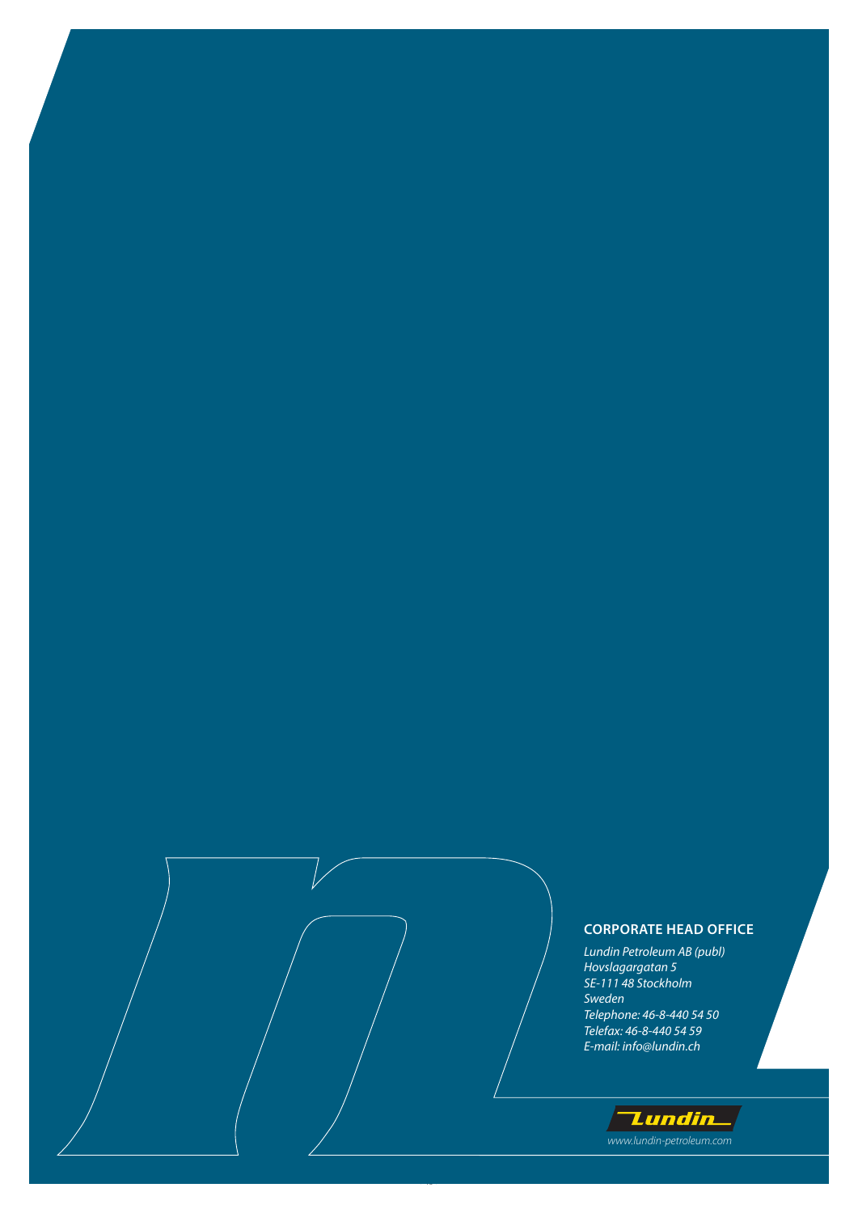## CORPORATE HEAD OFFICE

*Lundin Petroleum AB (publ)*
*Hovslagargatan 5*
*SE-111 48 Stockholm*
*Sweden*
*Telephone: 46-8-440 54 50*
*Telefax: 46-8-440 54 59*
*E-mail: info@lundin.ch*

Lundin

*www.lundin-petroleum.com*